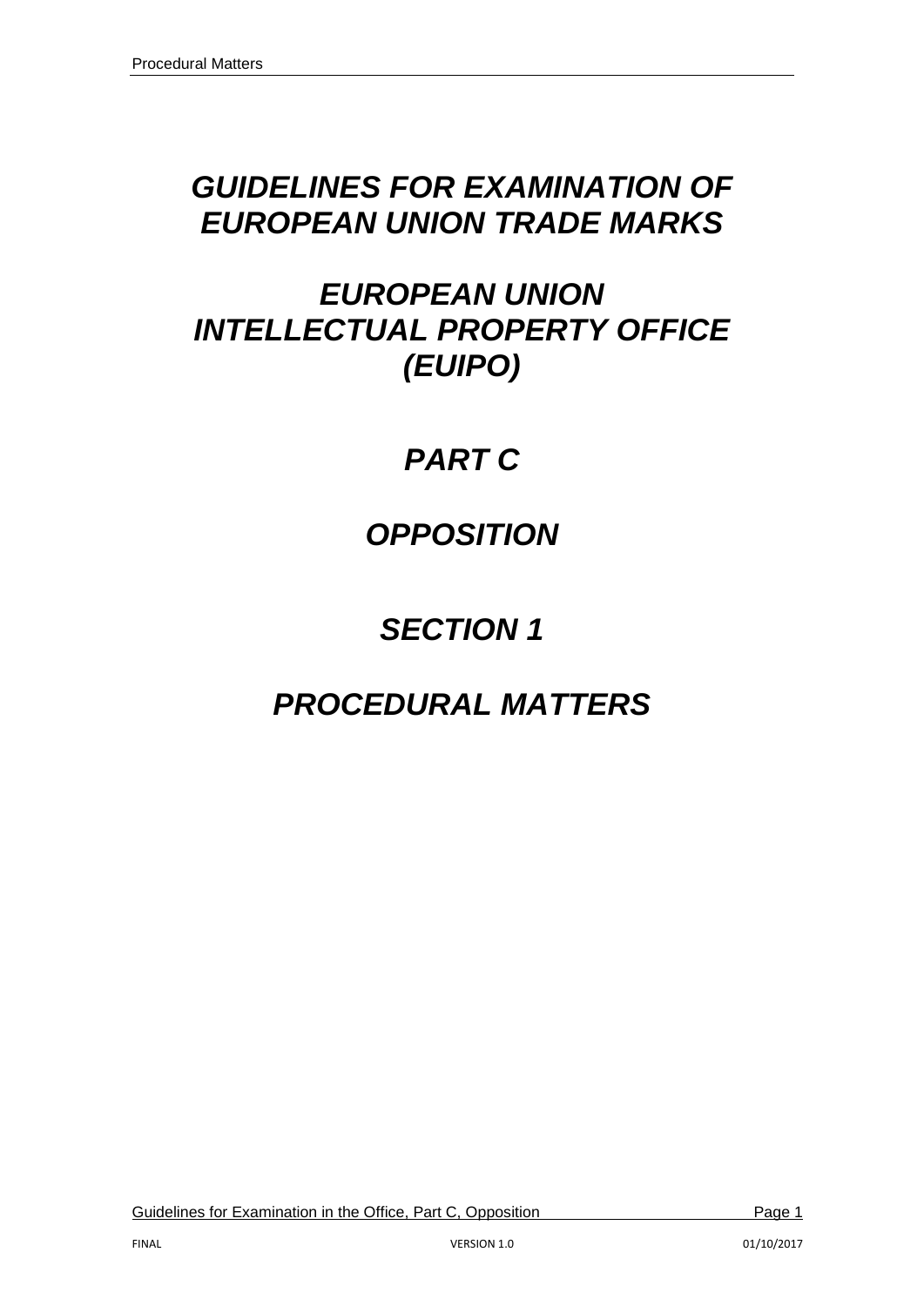# *GUIDELINES FOR EXAMINATION OF EUROPEAN UNION TRADE MARKS*

# *EUROPEAN UNION INTELLECTUAL PROPERTY OFFICE (EUIPO)*

# *PART C*

# *OPPOSITION*

# *SECTION 1*

# *PROCEDURAL MATTERS*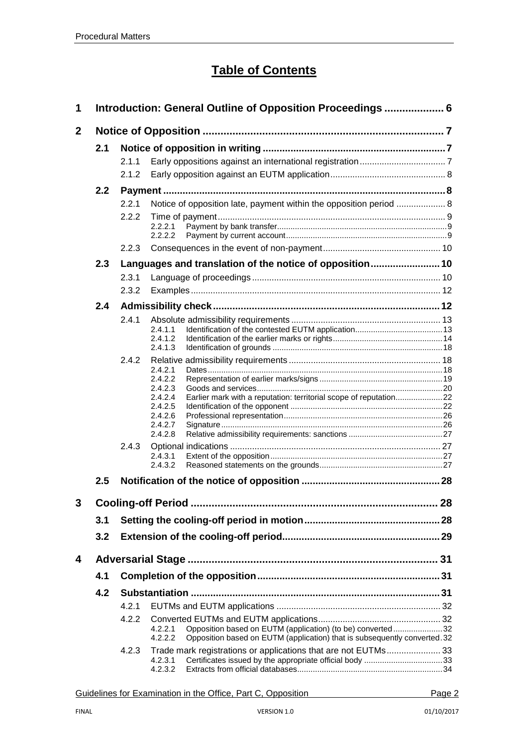# Table of Contents

**1 Introduction: General Outline of Opposition Proceedings .................... 6**

**2 Notice of Opposition ................................................................................ 7**

**2.1 Notice of opposition in writing ................................................................. 7**

2.1.1 Early oppositions against an international registration .................................. 7

2.1.2 Early opposition against an EUTM application .............................................. 8

**2.2 Payment ..................................................................................................... 8**

2.2.1 Notice of opposition late, payment within the opposition period .................... 8

2.2.2 Time of payment ............................................................................................ 9

2.2.2.1 Payment by bank transfer ........................................................................... 9

2.2.2.2 Payment by current account ....................................................................... 9

2.2.3 Consequences in the event of non-payment ................................................ 10

**2.3 Languages and translation of the notice of opposition ......................... 10**

2.3.1 Language of proceedings ............................................................................ 10

2.3.2 Examples ..................................................................................................... 12

**2.4 Admissibility check ................................................................................. 12**

2.4.1 Absolute admissibility requirements ............................................................ 13

2.4.1.1 Identification of the contested EUTM application ...................................... 13

2.4.1.2 Identification of the earlier marks or rights ................................................ 14

2.4.1.3 Identification of grounds ........................................................................... 18

2.4.2 Relative admissibility requirements ............................................................. 18

2.4.2.1 Dates ........................................................................................................ 18

2.4.2.2 Representation of earlier marks/signs ...................................................... 19

2.4.2.3 Goods and services .................................................................................. 20

2.4.2.4 Earlier mark with a reputation: territorial scope of reputation .................... 22

2.4.2.5 Identification of the opponent ................................................................... 22

2.4.2.6 Professional representation ...................................................................... 26

2.4.2.7 Signature .................................................................................................. 26

2.4.2.8 Relative admissibility requirements: sanctions ......................................... 27

2.4.3 Optional indications ..................................................................................... 27

2.4.3.1 Extent of the opposition ............................................................................ 27

2.4.3.2 Reasoned statements on the grounds ...................................................... 27

**2.5 Notification of the notice of opposition ................................................. 28**

**3 Cooling-off Period ................................................................................... 28**

**3.1 Setting the cooling-off period in motion ................................................. 28**

**3.2 Extension of the cooling-off period ........................................................ 29**

**4 Adversarial Stage .................................................................................... 31**

**4.1 Completion of the opposition .................................................................. 31**

**4.2 Substantiation ......................................................................................... 31**

4.2.1 EUTMs and EUTM applications .................................................................. 32

4.2.2 Converted EUTMs and EUTM applications ................................................. 32

4.2.2.1 Opposition based on EUTM (application) (to be) converted ...................... 32

4.2.2.2 Opposition based on EUTM (application) that is subsequently converted . 32

4.2.3 Trade mark registrations or applications that are not EUTMs ...................... 33

4.2.3.1 Certificates issued by the appropriate official body ................................... 33

4.2.3.2 Extracts from official databases ................................................................ 34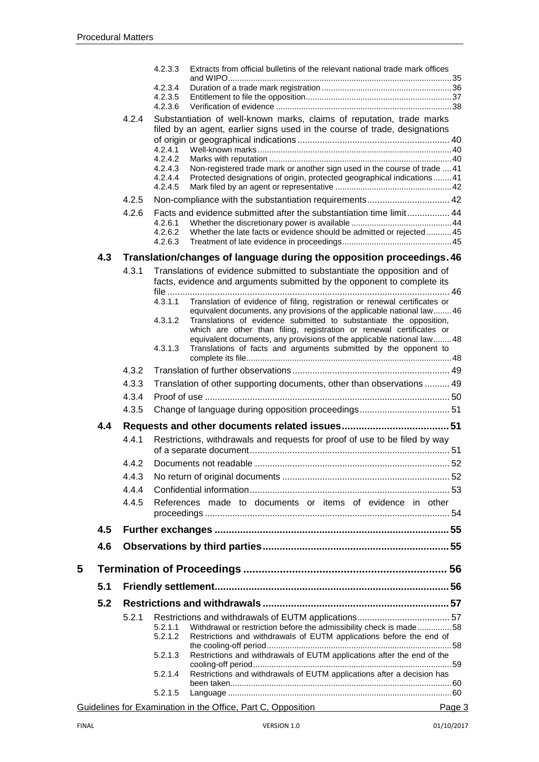4.2.3.3 Extracts from official bulletins of the relevant national trade mark offices and WIPO ... 35
4.2.3.4 Duration of a trade mark registration ... 36
4.2.3.5 Entitlement to file the opposition ... 37
4.2.3.6 Verification of evidence ... 38

4.2.4 Substantiation of well-known marks, claims of reputation, trade marks filed by an agent, earlier signs used in the course of trade, designations of origin or geographical indications ... 40
4.2.4.1 Well-known marks ... 40
4.2.4.2 Marks with reputation ... 40
4.2.4.3 Non-registered trade mark or another sign used in the course of trade ... 41
4.2.4.4 Protected designations of origin, protected geographical indications ... 41
4.2.4.5 Mark filed by an agent or representative ... 42

4.2.5 Non-compliance with the substantiation requirements ... 42

4.2.6 Facts and evidence submitted after the substantiation time limit ... 44
4.2.6.1 Whether the discretionary power is available ... 44
4.2.6.2 Whether the late facts or evidence should be admitted or rejected ... 45
4.2.6.3 Treatment of late evidence in proceedings ... 45

**4.3 Translation/changes of language during the opposition proceedings ... 46**

4.3.1 Translations of evidence submitted to substantiate the opposition and of facts, evidence and arguments submitted by the opponent to complete its file ... 46
4.3.1.1 Translation of evidence of filing, registration or renewal certificates or equivalent documents, any provisions of the applicable national law ... 46
4.3.1.2 Translations of evidence submitted to substantiate the opposition, which are other than filing, registration or renewal certificates or equivalent documents, any provisions of the applicable national law ... 48
4.3.1.3 Translations of facts and arguments submitted by the opponent to complete its file ... 48

4.3.2 Translation of further observations ... 49

4.3.3 Translation of other supporting documents, other than observations ... 49

4.3.4 Proof of use ... 50

4.3.5 Change of language during opposition proceedings ... 51

**4.4 Requests and other documents related issues ... 51**

4.4.1 Restrictions, withdrawals and requests for proof of use to be filed by way of a separate document ... 51

4.4.2 Documents not readable ... 52

4.4.3 No return of original documents ... 52

4.4.4 Confidential information ... 53

4.4.5 References made to documents or items of evidence in other proceedings ... 54

**4.5 Further exchanges ... 55**

**4.6 Observations by third parties ... 55**

**5 Termination of Proceedings ... 56**

**5.1 Friendly settlement ... 56**

**5.2 Restrictions and withdrawals ... 57**

5.2.1 Restrictions and withdrawals of EUTM applications ... 57
5.2.1.1 Withdrawal or restriction before the admissibility check is made ... 58
5.2.1.2 Restrictions and withdrawals of EUTM applications before the end of the cooling-off period ... 58
5.2.1.3 Restrictions and withdrawals of EUTM applications after the end of the cooling-off period ... 59
5.2.1.4 Restrictions and withdrawals of EUTM applications after a decision has been taken ... 60
5.2.1.5 Language ... 60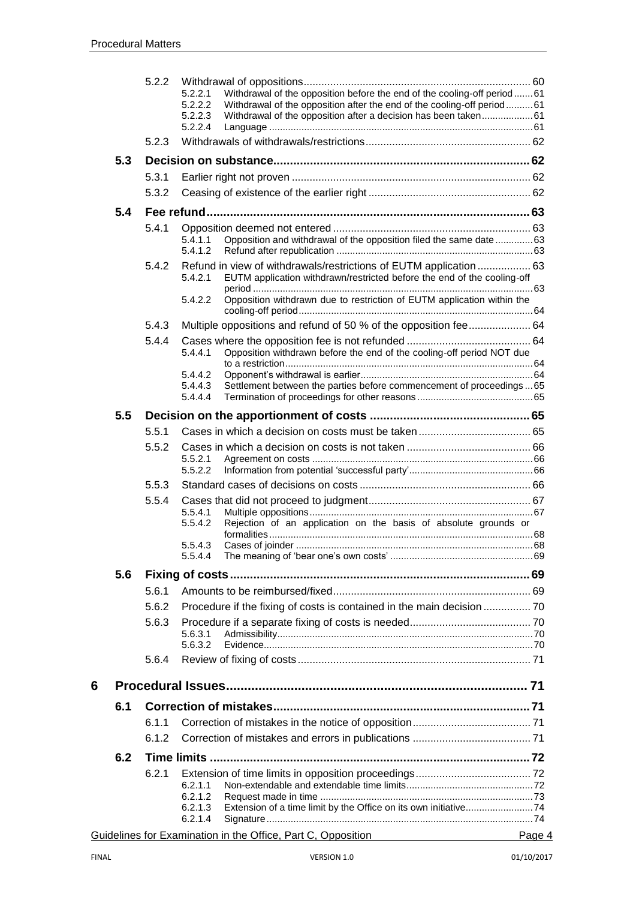- 5.2.2 Withdrawal of oppositions ... 60
  - 5.2.2.1 Withdrawal of the opposition before the end of the cooling-off period ... 61
  - 5.2.2.2 Withdrawal of the opposition after the end of the cooling-off period ... 61
  - 5.2.2.3 Withdrawal of the opposition after a decision has been taken ... 61
  - 5.2.2.4 Language ... 61
- 5.2.3 Withdrawals of withdrawals/restrictions ... 62

**5.3 Decision on substance ... 62**

- 5.3.1 Earlier right not proven ... 62
- 5.3.2 Ceasing of existence of the earlier right ... 62

**5.4 Fee refund ... 63**

- 5.4.1 Opposition deemed not entered ... 63
  - 5.4.1.1 Opposition and withdrawal of the opposition filed the same date ... 63
  - 5.4.1.2 Refund after republication ... 63
- 5.4.2 Refund in view of withdrawals/restrictions of EUTM application ... 63
  - 5.4.2.1 EUTM application withdrawn/restricted before the end of the cooling-off period ... 63
  - 5.4.2.2 Opposition withdrawn due to restriction of EUTM application within the cooling-off period ... 64
- 5.4.3 Multiple oppositions and refund of 50 % of the opposition fee ... 64
- 5.4.4 Cases where the opposition fee is not refunded ... 64
  - 5.4.4.1 Opposition withdrawn before the end of the cooling-off period NOT due to a restriction ... 64
  - 5.4.4.2 Opponent's withdrawal is earlier ... 64
  - 5.4.4.3 Settlement between the parties before commencement of proceedings ... 65
  - 5.4.4.4 Termination of proceedings for other reasons ... 65

**5.5 Decision on the apportionment of costs ... 65**

- 5.5.1 Cases in which a decision on costs must be taken ... 65
- 5.5.2 Cases in which a decision on costs is not taken ... 66
  - 5.5.2.1 Agreement on costs ... 66
  - 5.5.2.2 Information from potential 'successful party' ... 66
- 5.5.3 Standard cases of decisions on costs ... 66
- 5.5.4 Cases that did not proceed to judgment ... 67
  - 5.5.4.1 Multiple oppositions ... 67
  - 5.5.4.2 Rejection of an application on the basis of absolute grounds or formalities ... 68
  - 5.5.4.3 Cases of joinder ... 68
  - 5.5.4.4 The meaning of 'bear one's own costs' ... 69

**5.6 Fixing of costs ... 69**

- 5.6.1 Amounts to be reimbursed/fixed ... 69
- 5.6.2 Procedure if the fixing of costs is contained in the main decision ... 70
- 5.6.3 Procedure if a separate fixing of costs is needed ... 70
  - 5.6.3.1 Admissibility ... 70
  - 5.6.3.2 Evidence ... 70
- 5.6.4 Review of fixing of costs ... 71

**6 Procedural Issues ... 71**

**6.1 Correction of mistakes ... 71**

- 6.1.1 Correction of mistakes in the notice of opposition ... 71
- 6.1.2 Correction of mistakes and errors in publications ... 71

**6.2 Time limits ... 72**

- 6.2.1 Extension of time limits in opposition proceedings ... 72
  - 6.2.1.1 Non-extendable and extendable time limits ... 72
  - 6.2.1.2 Request made in time ... 73
  - 6.2.1.3 Extension of a time limit by the Office on its own initiative ... 74
  - 6.2.1.4 Signature ... 74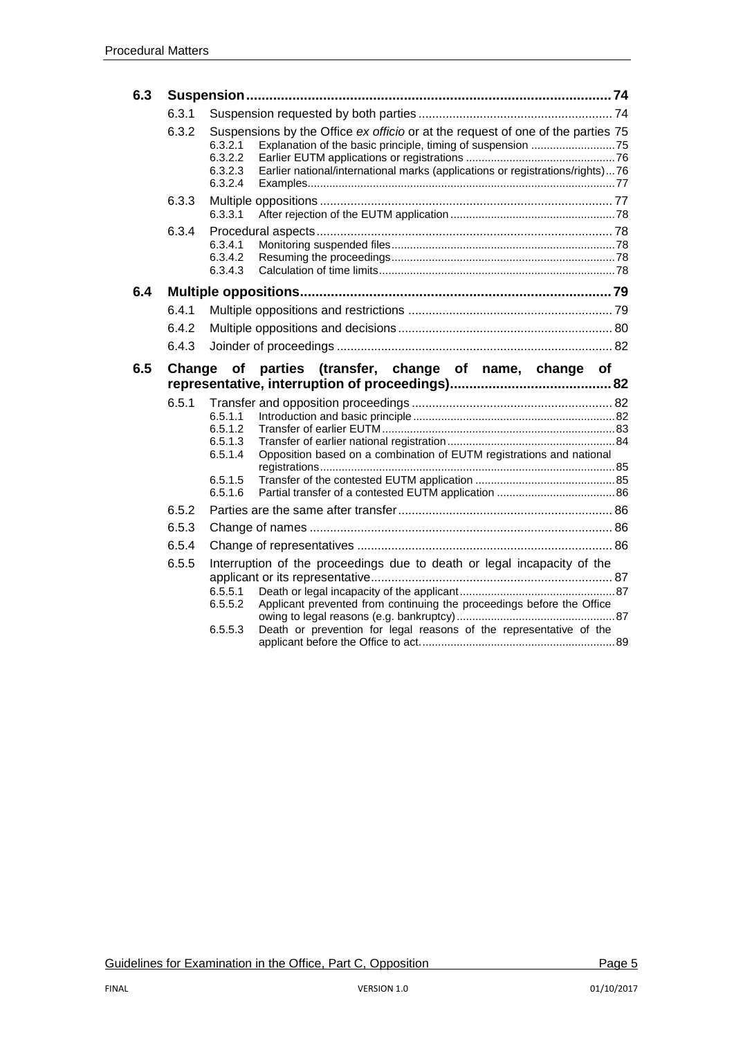- **6.3 Suspension** ..... 74
  - 6.3.1 Suspension requested by both parties ..... 74
  - 6.3.2 Suspensions by the Office *ex officio* or at the request of one of the parties ..... 75
    - 6.3.2.1 Explanation of the basic principle, timing of suspension ..... 75
    - 6.3.2.2 Earlier EUTM applications or registrations ..... 76
    - 6.3.2.3 Earlier national/international marks (applications or registrations/rights) ..... 76
    - 6.3.2.4 Examples ..... 77
  - 6.3.3 Multiple oppositions ..... 77
    - 6.3.3.1 After rejection of the EUTM application ..... 78
  - 6.3.4 Procedural aspects ..... 78
    - 6.3.4.1 Monitoring suspended files ..... 78
    - 6.3.4.2 Resuming the proceedings ..... 78
    - 6.3.4.3 Calculation of time limits ..... 78
- **6.4 Multiple oppositions** ..... 79
  - 6.4.1 Multiple oppositions and restrictions ..... 79
  - 6.4.2 Multiple oppositions and decisions ..... 80
  - 6.4.3 Joinder of proceedings ..... 82
- **6.5 Change of parties (transfer, change of name, change of representative, interruption of proceedings)** ..... 82
  - 6.5.1 Transfer and opposition proceedings ..... 82
    - 6.5.1.1 Introduction and basic principle ..... 82
    - 6.5.1.2 Transfer of earlier EUTM ..... 83
    - 6.5.1.3 Transfer of earlier national registration ..... 84
    - 6.5.1.4 Opposition based on a combination of EUTM registrations and national registrations ..... 85
    - 6.5.1.5 Transfer of the contested EUTM application ..... 85
    - 6.5.1.6 Partial transfer of a contested EUTM application ..... 86
  - 6.5.2 Parties are the same after transfer ..... 86
  - 6.5.3 Change of names ..... 86
  - 6.5.4 Change of representatives ..... 86
  - 6.5.5 Interruption of the proceedings due to death or legal incapacity of the applicant or its representative ..... 87
    - 6.5.5.1 Death or legal incapacity of the applicant ..... 87
    - 6.5.5.2 Applicant prevented from continuing the proceedings before the Office owing to legal reasons (e.g. bankruptcy) ..... 87
    - 6.5.5.3 Death or prevention for legal reasons of the representative of the applicant before the Office to act. ..... 89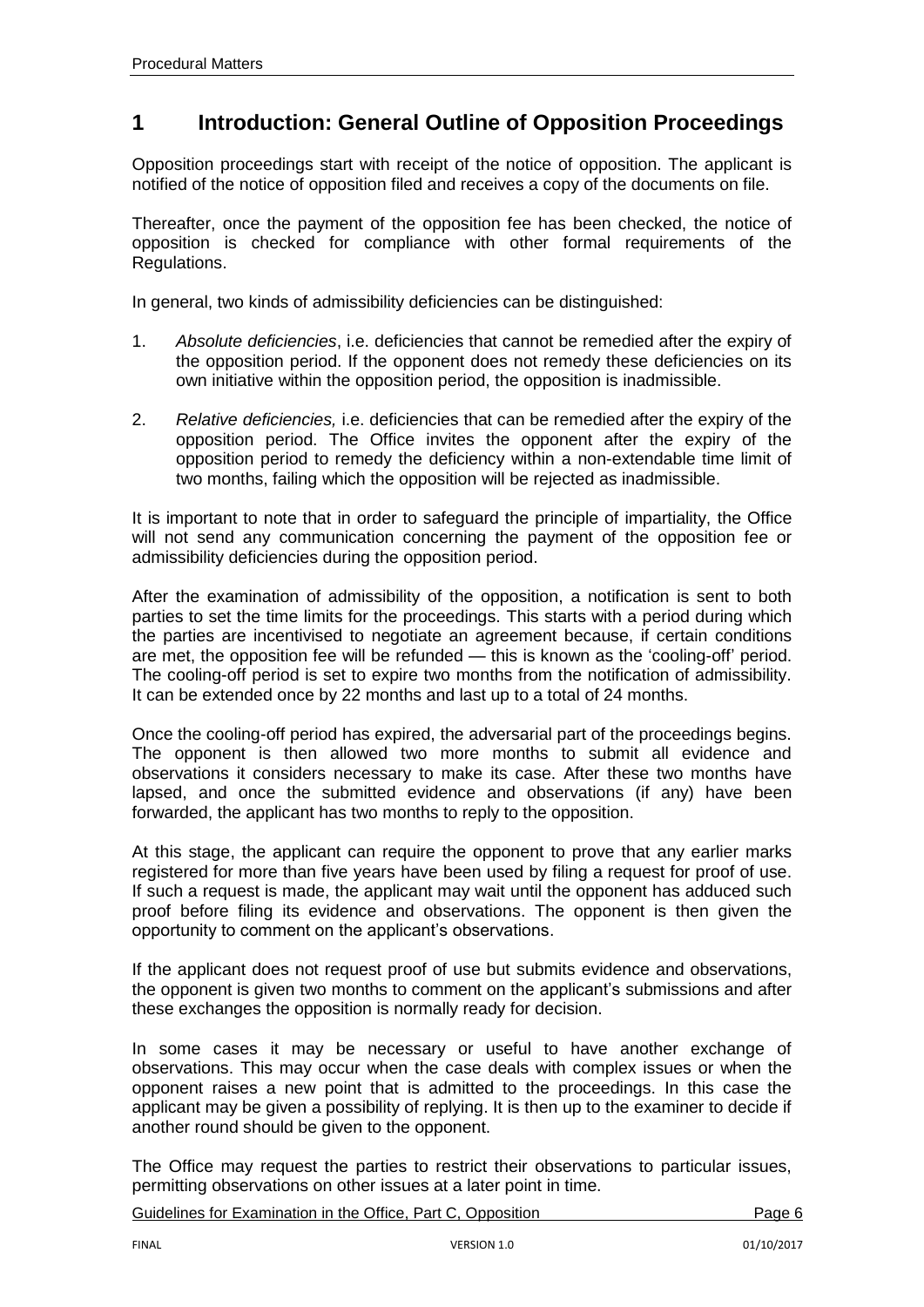# 1 Introduction: General Outline of Opposition Proceedings

Opposition proceedings start with receipt of the notice of opposition. The applicant is notified of the notice of opposition filed and receives a copy of the documents on file.

Thereafter, once the payment of the opposition fee has been checked, the notice of opposition is checked for compliance with other formal requirements of the Regulations.

In general, two kinds of admissibility deficiencies can be distinguished:

1. *Absolute deficiencies*, i.e. deficiencies that cannot be remedied after the expiry of the opposition period. If the opponent does not remedy these deficiencies on its own initiative within the opposition period, the opposition is inadmissible.
2. *Relative deficiencies,* i.e. deficiencies that can be remedied after the expiry of the opposition period. The Office invites the opponent after the expiry of the opposition period to remedy the deficiency within a non-extendable time limit of two months, failing which the opposition will be rejected as inadmissible.

It is important to note that in order to safeguard the principle of impartiality, the Office will not send any communication concerning the payment of the opposition fee or admissibility deficiencies during the opposition period.

After the examination of admissibility of the opposition, a notification is sent to both parties to set the time limits for the proceedings. This starts with a period during which the parties are incentivised to negotiate an agreement because, if certain conditions are met, the opposition fee will be refunded — this is known as the 'cooling-off' period. The cooling-off period is set to expire two months from the notification of admissibility. It can be extended once by 22 months and last up to a total of 24 months.

Once the cooling-off period has expired, the adversarial part of the proceedings begins. The opponent is then allowed two more months to submit all evidence and observations it considers necessary to make its case. After these two months have lapsed, and once the submitted evidence and observations (if any) have been forwarded, the applicant has two months to reply to the opposition.

At this stage, the applicant can require the opponent to prove that any earlier marks registered for more than five years have been used by filing a request for proof of use. If such a request is made, the applicant may wait until the opponent has adduced such proof before filing its evidence and observations. The opponent is then given the opportunity to comment on the applicant's observations.

If the applicant does not request proof of use but submits evidence and observations, the opponent is given two months to comment on the applicant's submissions and after these exchanges the opposition is normally ready for decision.

In some cases it may be necessary or useful to have another exchange of observations. This may occur when the case deals with complex issues or when the opponent raises a new point that is admitted to the proceedings. In this case the applicant may be given a possibility of replying. It is then up to the examiner to decide if another round should be given to the opponent.

The Office may request the parties to restrict their observations to particular issues, permitting observations on other issues at a later point in time.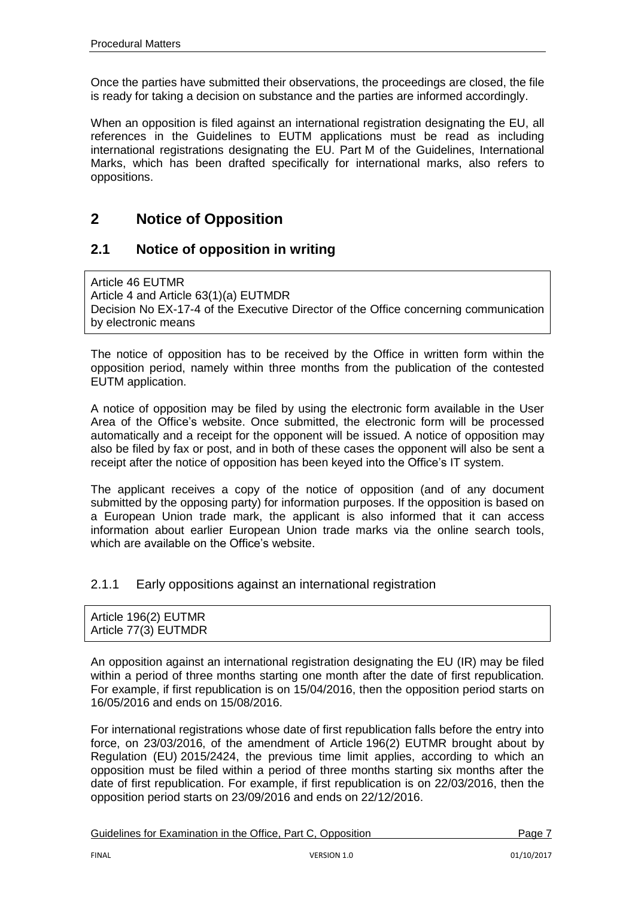Once the parties have submitted their observations, the proceedings are closed, the file is ready for taking a decision on substance and the parties are informed accordingly.

When an opposition is filed against an international registration designating the EU, all references in the Guidelines to EUTM applications must be read as including international registrations designating the EU. Part M of the Guidelines, International Marks, which has been drafted specifically for international marks, also refers to oppositions.

## 2 Notice of Opposition

### 2.1 Notice of opposition in writing

Article 46 EUTMR
Article 4 and Article 63(1)(a) EUTMDR
Decision No EX-17-4 of the Executive Director of the Office concerning communication by electronic means

The notice of opposition has to be received by the Office in written form within the opposition period, namely within three months from the publication of the contested EUTM application.

A notice of opposition may be filed by using the electronic form available in the User Area of the Office's website. Once submitted, the electronic form will be processed automatically and a receipt for the opponent will be issued. A notice of opposition may also be filed by fax or post, and in both of these cases the opponent will also be sent a receipt after the notice of opposition has been keyed into the Office's IT system.

The applicant receives a copy of the notice of opposition (and of any document submitted by the opposing party) for information purposes. If the opposition is based on a European Union trade mark, the applicant is also informed that it can access information about earlier European Union trade marks via the online search tools, which are available on the Office's website.

#### 2.1.1 Early oppositions against an international registration

Article 196(2) EUTMR
Article 77(3) EUTMDR

An opposition against an international registration designating the EU (IR) may be filed within a period of three months starting one month after the date of first republication. For example, if first republication is on 15/04/2016, then the opposition period starts on 16/05/2016 and ends on 15/08/2016.

For international registrations whose date of first republication falls before the entry into force, on 23/03/2016, of the amendment of Article 196(2) EUTMR brought about by Regulation (EU) 2015/2424, the previous time limit applies, according to which an opposition must be filed within a period of three months starting six months after the date of first republication. For example, if first republication is on 22/03/2016, then the opposition period starts on 23/09/2016 and ends on 22/12/2016.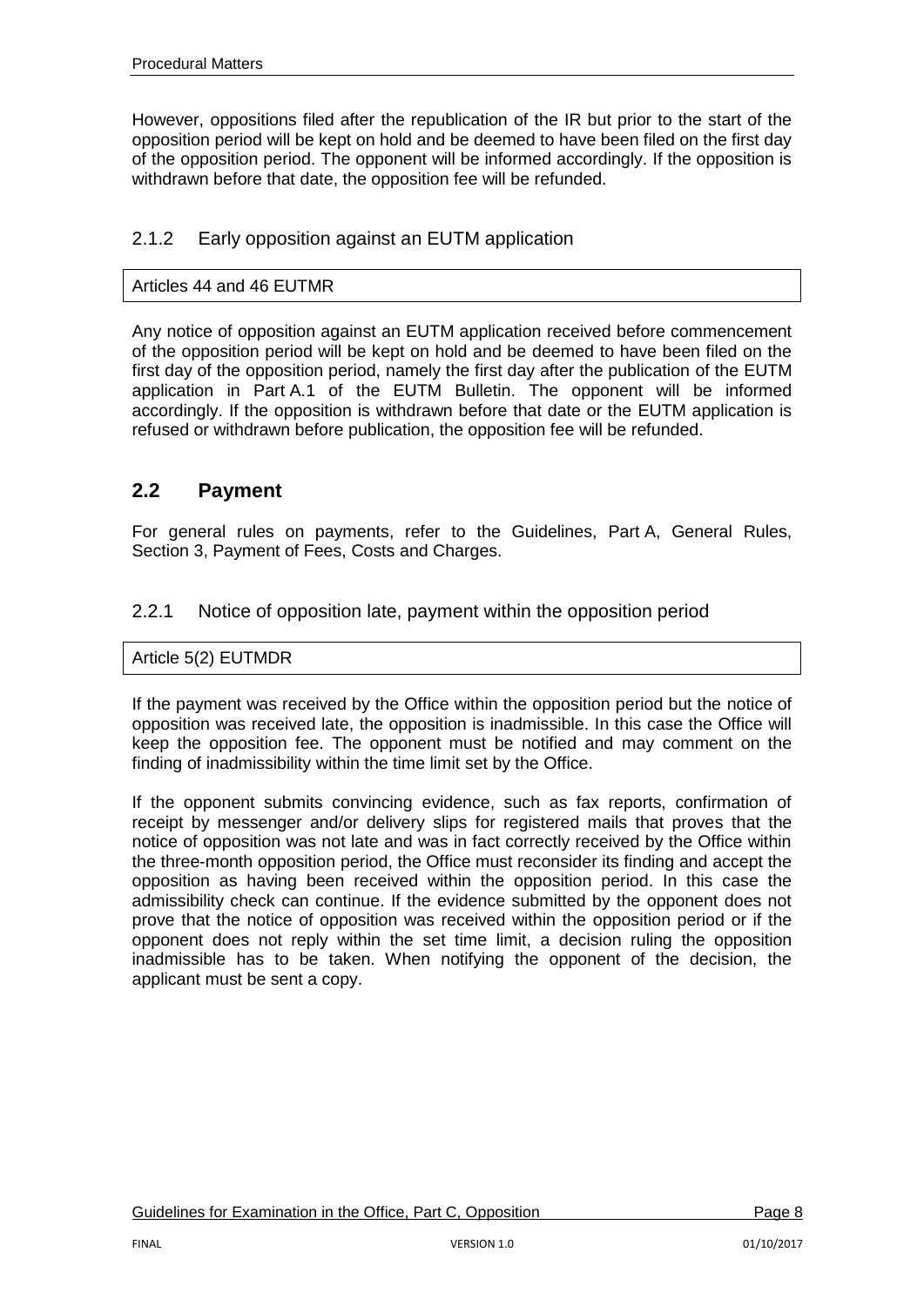However, oppositions filed after the republication of the IR but prior to the start of the opposition period will be kept on hold and be deemed to have been filed on the first day of the opposition period. The opponent will be informed accordingly. If the opposition is withdrawn before that date, the opposition fee will be refunded.

### 2.1.2 Early opposition against an EUTM application

Articles 44 and 46 EUTMR

Any notice of opposition against an EUTM application received before commencement of the opposition period will be kept on hold and be deemed to have been filed on the first day of the opposition period, namely the first day after the publication of the EUTM application in Part A.1 of the EUTM Bulletin. The opponent will be informed accordingly. If the opposition is withdrawn before that date or the EUTM application is refused or withdrawn before publication, the opposition fee will be refunded.

## 2.2 Payment

For general rules on payments, refer to the Guidelines, Part A, General Rules, Section 3, Payment of Fees, Costs and Charges.

### 2.2.1 Notice of opposition late, payment within the opposition period

Article 5(2) EUTMDR

If the payment was received by the Office within the opposition period but the notice of opposition was received late, the opposition is inadmissible. In this case the Office will keep the opposition fee. The opponent must be notified and may comment on the finding of inadmissibility within the time limit set by the Office.

If the opponent submits convincing evidence, such as fax reports, confirmation of receipt by messenger and/or delivery slips for registered mails that proves that the notice of opposition was not late and was in fact correctly received by the Office within the three-month opposition period, the Office must reconsider its finding and accept the opposition as having been received within the opposition period. In this case the admissibility check can continue. If the evidence submitted by the opponent does not prove that the notice of opposition was received within the opposition period or if the opponent does not reply within the set time limit, a decision ruling the opposition inadmissible has to be taken. When notifying the opponent of the decision, the applicant must be sent a copy.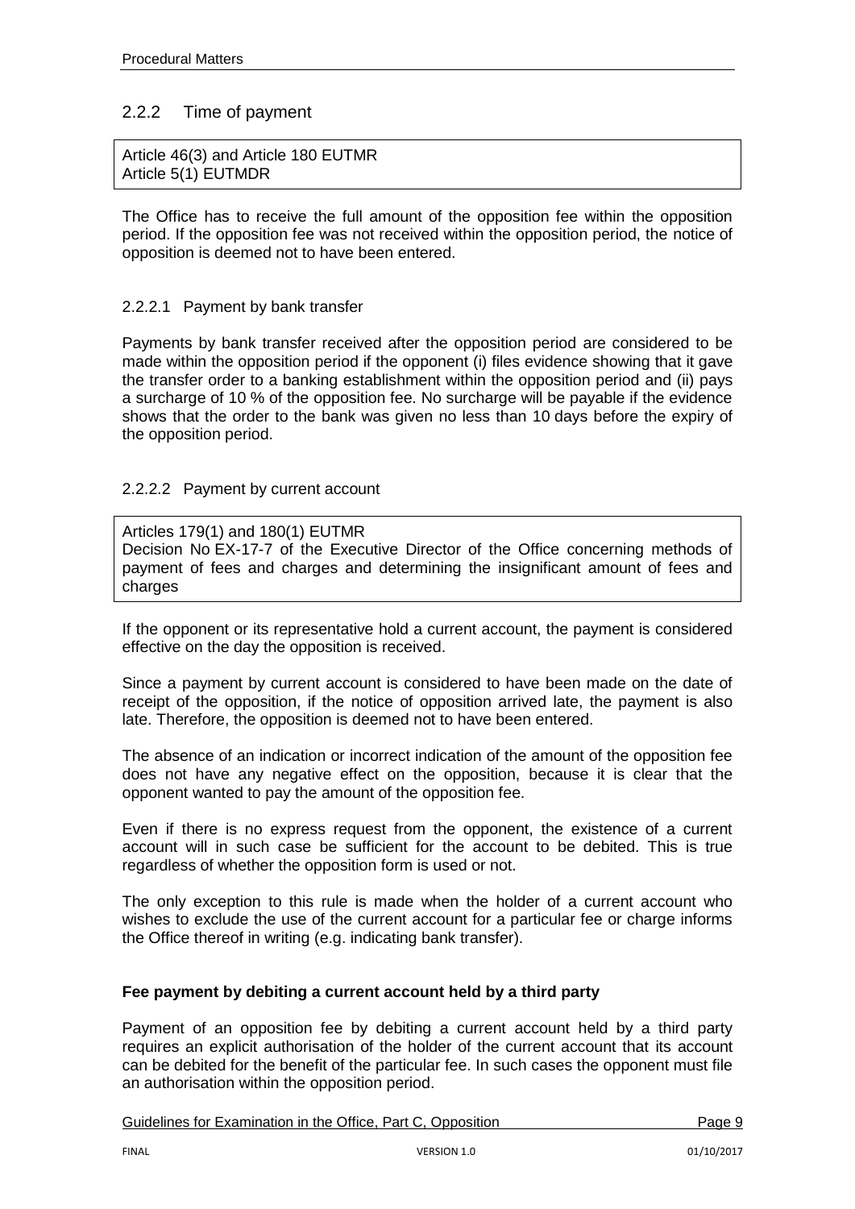### 2.2.2 Time of payment

Article 46(3) and Article 180 EUTMR
Article 5(1) EUTMDR

The Office has to receive the full amount of the opposition fee within the opposition period. If the opposition fee was not received within the opposition period, the notice of opposition is deemed not to have been entered.

#### 2.2.2.1 Payment by bank transfer

Payments by bank transfer received after the opposition period are considered to be made within the opposition period if the opponent (i) files evidence showing that it gave the transfer order to a banking establishment within the opposition period and (ii) pays a surcharge of 10 % of the opposition fee. No surcharge will be payable if the evidence shows that the order to the bank was given no less than 10 days before the expiry of the opposition period.

#### 2.2.2.2 Payment by current account

Articles 179(1) and 180(1) EUTMR
Decision No EX-17-7 of the Executive Director of the Office concerning methods of payment of fees and charges and determining the insignificant amount of fees and charges

If the opponent or its representative hold a current account, the payment is considered effective on the day the opposition is received.

Since a payment by current account is considered to have been made on the date of receipt of the opposition, if the notice of opposition arrived late, the payment is also late. Therefore, the opposition is deemed not to have been entered.

The absence of an indication or incorrect indication of the amount of the opposition fee does not have any negative effect on the opposition, because it is clear that the opponent wanted to pay the amount of the opposition fee.

Even if there is no express request from the opponent, the existence of a current account will in such case be sufficient for the account to be debited. This is true regardless of whether the opposition form is used or not.

The only exception to this rule is made when the holder of a current account who wishes to exclude the use of the current account for a particular fee or charge informs the Office thereof in writing (e.g. indicating bank transfer).

**Fee payment by debiting a current account held by a third party**

Payment of an opposition fee by debiting a current account held by a third party requires an explicit authorisation of the holder of the current account that its account can be debited for the benefit of the particular fee. In such cases the opponent must file an authorisation within the opposition period.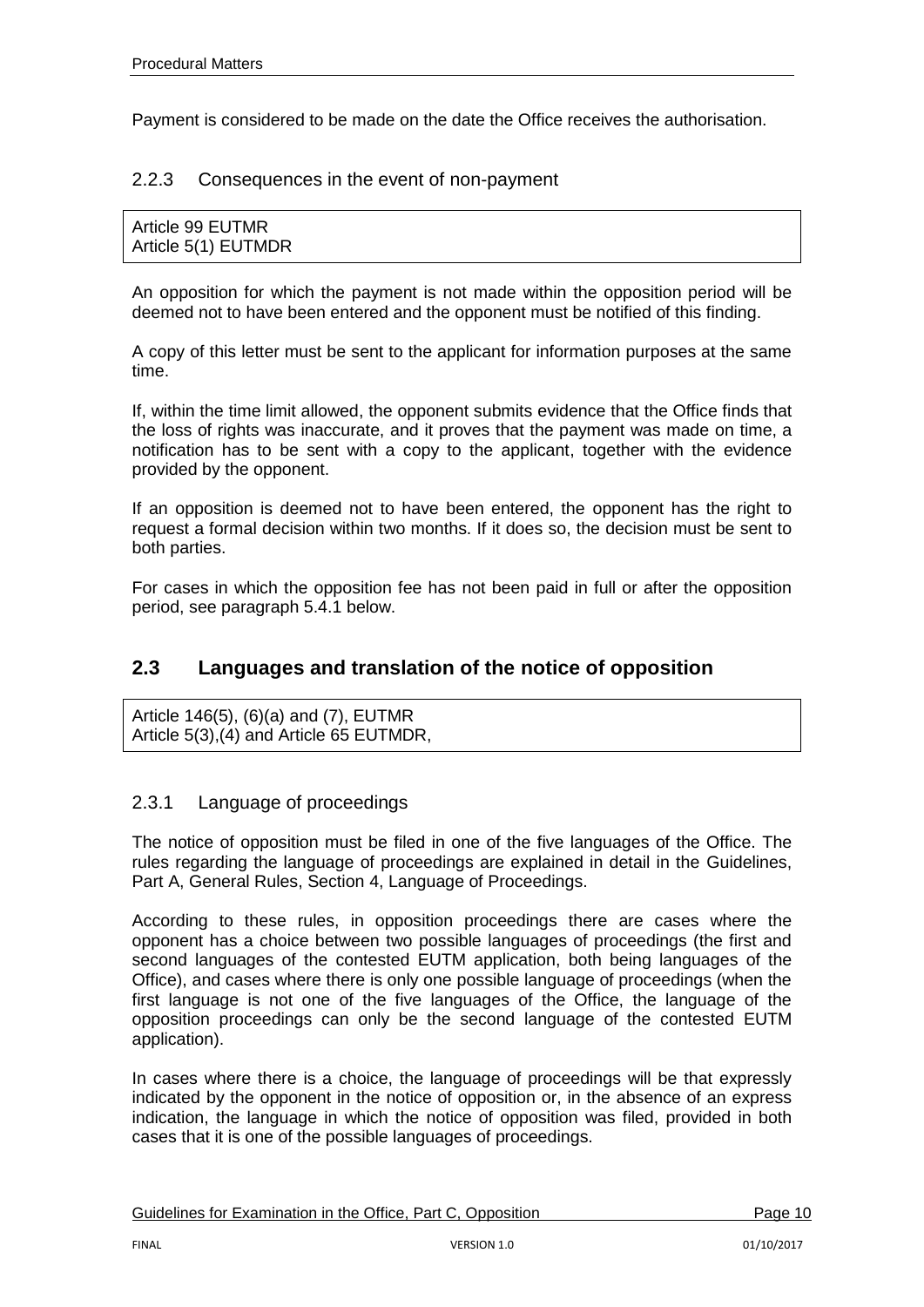Payment is considered to be made on the date the Office receives the authorisation.

### 2.2.3 Consequences in the event of non-payment

Article 99 EUTMR
Article 5(1) EUTMDR

An opposition for which the payment is not made within the opposition period will be deemed not to have been entered and the opponent must be notified of this finding.

A copy of this letter must be sent to the applicant for information purposes at the same time.

If, within the time limit allowed, the opponent submits evidence that the Office finds that the loss of rights was inaccurate, and it proves that the payment was made on time, a notification has to be sent with a copy to the applicant, together with the evidence provided by the opponent.

If an opposition is deemed not to have been entered, the opponent has the right to request a formal decision within two months. If it does so, the decision must be sent to both parties.

For cases in which the opposition fee has not been paid in full or after the opposition period, see paragraph 5.4.1 below.

## 2.3 Languages and translation of the notice of opposition

Article 146(5), (6)(a) and (7), EUTMR
Article 5(3),(4) and Article 65 EUTMDR,

### 2.3.1 Language of proceedings

The notice of opposition must be filed in one of the five languages of the Office. The rules regarding the language of proceedings are explained in detail in the Guidelines, Part A, General Rules, Section 4, Language of Proceedings.

According to these rules, in opposition proceedings there are cases where the opponent has a choice between two possible languages of proceedings (the first and second languages of the contested EUTM application, both being languages of the Office), and cases where there is only one possible language of proceedings (when the first language is not one of the five languages of the Office, the language of the opposition proceedings can only be the second language of the contested EUTM application).

In cases where there is a choice, the language of proceedings will be that expressly indicated by the opponent in the notice of opposition or, in the absence of an express indication, the language in which the notice of opposition was filed, provided in both cases that it is one of the possible languages of proceedings.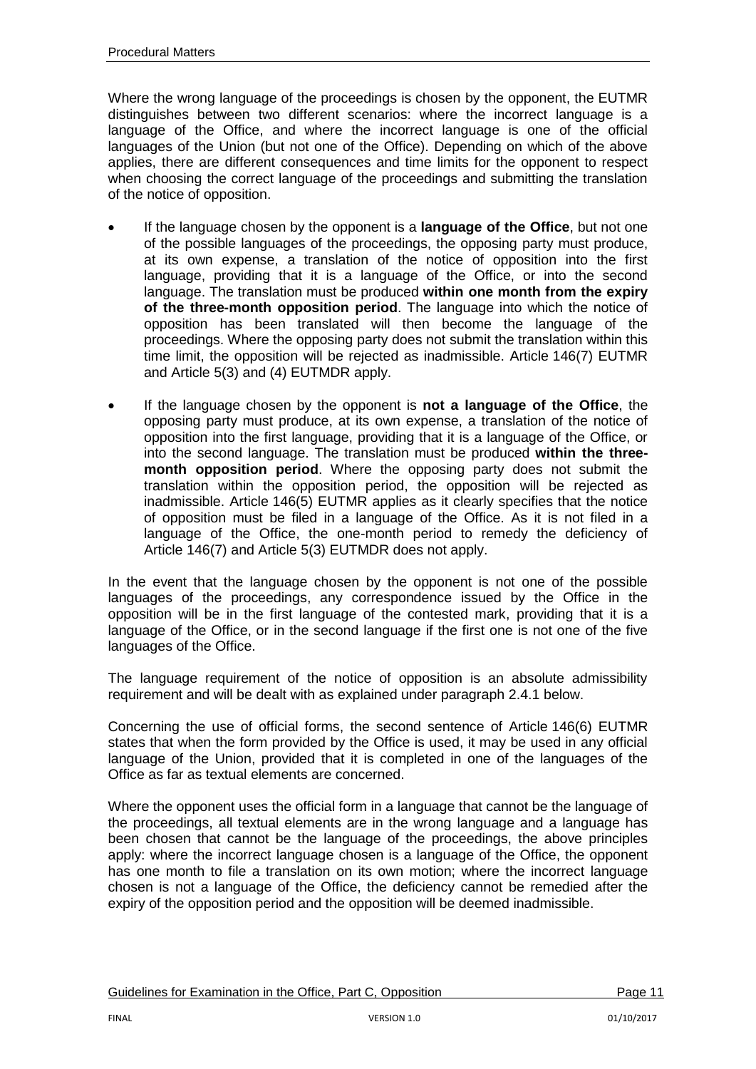Where the wrong language of the proceedings is chosen by the opponent, the EUTMR distinguishes between two different scenarios: where the incorrect language is a language of the Office, and where the incorrect language is one of the official languages of the Union (but not one of the Office). Depending on which of the above applies, there are different consequences and time limits for the opponent to respect when choosing the correct language of the proceedings and submitting the translation of the notice of opposition.

- If the language chosen by the opponent is a **language of the Office**, but not one of the possible languages of the proceedings, the opposing party must produce, at its own expense, a translation of the notice of opposition into the first language, providing that it is a language of the Office, or into the second language. The translation must be produced **within one month from the expiry of the three-month opposition period**. The language into which the notice of opposition has been translated will then become the language of the proceedings. Where the opposing party does not submit the translation within this time limit, the opposition will be rejected as inadmissible. Article 146(7) EUTMR and Article 5(3) and (4) EUTMDR apply.

- If the language chosen by the opponent is **not a language of the Office**, the opposing party must produce, at its own expense, a translation of the notice of opposition into the first language, providing that it is a language of the Office, or into the second language. The translation must be produced **within the three-month opposition period**. Where the opposing party does not submit the translation within the opposition period, the opposition will be rejected as inadmissible. Article 146(5) EUTMR applies as it clearly specifies that the notice of opposition must be filed in a language of the Office. As it is not filed in a language of the Office, the one-month period to remedy the deficiency of Article 146(7) and Article 5(3) EUTMDR does not apply.

In the event that the language chosen by the opponent is not one of the possible languages of the proceedings, any correspondence issued by the Office in the opposition will be in the first language of the contested mark, providing that it is a language of the Office, or in the second language if the first one is not one of the five languages of the Office.

The language requirement of the notice of opposition is an absolute admissibility requirement and will be dealt with as explained under paragraph 2.4.1 below.

Concerning the use of official forms, the second sentence of Article 146(6) EUTMR states that when the form provided by the Office is used, it may be used in any official language of the Union, provided that it is completed in one of the languages of the Office as far as textual elements are concerned.

Where the opponent uses the official form in a language that cannot be the language of the proceedings, all textual elements are in the wrong language and a language has been chosen that cannot be the language of the proceedings, the above principles apply: where the incorrect language chosen is a language of the Office, the opponent has one month to file a translation on its own motion; where the incorrect language chosen is not a language of the Office, the deficiency cannot be remedied after the expiry of the opposition period and the opposition will be deemed inadmissible.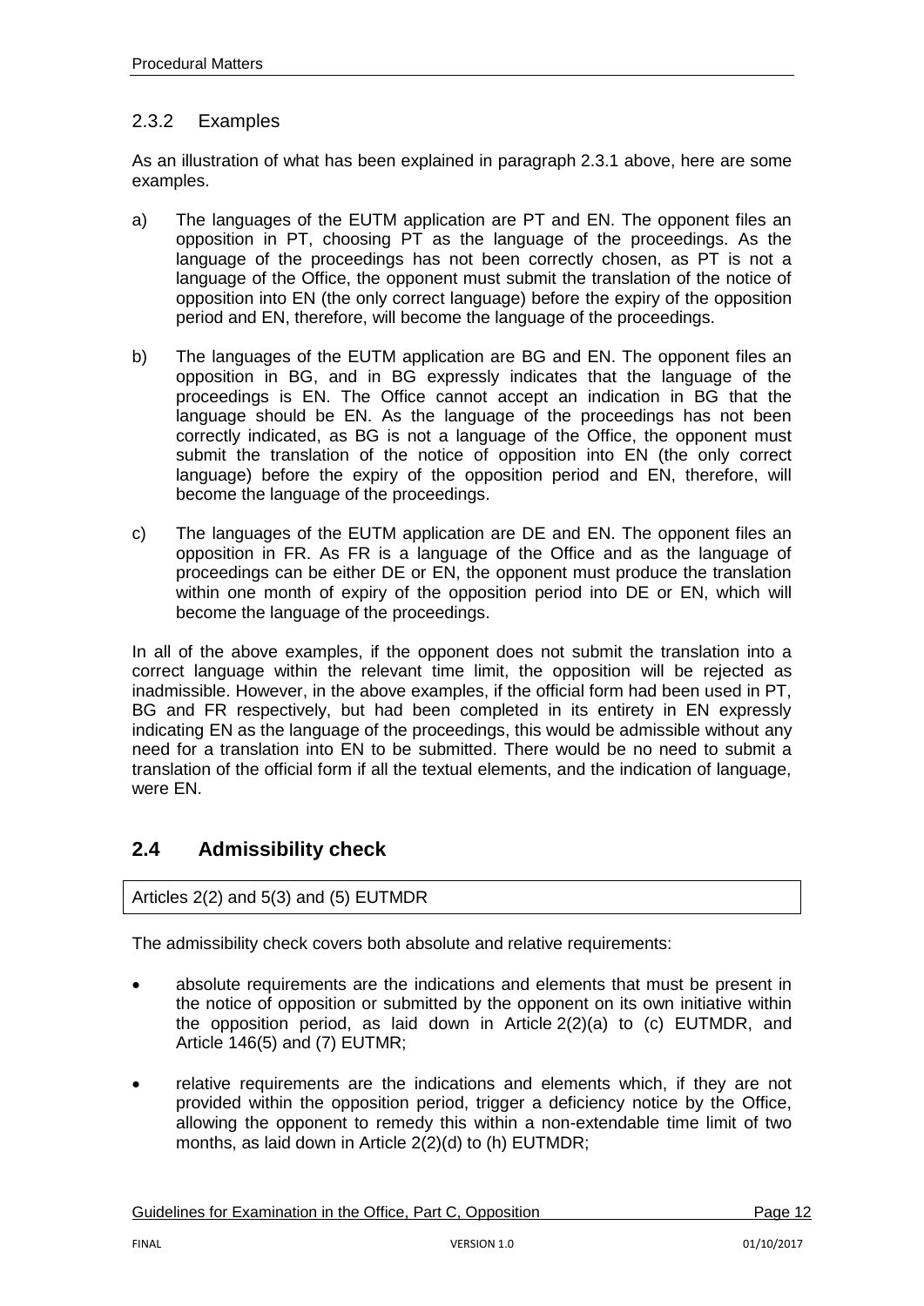### 2.3.2 Examples

As an illustration of what has been explained in paragraph 2.3.1 above, here are some examples.

a) The languages of the EUTM application are PT and EN. The opponent files an opposition in PT, choosing PT as the language of the proceedings. As the language of the proceedings has not been correctly chosen, as PT is not a language of the Office, the opponent must submit the translation of the notice of opposition into EN (the only correct language) before the expiry of the opposition period and EN, therefore, will become the language of the proceedings.

b) The languages of the EUTM application are BG and EN. The opponent files an opposition in BG, and in BG expressly indicates that the language of the proceedings is EN. The Office cannot accept an indication in BG that the language should be EN. As the language of the proceedings has not been correctly indicated, as BG is not a language of the Office, the opponent must submit the translation of the notice of opposition into EN (the only correct language) before the expiry of the opposition period and EN, therefore, will become the language of the proceedings.

c) The languages of the EUTM application are DE and EN. The opponent files an opposition in FR. As FR is a language of the Office and as the language of proceedings can be either DE or EN, the opponent must produce the translation within one month of expiry of the opposition period into DE or EN, which will become the language of the proceedings.

In all of the above examples, if the opponent does not submit the translation into a correct language within the relevant time limit, the opposition will be rejected as inadmissible. However, in the above examples, if the official form had been used in PT, BG and FR respectively, but had been completed in its entirety in EN expressly indicating EN as the language of the proceedings, this would be admissible without any need for a translation into EN to be submitted. There would be no need to submit a translation of the official form if all the textual elements, and the indication of language, were EN.

## 2.4 Admissibility check

Articles 2(2) and 5(3) and (5) EUTMDR

The admissibility check covers both absolute and relative requirements:

- absolute requirements are the indications and elements that must be present in the notice of opposition or submitted by the opponent on its own initiative within the opposition period, as laid down in Article 2(2)(a) to (c) EUTMDR, and Article 146(5) and (7) EUTMR;
- relative requirements are the indications and elements which, if they are not provided within the opposition period, trigger a deficiency notice by the Office, allowing the opponent to remedy this within a non-extendable time limit of two months, as laid down in Article 2(2)(d) to (h) EUTMDR;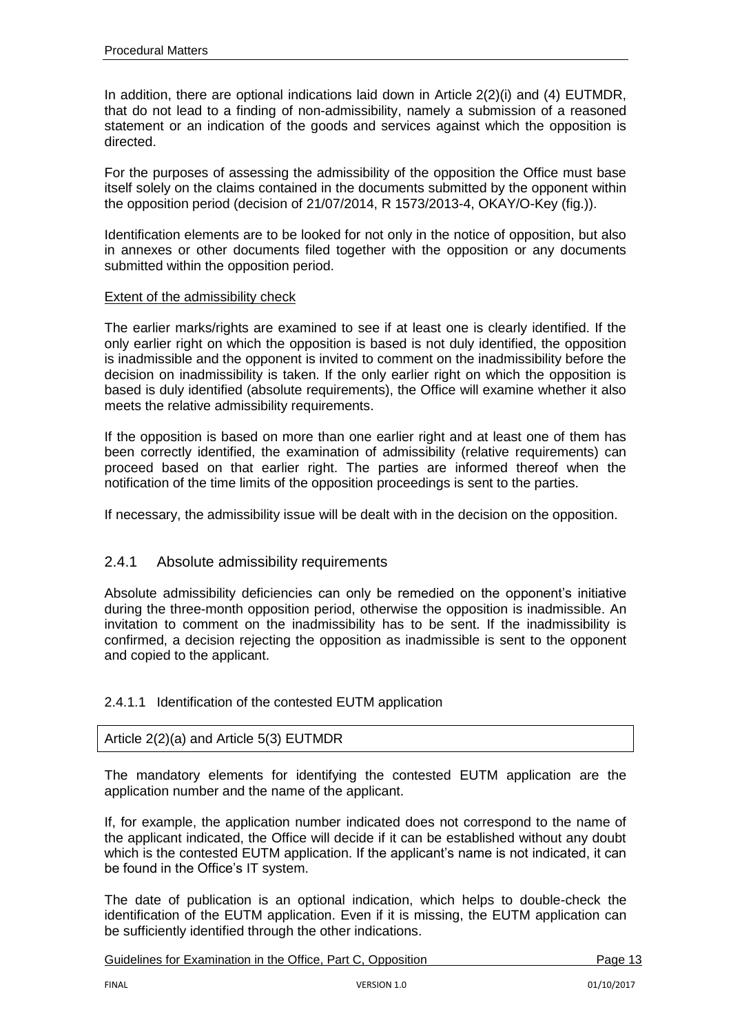In addition, there are optional indications laid down in Article 2(2)(i) and (4) EUTMDR, that do not lead to a finding of non-admissibility, namely a submission of a reasoned statement or an indication of the goods and services against which the opposition is directed.

For the purposes of assessing the admissibility of the opposition the Office must base itself solely on the claims contained in the documents submitted by the opponent within the opposition period (decision of 21/07/2014, R 1573/2013-4, OKAY/O-Key (fig.)).

Identification elements are to be looked for not only in the notice of opposition, but also in annexes or other documents filed together with the opposition or any documents submitted within the opposition period.

Extent of the admissibility check

The earlier marks/rights are examined to see if at least one is clearly identified. If the only earlier right on which the opposition is based is not duly identified, the opposition is inadmissible and the opponent is invited to comment on the inadmissibility before the decision on inadmissibility is taken. If the only earlier right on which the opposition is based is duly identified (absolute requirements), the Office will examine whether it also meets the relative admissibility requirements.

If the opposition is based on more than one earlier right and at least one of them has been correctly identified, the examination of admissibility (relative requirements) can proceed based on that earlier right. The parties are informed thereof when the notification of the time limits of the opposition proceedings is sent to the parties.

If necessary, the admissibility issue will be dealt with in the decision on the opposition.

### 2.4.1 Absolute admissibility requirements

Absolute admissibility deficiencies can only be remedied on the opponent's initiative during the three-month opposition period, otherwise the opposition is inadmissible. An invitation to comment on the inadmissibility has to be sent. If the inadmissibility is confirmed, a decision rejecting the opposition as inadmissible is sent to the opponent and copied to the applicant.

#### 2.4.1.1 Identification of the contested EUTM application

Article 2(2)(a) and Article 5(3) EUTMDR

The mandatory elements for identifying the contested EUTM application are the application number and the name of the applicant.

If, for example, the application number indicated does not correspond to the name of the applicant indicated, the Office will decide if it can be established without any doubt which is the contested EUTM application. If the applicant's name is not indicated, it can be found in the Office's IT system.

The date of publication is an optional indication, which helps to double-check the identification of the EUTM application. Even if it is missing, the EUTM application can be sufficiently identified through the other indications.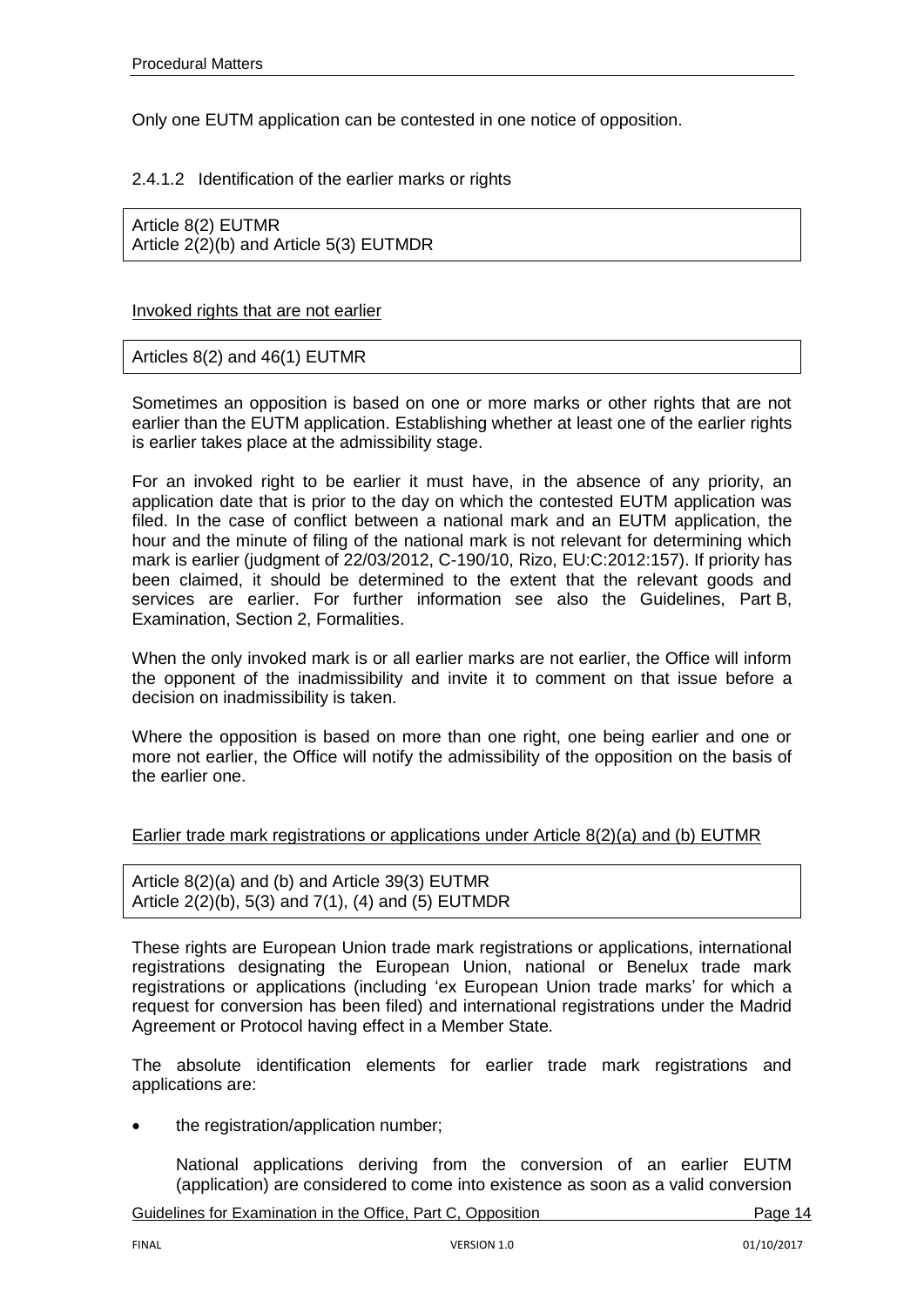Only one EUTM application can be contested in one notice of opposition.

#### 2.4.1.2 Identification of the earlier marks or rights

Article 8(2) EUTMR
Article 2(2)(b) and Article 5(3) EUTMDR

Invoked rights that are not earlier

Articles 8(2) and 46(1) EUTMR

Sometimes an opposition is based on one or more marks or other rights that are not earlier than the EUTM application. Establishing whether at least one of the earlier rights is earlier takes place at the admissibility stage.

For an invoked right to be earlier it must have, in the absence of any priority, an application date that is prior to the day on which the contested EUTM application was filed. In the case of conflict between a national mark and an EUTM application, the hour and the minute of filing of the national mark is not relevant for determining which mark is earlier (judgment of 22/03/2012, C-190/10, Rizo, EU:C:2012:157). If priority has been claimed, it should be determined to the extent that the relevant goods and services are earlier. For further information see also the Guidelines, Part B, Examination, Section 2, Formalities.

When the only invoked mark is or all earlier marks are not earlier, the Office will inform the opponent of the inadmissibility and invite it to comment on that issue before a decision on inadmissibility is taken.

Where the opposition is based on more than one right, one being earlier and one or more not earlier, the Office will notify the admissibility of the opposition on the basis of the earlier one.

Earlier trade mark registrations or applications under Article 8(2)(a) and (b) EUTMR

Article 8(2)(a) and (b) and Article 39(3) EUTMR
Article 2(2)(b), 5(3) and 7(1), (4) and (5) EUTMDR

These rights are European Union trade mark registrations or applications, international registrations designating the European Union, national or Benelux trade mark registrations or applications (including 'ex European Union trade marks' for which a request for conversion has been filed) and international registrations under the Madrid Agreement or Protocol having effect in a Member State.

The absolute identification elements for earlier trade mark registrations and applications are:

- the registration/application number;

  National applications deriving from the conversion of an earlier EUTM (application) are considered to come into existence as soon as a valid conversion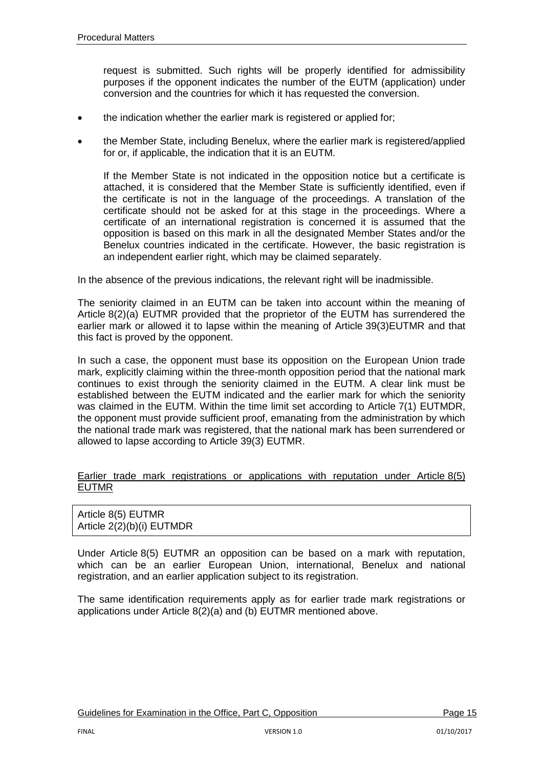request is submitted. Such rights will be properly identified for admissibility purposes if the opponent indicates the number of the EUTM (application) under conversion and the countries for which it has requested the conversion.

- the indication whether the earlier mark is registered or applied for;
- the Member State, including Benelux, where the earlier mark is registered/applied for or, if applicable, the indication that it is an EUTM.

  If the Member State is not indicated in the opposition notice but a certificate is attached, it is considered that the Member State is sufficiently identified, even if the certificate is not in the language of the proceedings. A translation of the certificate should not be asked for at this stage in the proceedings. Where a certificate of an international registration is concerned it is assumed that the opposition is based on this mark in all the designated Member States and/or the Benelux countries indicated in the certificate. However, the basic registration is an independent earlier right, which may be claimed separately.

In the absence of the previous indications, the relevant right will be inadmissible.

The seniority claimed in an EUTM can be taken into account within the meaning of Article 8(2)(a) EUTMR provided that the proprietor of the EUTM has surrendered the earlier mark or allowed it to lapse within the meaning of Article 39(3)EUTMR and that this fact is proved by the opponent.

In such a case, the opponent must base its opposition on the European Union trade mark, explicitly claiming within the three-month opposition period that the national mark continues to exist through the seniority claimed in the EUTM. A clear link must be established between the EUTM indicated and the earlier mark for which the seniority was claimed in the EUTM. Within the time limit set according to Article 7(1) EUTMDR, the opponent must provide sufficient proof, emanating from the administration by which the national trade mark was registered, that the national mark has been surrendered or allowed to lapse according to Article 39(3) EUTMR.

Earlier trade mark registrations or applications with reputation under Article 8(5) EUTMR

| Article 8(5) EUTMR<br>Article 2(2)(b)(i) EUTMDR |
|---|

Under Article 8(5) EUTMR an opposition can be based on a mark with reputation, which can be an earlier European Union, international, Benelux and national registration, and an earlier application subject to its registration.

The same identification requirements apply as for earlier trade mark registrations or applications under Article 8(2)(a) and (b) EUTMR mentioned above.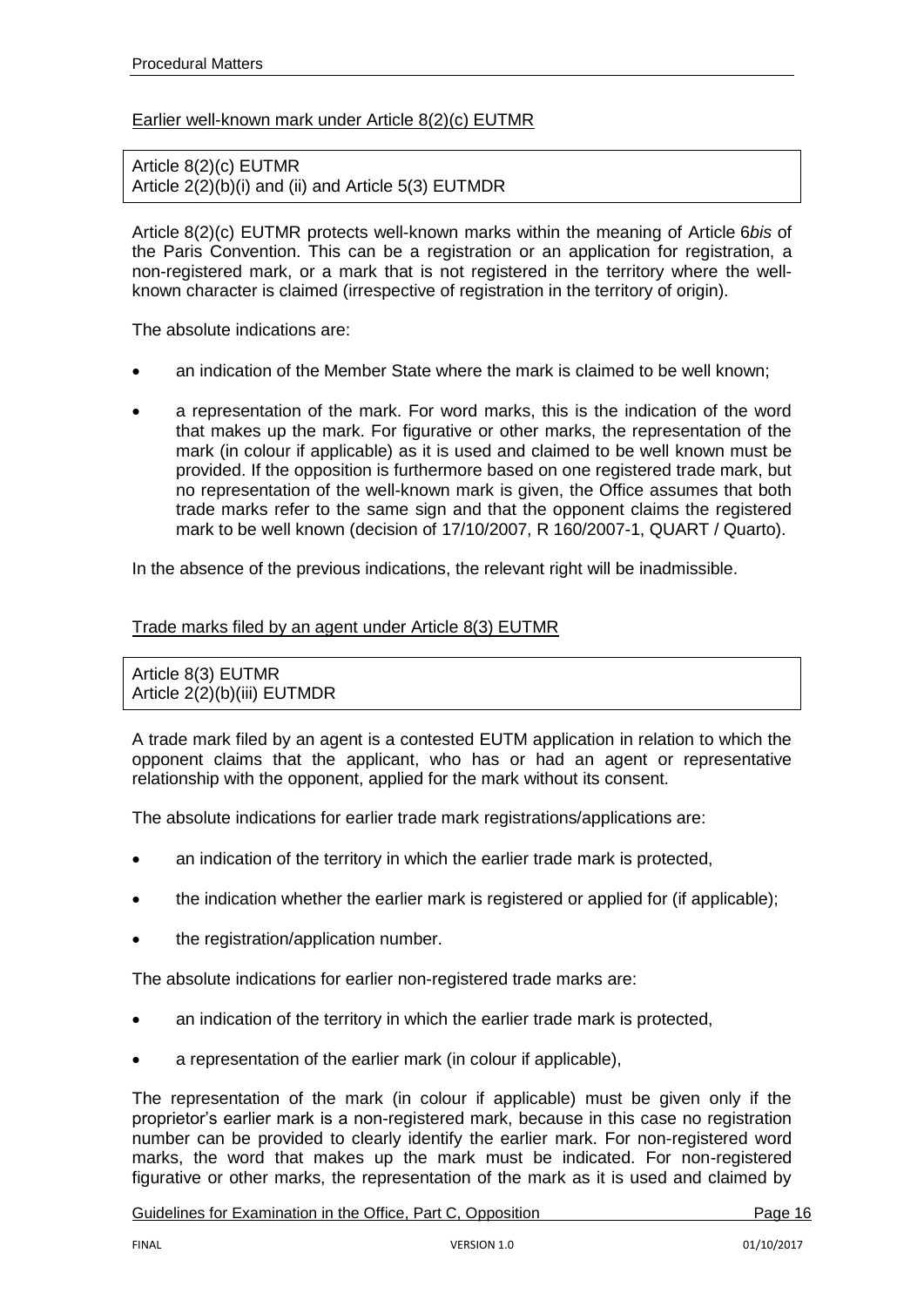Earlier well-known mark under Article 8(2)(c) EUTMR

> Article 8(2)(c) EUTMR
> Article 2(2)(b)(i) and (ii) and Article 5(3) EUTMDR

Article 8(2)(c) EUTMR protects well-known marks within the meaning of Article 6*bis* of the Paris Convention. This can be a registration or an application for registration, a non-registered mark, or a mark that is not registered in the territory where the well-known character is claimed (irrespective of registration in the territory of origin).

The absolute indications are:

- an indication of the Member State where the mark is claimed to be well known;
- a representation of the mark. For word marks, this is the indication of the word that makes up the mark. For figurative or other marks, the representation of the mark (in colour if applicable) as it is used and claimed to be well known must be provided. If the opposition is furthermore based on one registered trade mark, but no representation of the well-known mark is given, the Office assumes that both trade marks refer to the same sign and that the opponent claims the registered mark to be well known (decision of 17/10/2007, R 160/2007-1, QUART / Quarto).

In the absence of the previous indications, the relevant right will be inadmissible.

Trade marks filed by an agent under Article 8(3) EUTMR

> Article 8(3) EUTMR
> Article 2(2)(b)(iii) EUTMDR

A trade mark filed by an agent is a contested EUTM application in relation to which the opponent claims that the applicant, who has or had an agent or representative relationship with the opponent, applied for the mark without its consent.

The absolute indications for earlier trade mark registrations/applications are:

- an indication of the territory in which the earlier trade mark is protected,
- the indication whether the earlier mark is registered or applied for (if applicable);
- the registration/application number.

The absolute indications for earlier non-registered trade marks are:

- an indication of the territory in which the earlier trade mark is protected,
- a representation of the earlier mark (in colour if applicable),

The representation of the mark (in colour if applicable) must be given only if the proprietor's earlier mark is a non-registered mark, because in this case no registration number can be provided to clearly identify the earlier mark. For non-registered word marks, the word that makes up the mark must be indicated. For non-registered figurative or other marks, the representation of the mark as it is used and claimed by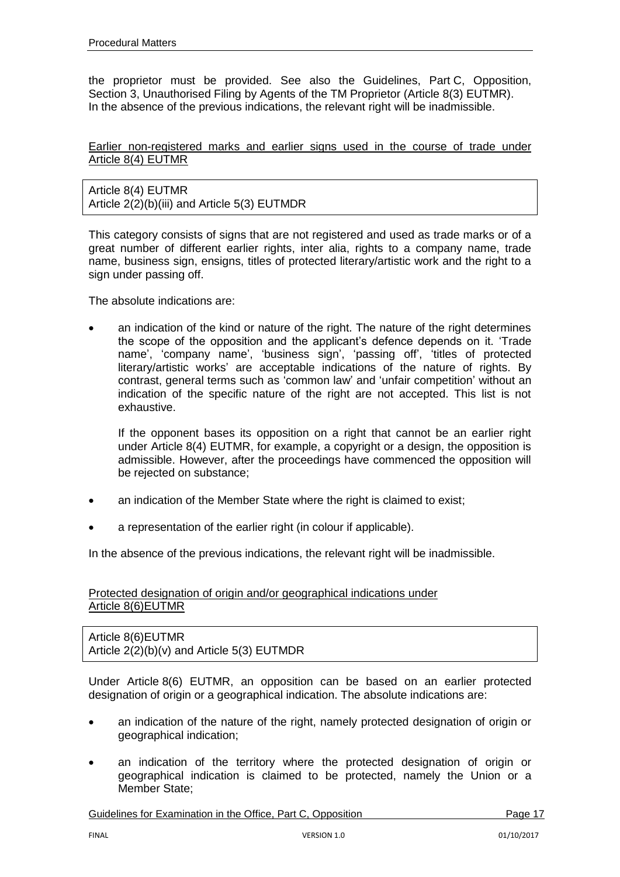the proprietor must be provided. See also the Guidelines, Part C, Opposition, Section 3, Unauthorised Filing by Agents of the TM Proprietor (Article 8(3) EUTMR). In the absence of the previous indications, the relevant right will be inadmissible.

Earlier non-registered marks and earlier signs used in the course of trade under Article 8(4) EUTMR

| Article 8(4) EUTMR<br>Article 2(2)(b)(iii) and Article 5(3) EUTMDR |
|---|

This category consists of signs that are not registered and used as trade marks or of a great number of different earlier rights, inter alia, rights to a company name, trade name, business sign, ensigns, titles of protected literary/artistic work and the right to a sign under passing off.

The absolute indications are:

- an indication of the kind or nature of the right. The nature of the right determines the scope of the opposition and the applicant's defence depends on it. 'Trade name', 'company name', 'business sign', 'passing off', 'titles of protected literary/artistic works' are acceptable indications of the nature of rights. By contrast, general terms such as 'common law' and 'unfair competition' without an indication of the specific nature of the right are not accepted. This list is not exhaustive.

  If the opponent bases its opposition on a right that cannot be an earlier right under Article 8(4) EUTMR, for example, a copyright or a design, the opposition is admissible. However, after the proceedings have commenced the opposition will be rejected on substance;

- an indication of the Member State where the right is claimed to exist;
- a representation of the earlier right (in colour if applicable).

In the absence of the previous indications, the relevant right will be inadmissible.

Protected designation of origin and/or geographical indications under Article 8(6)EUTMR

| Article 8(6)EUTMR<br>Article 2(2)(b)(v) and Article 5(3) EUTMDR |
|---|

Under Article 8(6) EUTMR, an opposition can be based on an earlier protected designation of origin or a geographical indication. The absolute indications are:

- an indication of the nature of the right, namely protected designation of origin or geographical indication;
- an indication of the territory where the protected designation of origin or geographical indication is claimed to be protected, namely the Union or a Member State;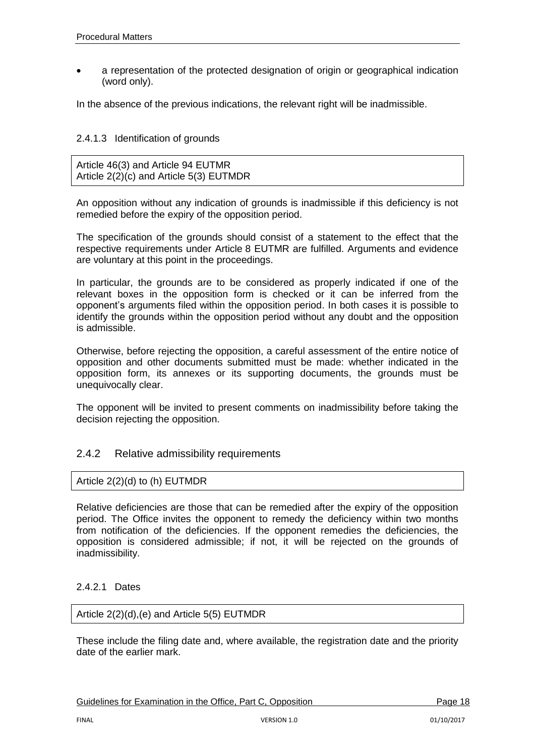- a representation of the protected designation of origin or geographical indication (word only).

In the absence of the previous indications, the relevant right will be inadmissible.

#### 2.4.1.3 Identification of grounds

Article 46(3) and Article 94 EUTMR
Article 2(2)(c) and Article 5(3) EUTMDR

An opposition without any indication of grounds is inadmissible if this deficiency is not remedied before the expiry of the opposition period.

The specification of the grounds should consist of a statement to the effect that the respective requirements under Article 8 EUTMR are fulfilled. Arguments and evidence are voluntary at this point in the proceedings.

In particular, the grounds are to be considered as properly indicated if one of the relevant boxes in the opposition form is checked or it can be inferred from the opponent's arguments filed within the opposition period. In both cases it is possible to identify the grounds within the opposition period without any doubt and the opposition is admissible.

Otherwise, before rejecting the opposition, a careful assessment of the entire notice of opposition and other documents submitted must be made: whether indicated in the opposition form, its annexes or its supporting documents, the grounds must be unequivocally clear.

The opponent will be invited to present comments on inadmissibility before taking the decision rejecting the opposition.

### 2.4.2 Relative admissibility requirements

Article 2(2)(d) to (h) EUTMDR

Relative deficiencies are those that can be remedied after the expiry of the opposition period. The Office invites the opponent to remedy the deficiency within two months from notification of the deficiencies. If the opponent remedies the deficiencies, the opposition is considered admissible; if not, it will be rejected on the grounds of inadmissibility.

#### 2.4.2.1 Dates

Article 2(2)(d),(e) and Article 5(5) EUTMDR

These include the filing date and, where available, the registration date and the priority date of the earlier mark.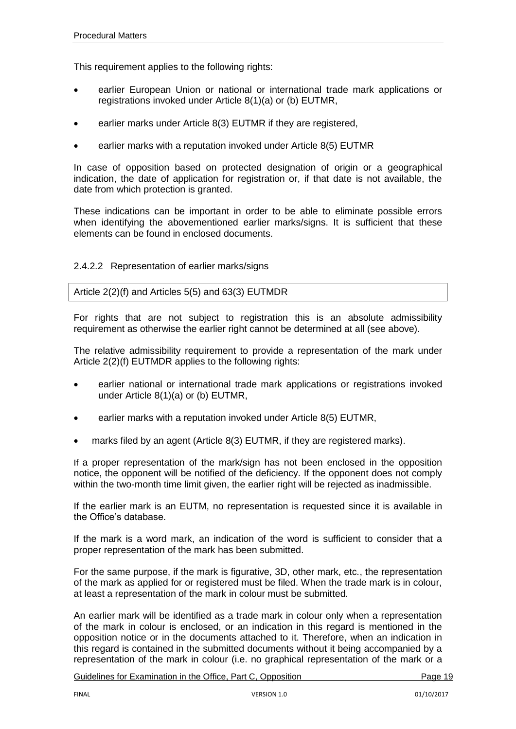This requirement applies to the following rights:

- earlier European Union or national or international trade mark applications or registrations invoked under Article 8(1)(a) or (b) EUTMR,
- earlier marks under Article 8(3) EUTMR if they are registered,
- earlier marks with a reputation invoked under Article 8(5) EUTMR

In case of opposition based on protected designation of origin or a geographical indication, the date of application for registration or, if that date is not available, the date from which protection is granted.

These indications can be important in order to be able to eliminate possible errors when identifying the abovementioned earlier marks/signs. It is sufficient that these elements can be found in enclosed documents.

#### 2.4.2.2 Representation of earlier marks/signs

Article 2(2)(f) and Articles 5(5) and 63(3) EUTMDR

For rights that are not subject to registration this is an absolute admissibility requirement as otherwise the earlier right cannot be determined at all (see above).

The relative admissibility requirement to provide a representation of the mark under Article 2(2)(f) EUTMDR applies to the following rights:

- earlier national or international trade mark applications or registrations invoked under Article 8(1)(a) or (b) EUTMR,
- earlier marks with a reputation invoked under Article 8(5) EUTMR,
- marks filed by an agent (Article 8(3) EUTMR, if they are registered marks).

If a proper representation of the mark/sign has not been enclosed in the opposition notice, the opponent will be notified of the deficiency. If the opponent does not comply within the two-month time limit given, the earlier right will be rejected as inadmissible.

If the earlier mark is an EUTM, no representation is requested since it is available in the Office's database.

If the mark is a word mark, an indication of the word is sufficient to consider that a proper representation of the mark has been submitted.

For the same purpose, if the mark is figurative, 3D, other mark, etc., the representation of the mark as applied for or registered must be filed. When the trade mark is in colour, at least a representation of the mark in colour must be submitted.

An earlier mark will be identified as a trade mark in colour only when a representation of the mark in colour is enclosed, or an indication in this regard is mentioned in the opposition notice or in the documents attached to it. Therefore, when an indication in this regard is contained in the submitted documents without it being accompanied by a representation of the mark in colour (i.e. no graphical representation of the mark or a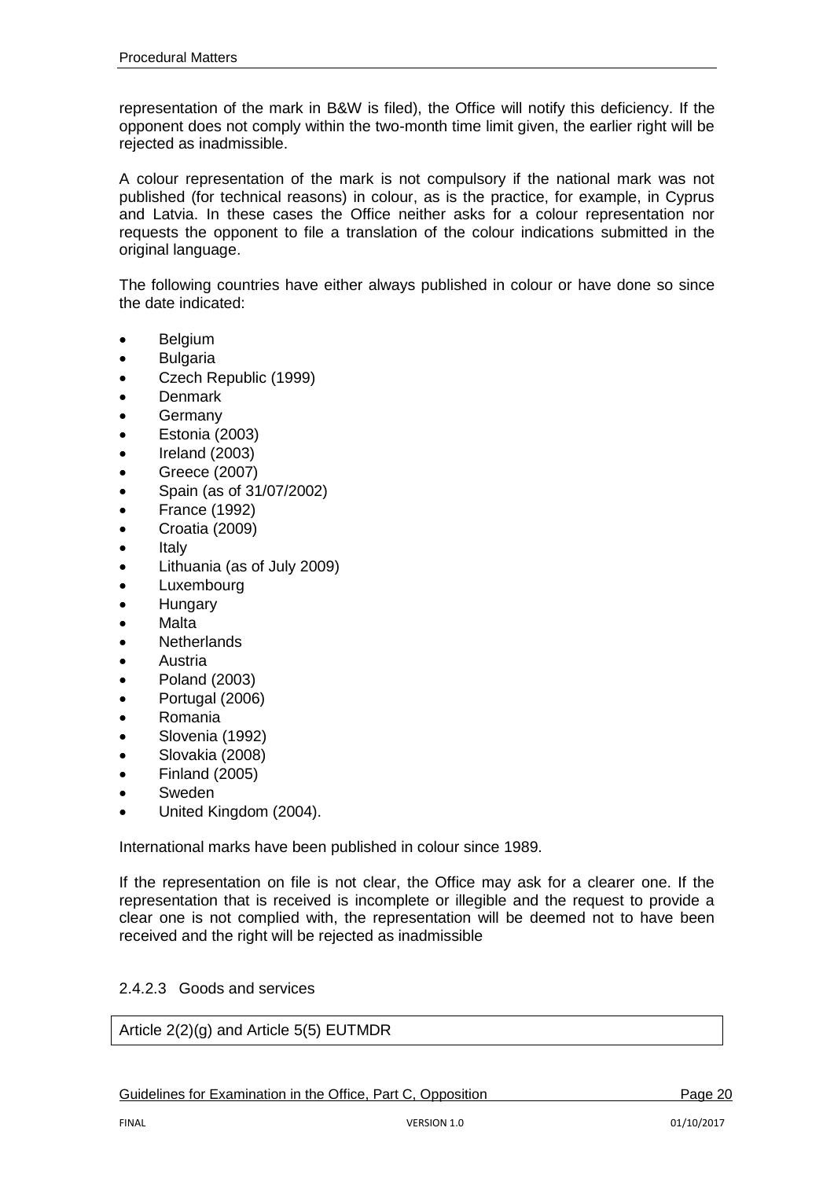representation of the mark in B&W is filed), the Office will notify this deficiency. If the opponent does not comply within the two-month time limit given, the earlier right will be rejected as inadmissible.

A colour representation of the mark is not compulsory if the national mark was not published (for technical reasons) in colour, as is the practice, for example, in Cyprus and Latvia. In these cases the Office neither asks for a colour representation nor requests the opponent to file a translation of the colour indications submitted in the original language.

The following countries have either always published in colour or have done so since the date indicated:

- Belgium
- Bulgaria
- Czech Republic (1999)
- Denmark
- Germany
- Estonia (2003)
- Ireland (2003)
- Greece (2007)
- Spain (as of 31/07/2002)
- France (1992)
- Croatia (2009)
- Italy
- Lithuania (as of July 2009)
- Luxembourg
- Hungary
- Malta
- Netherlands
- Austria
- Poland (2003)
- Portugal (2006)
- Romania
- Slovenia (1992)
- Slovakia (2008)
- Finland (2005)
- Sweden
- United Kingdom (2004).

International marks have been published in colour since 1989.

If the representation on file is not clear, the Office may ask for a clearer one. If the representation that is received is incomplete or illegible and the request to provide a clear one is not complied with, the representation will be deemed not to have been received and the right will be rejected as inadmissible

#### 2.4.2.3 Goods and services

| Article 2(2)(g) and Article 5(5) EUTMDR |
|---|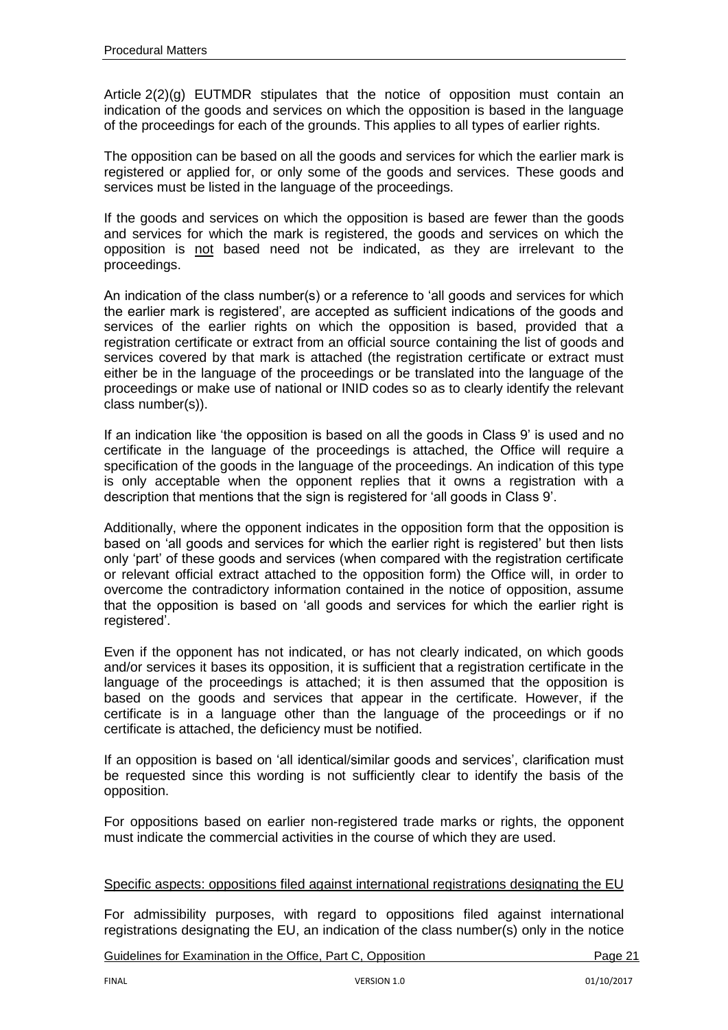Article 2(2)(g) EUTMDR stipulates that the notice of opposition must contain an indication of the goods and services on which the opposition is based in the language of the proceedings for each of the grounds. This applies to all types of earlier rights.

The opposition can be based on all the goods and services for which the earlier mark is registered or applied for, or only some of the goods and services. These goods and services must be listed in the language of the proceedings.

If the goods and services on which the opposition is based are fewer than the goods and services for which the mark is registered, the goods and services on which the opposition is not based need not be indicated, as they are irrelevant to the proceedings.

An indication of the class number(s) or a reference to 'all goods and services for which the earlier mark is registered', are accepted as sufficient indications of the goods and services of the earlier rights on which the opposition is based, provided that a registration certificate or extract from an official source containing the list of goods and services covered by that mark is attached (the registration certificate or extract must either be in the language of the proceedings or be translated into the language of the proceedings or make use of national or INID codes so as to clearly identify the relevant class number(s)).

If an indication like 'the opposition is based on all the goods in Class 9' is used and no certificate in the language of the proceedings is attached, the Office will require a specification of the goods in the language of the proceedings. An indication of this type is only acceptable when the opponent replies that it owns a registration with a description that mentions that the sign is registered for 'all goods in Class 9'.

Additionally, where the opponent indicates in the opposition form that the opposition is based on 'all goods and services for which the earlier right is registered' but then lists only 'part' of these goods and services (when compared with the registration certificate or relevant official extract attached to the opposition form) the Office will, in order to overcome the contradictory information contained in the notice of opposition, assume that the opposition is based on 'all goods and services for which the earlier right is registered'.

Even if the opponent has not indicated, or has not clearly indicated, on which goods and/or services it bases its opposition, it is sufficient that a registration certificate in the language of the proceedings is attached; it is then assumed that the opposition is based on the goods and services that appear in the certificate. However, if the certificate is in a language other than the language of the proceedings or if no certificate is attached, the deficiency must be notified.

If an opposition is based on 'all identical/similar goods and services', clarification must be requested since this wording is not sufficiently clear to identify the basis of the opposition.

For oppositions based on earlier non-registered trade marks or rights, the opponent must indicate the commercial activities in the course of which they are used.

Specific aspects: oppositions filed against international registrations designating the EU

For admissibility purposes, with regard to oppositions filed against international registrations designating the EU, an indication of the class number(s) only in the notice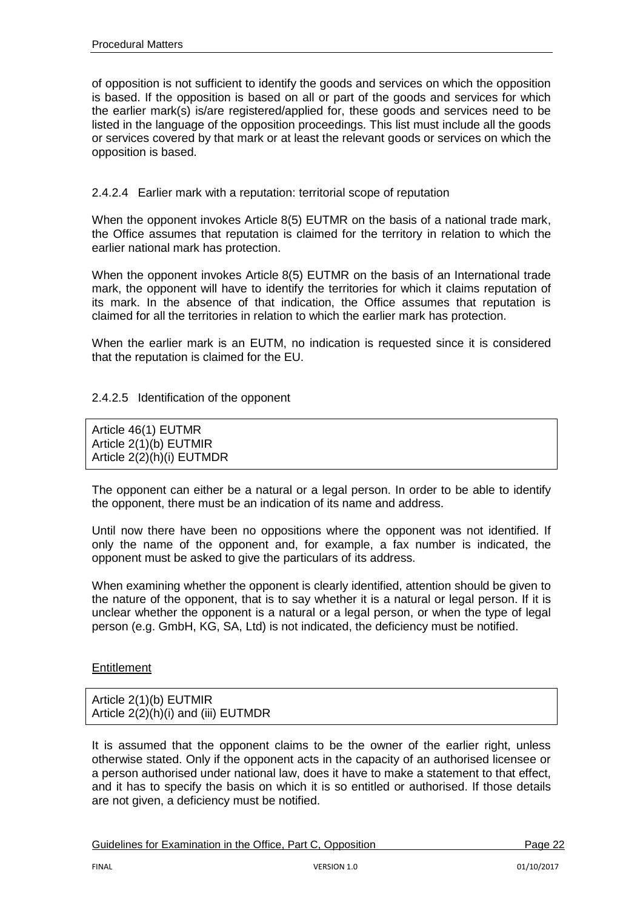of opposition is not sufficient to identify the goods and services on which the opposition is based. If the opposition is based on all or part of the goods and services for which the earlier mark(s) is/are registered/applied for, these goods and services need to be listed in the language of the opposition proceedings. This list must include all the goods or services covered by that mark or at least the relevant goods or services on which the opposition is based.

#### 2.4.2.4 Earlier mark with a reputation: territorial scope of reputation

When the opponent invokes Article 8(5) EUTMR on the basis of a national trade mark, the Office assumes that reputation is claimed for the territory in relation to which the earlier national mark has protection.

When the opponent invokes Article 8(5) EUTMR on the basis of an International trade mark, the opponent will have to identify the territories for which it claims reputation of its mark. In the absence of that indication, the Office assumes that reputation is claimed for all the territories in relation to which the earlier mark has protection.

When the earlier mark is an EUTM, no indication is requested since it is considered that the reputation is claimed for the EU.

#### 2.4.2.5 Identification of the opponent

| Article 46(1) EUTMR<br>Article 2(1)(b) EUTMIR<br>Article 2(2)(h)(i) EUTMDR |
|---|

The opponent can either be a natural or a legal person. In order to be able to identify the opponent, there must be an indication of its name and address.

Until now there have been no oppositions where the opponent was not identified. If only the name of the opponent and, for example, a fax number is indicated, the opponent must be asked to give the particulars of its address.

When examining whether the opponent is clearly identified, attention should be given to the nature of the opponent, that is to say whether it is a natural or legal person. If it is unclear whether the opponent is a natural or a legal person, or when the type of legal person (e.g. GmbH, KG, SA, Ltd) is not indicated, the deficiency must be notified.

<u>Entitlement</u>

| Article 2(1)(b) EUTMIR<br>Article 2(2)(h)(i) and (iii) EUTMDR |
|---|

It is assumed that the opponent claims to be the owner of the earlier right, unless otherwise stated. Only if the opponent acts in the capacity of an authorised licensee or a person authorised under national law, does it have to make a statement to that effect, and it has to specify the basis on which it is so entitled or authorised. If those details are not given, a deficiency must be notified.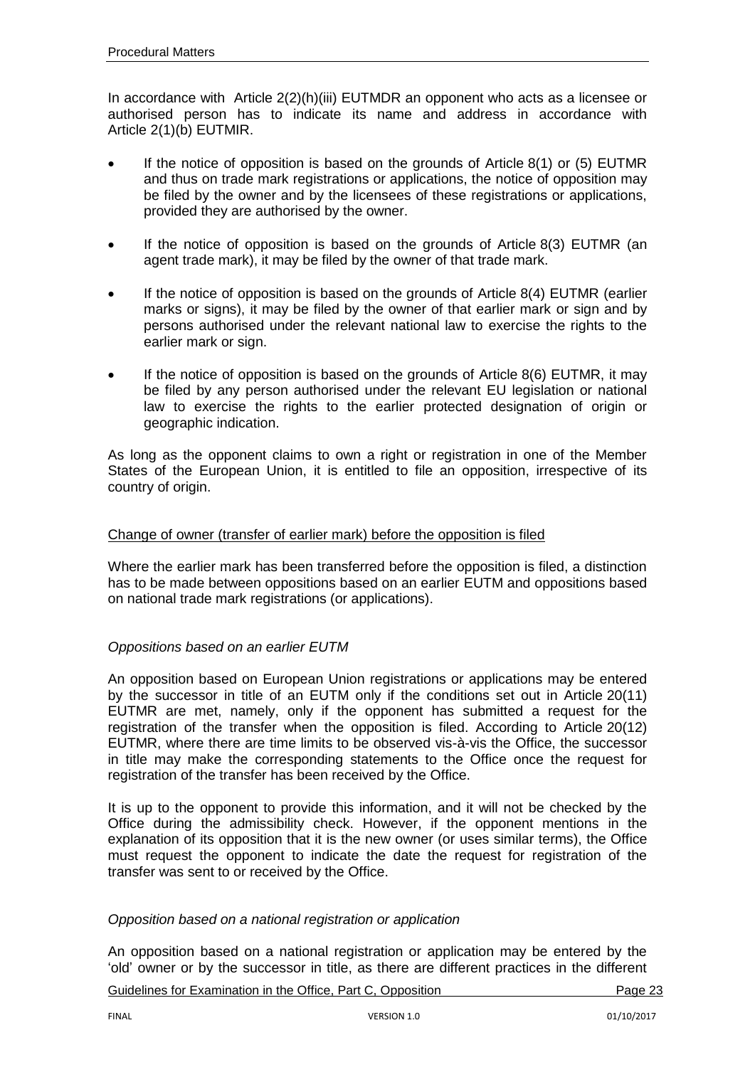In accordance with Article 2(2)(h)(iii) EUTMDR an opponent who acts as a licensee or authorised person has to indicate its name and address in accordance with Article 2(1)(b) EUTMIR.

- If the notice of opposition is based on the grounds of Article 8(1) or (5) EUTMR and thus on trade mark registrations or applications, the notice of opposition may be filed by the owner and by the licensees of these registrations or applications, provided they are authorised by the owner.
- If the notice of opposition is based on the grounds of Article 8(3) EUTMR (an agent trade mark), it may be filed by the owner of that trade mark.
- If the notice of opposition is based on the grounds of Article 8(4) EUTMR (earlier marks or signs), it may be filed by the owner of that earlier mark or sign and by persons authorised under the relevant national law to exercise the rights to the earlier mark or sign.
- If the notice of opposition is based on the grounds of Article 8(6) EUTMR, it may be filed by any person authorised under the relevant EU legislation or national law to exercise the rights to the earlier protected designation of origin or geographic indication.

As long as the opponent claims to own a right or registration in one of the Member States of the European Union, it is entitled to file an opposition, irrespective of its country of origin.

Change of owner (transfer of earlier mark) before the opposition is filed

Where the earlier mark has been transferred before the opposition is filed, a distinction has to be made between oppositions based on an earlier EUTM and oppositions based on national trade mark registrations (or applications).

*Oppositions based on an earlier EUTM*

An opposition based on European Union registrations or applications may be entered by the successor in title of an EUTM only if the conditions set out in Article 20(11) EUTMR are met, namely, only if the opponent has submitted a request for the registration of the transfer when the opposition is filed. According to Article 20(12) EUTMR, where there are time limits to be observed vis-à-vis the Office, the successor in title may make the corresponding statements to the Office once the request for registration of the transfer has been received by the Office.

It is up to the opponent to provide this information, and it will not be checked by the Office during the admissibility check. However, if the opponent mentions in the explanation of its opposition that it is the new owner (or uses similar terms), the Office must request the opponent to indicate the date the request for registration of the transfer was sent to or received by the Office.

*Opposition based on a national registration or application*

An opposition based on a national registration or application may be entered by the 'old' owner or by the successor in title, as there are different practices in the different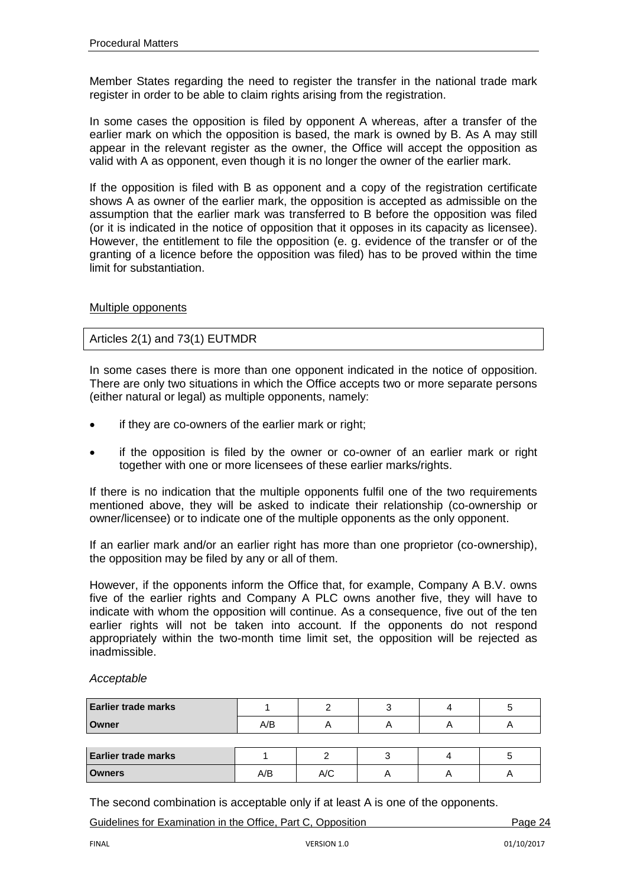Member States regarding the need to register the transfer in the national trade mark register in order to be able to claim rights arising from the registration.

In some cases the opposition is filed by opponent A whereas, after a transfer of the earlier mark on which the opposition is based, the mark is owned by B. As A may still appear in the relevant register as the owner, the Office will accept the opposition as valid with A as opponent, even though it is no longer the owner of the earlier mark.

If the opposition is filed with B as opponent and a copy of the registration certificate shows A as owner of the earlier mark, the opposition is accepted as admissible on the assumption that the earlier mark was transferred to B before the opposition was filed (or it is indicated in the notice of opposition that it opposes in its capacity as licensee). However, the entitlement to file the opposition (e. g. evidence of the transfer or of the granting of a licence before the opposition was filed) has to be proved within the time limit for substantiation.

Multiple opponents

| Articles 2(1) and 73(1) EUTMDR |
|---|

In some cases there is more than one opponent indicated in the notice of opposition. There are only two situations in which the Office accepts two or more separate persons (either natural or legal) as multiple opponents, namely:

- if they are co-owners of the earlier mark or right;
- if the opposition is filed by the owner or co-owner of an earlier mark or right together with one or more licensees of these earlier marks/rights.

If there is no indication that the multiple opponents fulfil one of the two requirements mentioned above, they will be asked to indicate their relationship (co-ownership or owner/licensee) or to indicate one of the multiple opponents as the only opponent.

If an earlier mark and/or an earlier right has more than one proprietor (co-ownership), the opposition may be filed by any or all of them.

However, if the opponents inform the Office that, for example, Company A B.V. owns five of the earlier rights and Company A PLC owns another five, they will have to indicate with whom the opposition will continue. As a consequence, five out of the ten earlier rights will not be taken into account. If the opponents do not respond appropriately within the two-month time limit set, the opposition will be rejected as inadmissible.

*Acceptable*

| **Earlier trade marks** | 1 | 2 | 3 | 4 | 5 |
|---|---|---|---|---|---|
| **Owner** | A/B | A | A | A | A |

| **Earlier trade marks** | 1 | 2 | 3 | 4 | 5 |
|---|---|---|---|---|---|
| **Owners** | A/B | A/C | A | A | A |

The second combination is acceptable only if at least A is one of the opponents.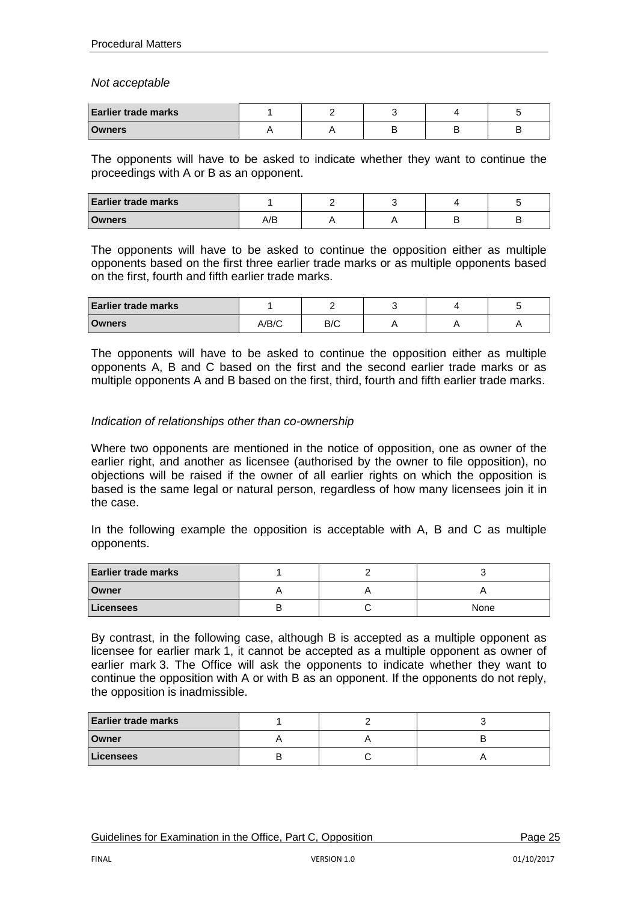*Not acceptable*

| Earlier trade marks | 1 | 2 | 3 | 4 | 5 |
|---|---|---|---|---|---|
| Owners | A | A | B | B | B |

The opponents will have to be asked to indicate whether they want to continue the proceedings with A or B as an opponent.

| Earlier trade marks | 1 | 2 | 3 | 4 | 5 |
|---|---|---|---|---|---|
| Owners | A/B | A | A | B | B |

The opponents will have to be asked to continue the opposition either as multiple opponents based on the first three earlier trade marks or as multiple opponents based on the first, fourth and fifth earlier trade marks.

| Earlier trade marks | 1 | 2 | 3 | 4 | 5 |
|---|---|---|---|---|---|
| Owners | A/B/C | B/C | A | A | A |

The opponents will have to be asked to continue the opposition either as multiple opponents A, B and C based on the first and the second earlier trade marks or as multiple opponents A and B based on the first, third, fourth and fifth earlier trade marks.

*Indication of relationships other than co-ownership*

Where two opponents are mentioned in the notice of opposition, one as owner of the earlier right, and another as licensee (authorised by the owner to file opposition), no objections will be raised if the owner of all earlier rights on which the opposition is based is the same legal or natural person, regardless of how many licensees join it in the case.

In the following example the opposition is acceptable with A, B and C as multiple opponents.

| Earlier trade marks | 1 | 2 | 3 |
|---|---|---|---|
| Owner | A | A | A |
| Licensees | B | C | None |

By contrast, in the following case, although B is accepted as a multiple opponent as licensee for earlier mark 1, it cannot be accepted as a multiple opponent as owner of earlier mark 3. The Office will ask the opponents to indicate whether they want to continue the opposition with A or with B as an opponent. If the opponents do not reply, the opposition is inadmissible.

| Earlier trade marks | 1 | 2 | 3 |
|---|---|---|---|
| Owner | A | A | B |
| Licensees | B | C | A |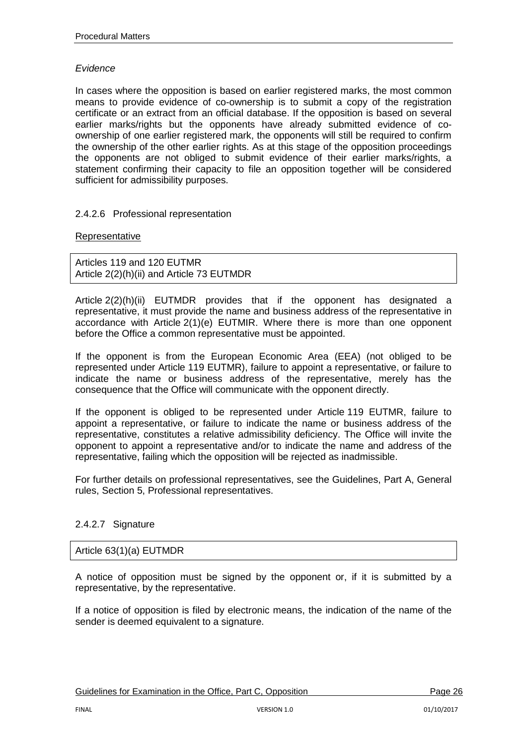*Evidence*

In cases where the opposition is based on earlier registered marks, the most common means to provide evidence of co-ownership is to submit a copy of the registration certificate or an extract from an official database. If the opposition is based on several earlier marks/rights but the opponents have already submitted evidence of co-ownership of one earlier registered mark, the opponents will still be required to confirm the ownership of the other earlier rights. As at this stage of the opposition proceedings the opponents are not obliged to submit evidence of their earlier marks/rights, a statement confirming their capacity to file an opposition together will be considered sufficient for admissibility purposes.

#### 2.4.2.6 Professional representation

<u>Representative</u>

| Articles 119 and 120 EUTMR<br>Article 2(2)(h)(ii) and Article 73 EUTMDR |
|---|

Article 2(2)(h)(ii) EUTMDR provides that if the opponent has designated a representative, it must provide the name and business address of the representative in accordance with Article 2(1)(e) EUTMIR. Where there is more than one opponent before the Office a common representative must be appointed.

If the opponent is from the European Economic Area (EEA) (not obliged to be represented under Article 119 EUTMR), failure to appoint a representative, or failure to indicate the name or business address of the representative, merely has the consequence that the Office will communicate with the opponent directly.

If the opponent is obliged to be represented under Article 119 EUTMR, failure to appoint a representative, or failure to indicate the name or business address of the representative, constitutes a relative admissibility deficiency. The Office will invite the opponent to appoint a representative and/or to indicate the name and address of the representative, failing which the opposition will be rejected as inadmissible.

For further details on professional representatives, see the Guidelines, Part A, General rules, Section 5, Professional representatives.

#### 2.4.2.7 Signature

| Article 63(1)(a) EUTMDR |
|---|

A notice of opposition must be signed by the opponent or, if it is submitted by a representative, by the representative.

If a notice of opposition is filed by electronic means, the indication of the name of the sender is deemed equivalent to a signature.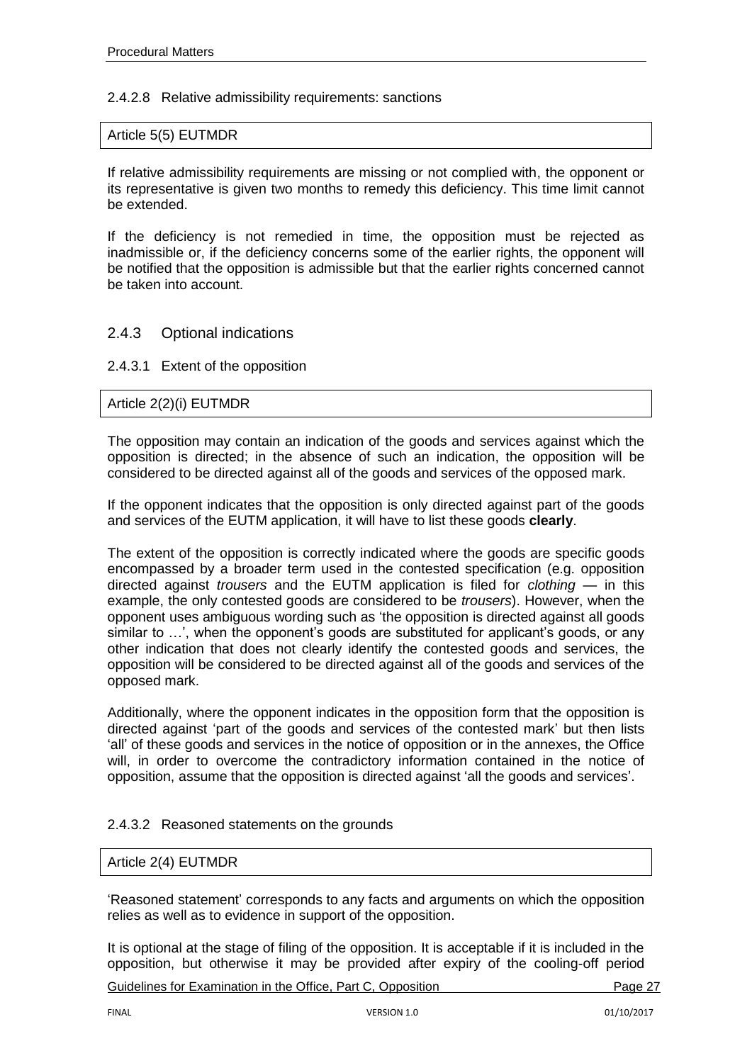#### 2.4.2.8 Relative admissibility requirements: sanctions

Article 5(5) EUTMDR

If relative admissibility requirements are missing or not complied with, the opponent or its representative is given two months to remedy this deficiency. This time limit cannot be extended.

If the deficiency is not remedied in time, the opposition must be rejected as inadmissible or, if the deficiency concerns some of the earlier rights, the opponent will be notified that the opposition is admissible but that the earlier rights concerned cannot be taken into account.

### 2.4.3 Optional indications

#### 2.4.3.1 Extent of the opposition

Article 2(2)(i) EUTMDR

The opposition may contain an indication of the goods and services against which the opposition is directed; in the absence of such an indication, the opposition will be considered to be directed against all of the goods and services of the opposed mark.

If the opponent indicates that the opposition is only directed against part of the goods and services of the EUTM application, it will have to list these goods **clearly**.

The extent of the opposition is correctly indicated where the goods are specific goods encompassed by a broader term used in the contested specification (e.g. opposition directed against *trousers* and the EUTM application is filed for *clothing* — in this example, the only contested goods are considered to be *trousers*). However, when the opponent uses ambiguous wording such as 'the opposition is directed against all goods similar to …', when the opponent's goods are substituted for applicant's goods, or any other indication that does not clearly identify the contested goods and services, the opposition will be considered to be directed against all of the goods and services of the opposed mark.

Additionally, where the opponent indicates in the opposition form that the opposition is directed against 'part of the goods and services of the contested mark' but then lists 'all' of these goods and services in the notice of opposition or in the annexes, the Office will, in order to overcome the contradictory information contained in the notice of opposition, assume that the opposition is directed against 'all the goods and services'.

#### 2.4.3.2 Reasoned statements on the grounds

Article 2(4) EUTMDR

'Reasoned statement' corresponds to any facts and arguments on which the opposition relies as well as to evidence in support of the opposition.

It is optional at the stage of filing of the opposition. It is acceptable if it is included in the opposition, but otherwise it may be provided after expiry of the cooling-off period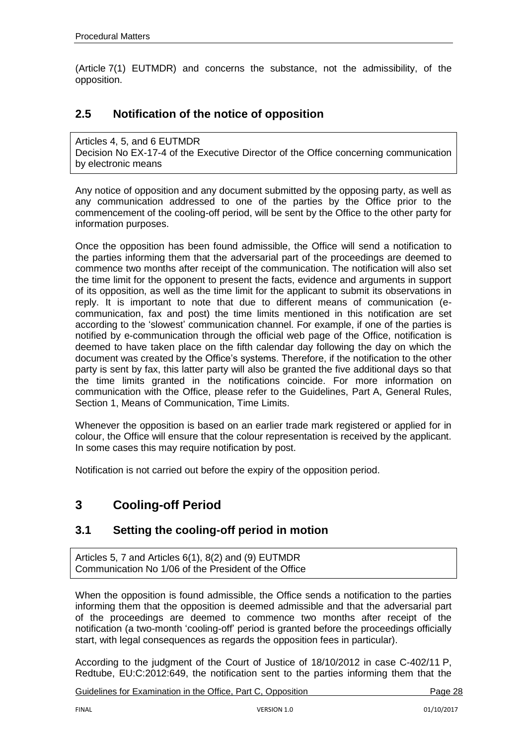(Article 7(1) EUTMDR) and concerns the substance, not the admissibility, of the opposition.

## 2.5 Notification of the notice of opposition

Articles 4, 5, and 6 EUTMDR
Decision No EX-17-4 of the Executive Director of the Office concerning communication by electronic means

Any notice of opposition and any document submitted by the opposing party, as well as any communication addressed to one of the parties by the Office prior to the commencement of the cooling-off period, will be sent by the Office to the other party for information purposes.

Once the opposition has been found admissible, the Office will send a notification to the parties informing them that the adversarial part of the proceedings are deemed to commence two months after receipt of the communication. The notification will also set the time limit for the opponent to present the facts, evidence and arguments in support of its opposition, as well as the time limit for the applicant to submit its observations in reply. It is important to note that due to different means of communication (e-communication, fax and post) the time limits mentioned in this notification are set according to the 'slowest' communication channel. For example, if one of the parties is notified by e-communication through the official web page of the Office, notification is deemed to have taken place on the fifth calendar day following the day on which the document was created by the Office's systems. Therefore, if the notification to the other party is sent by fax, this latter party will also be granted the five additional days so that the time limits granted in the notifications coincide. For more information on communication with the Office, please refer to the Guidelines, Part A, General Rules, Section 1, Means of Communication, Time Limits.

Whenever the opposition is based on an earlier trade mark registered or applied for in colour, the Office will ensure that the colour representation is received by the applicant. In some cases this may require notification by post.

Notification is not carried out before the expiry of the opposition period.

# 3 Cooling-off Period

## 3.1 Setting the cooling-off period in motion

Articles 5, 7 and Articles 6(1), 8(2) and (9) EUTMDR
Communication No 1/06 of the President of the Office

When the opposition is found admissible, the Office sends a notification to the parties informing them that the opposition is deemed admissible and that the adversarial part of the proceedings are deemed to commence two months after receipt of the notification (a two-month 'cooling-off' period is granted before the proceedings officially start, with legal consequences as regards the opposition fees in particular).

According to the judgment of the Court of Justice of 18/10/2012 in case C-402/11 P, Redtube, EU:C:2012:649, the notification sent to the parties informing them that the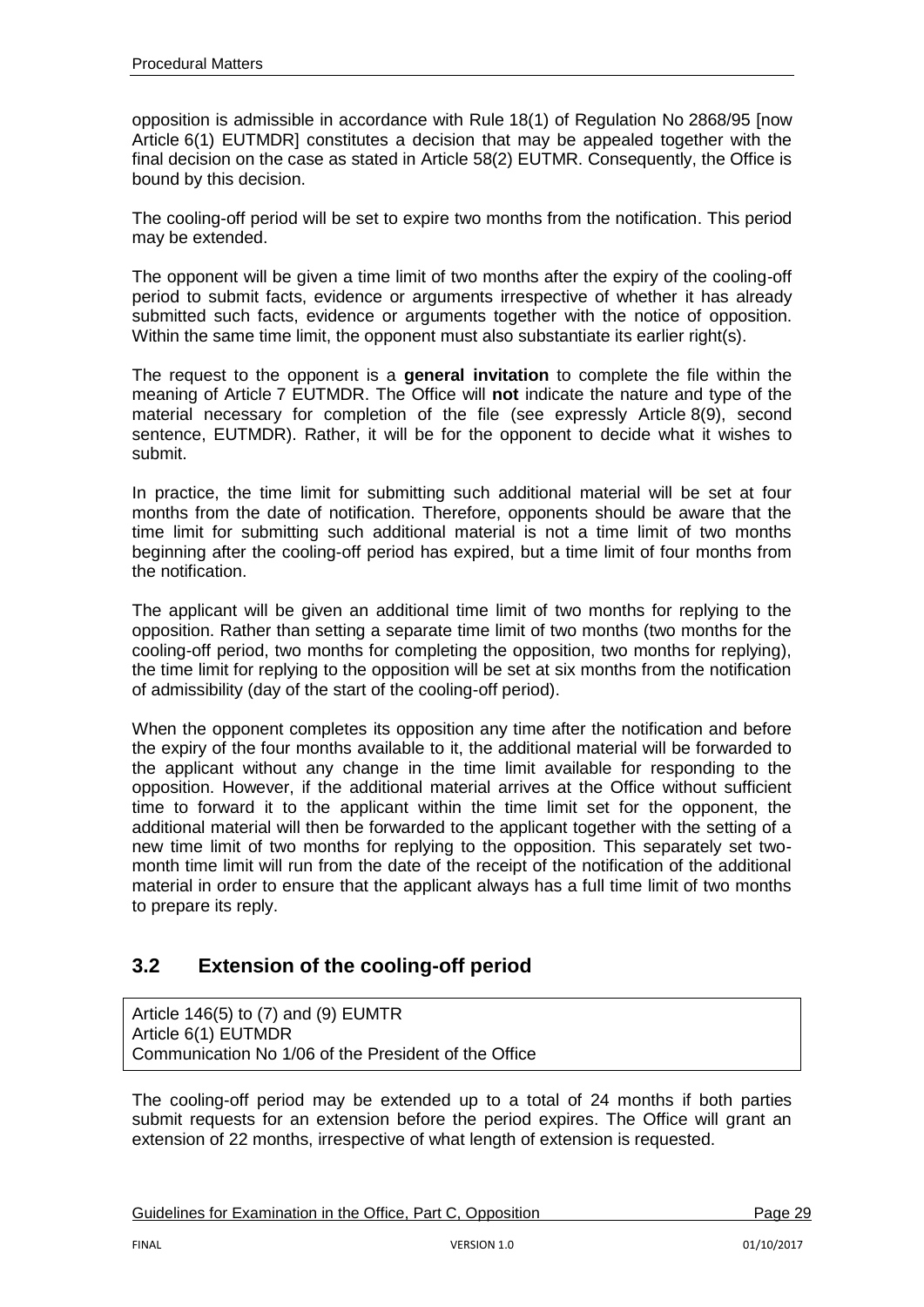opposition is admissible in accordance with Rule 18(1) of Regulation No 2868/95 [now Article 6(1) EUTMDR] constitutes a decision that may be appealed together with the final decision on the case as stated in Article 58(2) EUTMR. Consequently, the Office is bound by this decision.

The cooling-off period will be set to expire two months from the notification. This period may be extended.

The opponent will be given a time limit of two months after the expiry of the cooling-off period to submit facts, evidence or arguments irrespective of whether it has already submitted such facts, evidence or arguments together with the notice of opposition. Within the same time limit, the opponent must also substantiate its earlier right(s).

The request to the opponent is a **general invitation** to complete the file within the meaning of Article 7 EUTMDR. The Office will **not** indicate the nature and type of the material necessary for completion of the file (see expressly Article 8(9), second sentence, EUTMDR). Rather, it will be for the opponent to decide what it wishes to submit.

In practice, the time limit for submitting such additional material will be set at four months from the date of notification. Therefore, opponents should be aware that the time limit for submitting such additional material is not a time limit of two months beginning after the cooling-off period has expired, but a time limit of four months from the notification.

The applicant will be given an additional time limit of two months for replying to the opposition. Rather than setting a separate time limit of two months (two months for the cooling-off period, two months for completing the opposition, two months for replying), the time limit for replying to the opposition will be set at six months from the notification of admissibility (day of the start of the cooling-off period).

When the opponent completes its opposition any time after the notification and before the expiry of the four months available to it, the additional material will be forwarded to the applicant without any change in the time limit available for responding to the opposition. However, if the additional material arrives at the Office without sufficient time to forward it to the applicant within the time limit set for the opponent, the additional material will then be forwarded to the applicant together with the setting of a new time limit of two months for replying to the opposition. This separately set two-month time limit will run from the date of the receipt of the notification of the additional material in order to ensure that the applicant always has a full time limit of two months to prepare its reply.

## 3.2 Extension of the cooling-off period

Article 146(5) to (7) and (9) EUMTR
Article 6(1) EUTMDR
Communication No 1/06 of the President of the Office

The cooling-off period may be extended up to a total of 24 months if both parties submit requests for an extension before the period expires. The Office will grant an extension of 22 months, irrespective of what length of extension is requested.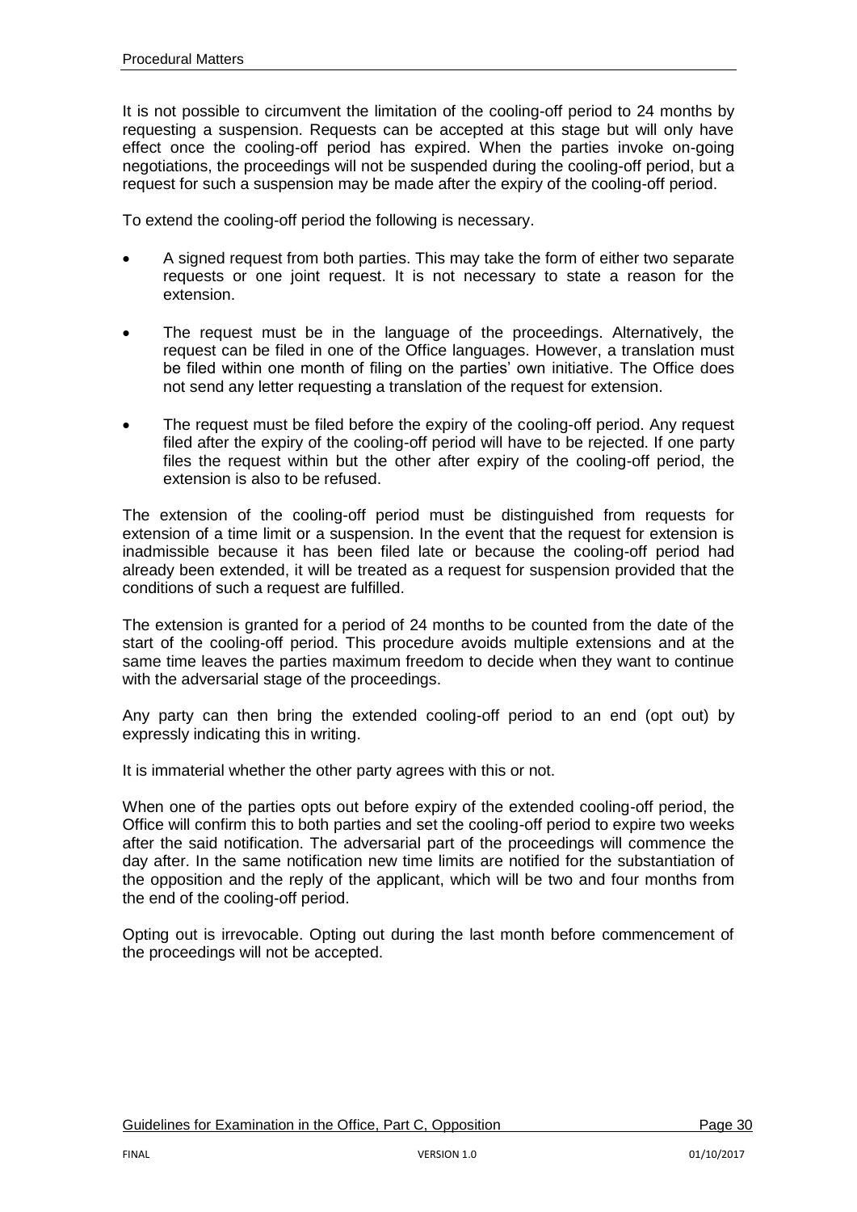It is not possible to circumvent the limitation of the cooling-off period to 24 months by requesting a suspension. Requests can be accepted at this stage but will only have effect once the cooling-off period has expired. When the parties invoke on-going negotiations, the proceedings will not be suspended during the cooling-off period, but a request for such a suspension may be made after the expiry of the cooling-off period.

To extend the cooling-off period the following is necessary.

- A signed request from both parties. This may take the form of either two separate requests or one joint request. It is not necessary to state a reason for the extension.
- The request must be in the language of the proceedings. Alternatively, the request can be filed in one of the Office languages. However, a translation must be filed within one month of filing on the parties' own initiative. The Office does not send any letter requesting a translation of the request for extension.
- The request must be filed before the expiry of the cooling-off period. Any request filed after the expiry of the cooling-off period will have to be rejected. If one party files the request within but the other after expiry of the cooling-off period, the extension is also to be refused.

The extension of the cooling-off period must be distinguished from requests for extension of a time limit or a suspension. In the event that the request for extension is inadmissible because it has been filed late or because the cooling-off period had already been extended, it will be treated as a request for suspension provided that the conditions of such a request are fulfilled.

The extension is granted for a period of 24 months to be counted from the date of the start of the cooling-off period. This procedure avoids multiple extensions and at the same time leaves the parties maximum freedom to decide when they want to continue with the adversarial stage of the proceedings.

Any party can then bring the extended cooling-off period to an end (opt out) by expressly indicating this in writing.

It is immaterial whether the other party agrees with this or not.

When one of the parties opts out before expiry of the extended cooling-off period, the Office will confirm this to both parties and set the cooling-off period to expire two weeks after the said notification. The adversarial part of the proceedings will commence the day after. In the same notification new time limits are notified for the substantiation of the opposition and the reply of the applicant, which will be two and four months from the end of the cooling-off period.

Opting out is irrevocable. Opting out during the last month before commencement of the proceedings will not be accepted.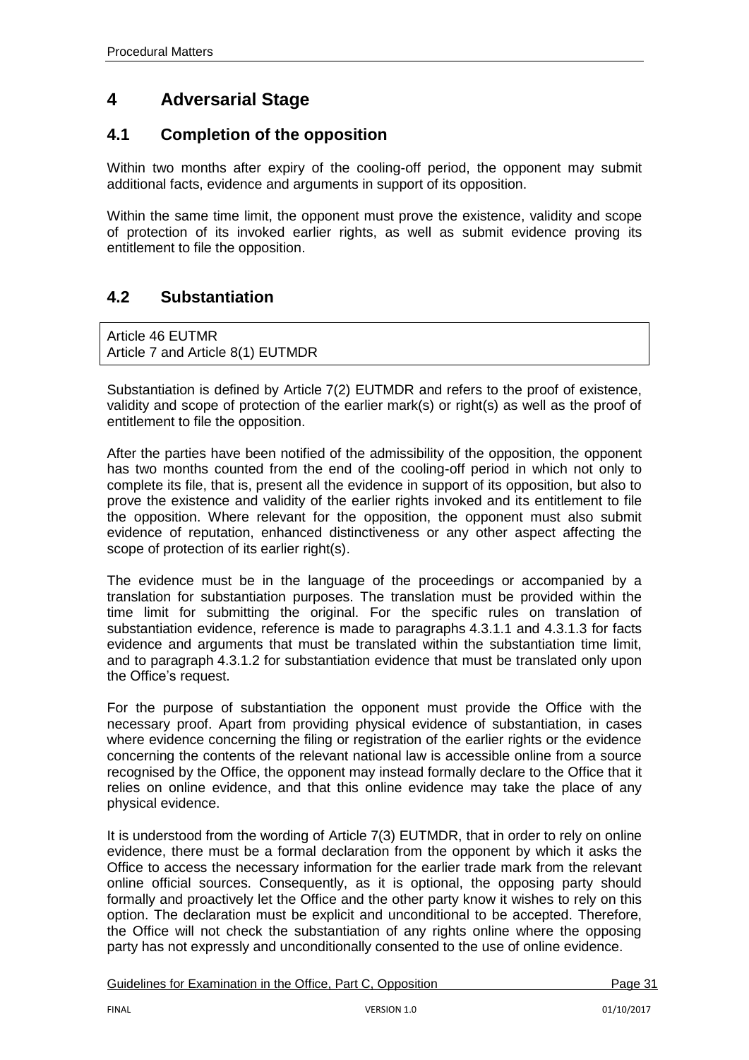# 4 Adversarial Stage

## 4.1 Completion of the opposition

Within two months after expiry of the cooling-off period, the opponent may submit additional facts, evidence and arguments in support of its opposition.

Within the same time limit, the opponent must prove the existence, validity and scope of protection of its invoked earlier rights, as well as submit evidence proving its entitlement to file the opposition.

## 4.2 Substantiation

Article 46 EUTMR
Article 7 and Article 8(1) EUTMDR

Substantiation is defined by Article 7(2) EUTMDR and refers to the proof of existence, validity and scope of protection of the earlier mark(s) or right(s) as well as the proof of entitlement to file the opposition.

After the parties have been notified of the admissibility of the opposition, the opponent has two months counted from the end of the cooling-off period in which not only to complete its file, that is, present all the evidence in support of its opposition, but also to prove the existence and validity of the earlier rights invoked and its entitlement to file the opposition. Where relevant for the opposition, the opponent must also submit evidence of reputation, enhanced distinctiveness or any other aspect affecting the scope of protection of its earlier right(s).

The evidence must be in the language of the proceedings or accompanied by a translation for substantiation purposes. The translation must be provided within the time limit for submitting the original. For the specific rules on translation of substantiation evidence, reference is made to paragraphs 4.3.1.1 and 4.3.1.3 for facts evidence and arguments that must be translated within the substantiation time limit, and to paragraph 4.3.1.2 for substantiation evidence that must be translated only upon the Office's request.

For the purpose of substantiation the opponent must provide the Office with the necessary proof. Apart from providing physical evidence of substantiation, in cases where evidence concerning the filing or registration of the earlier rights or the evidence concerning the contents of the relevant national law is accessible online from a source recognised by the Office, the opponent may instead formally declare to the Office that it relies on online evidence, and that this online evidence may take the place of any physical evidence.

It is understood from the wording of Article 7(3) EUTMDR, that in order to rely on online evidence, there must be a formal declaration from the opponent by which it asks the Office to access the necessary information for the earlier trade mark from the relevant online official sources. Consequently, as it is optional, the opposing party should formally and proactively let the Office and the other party know it wishes to rely on this option. The declaration must be explicit and unconditional to be accepted. Therefore, the Office will not check the substantiation of any rights online where the opposing party has not expressly and unconditionally consented to the use of online evidence.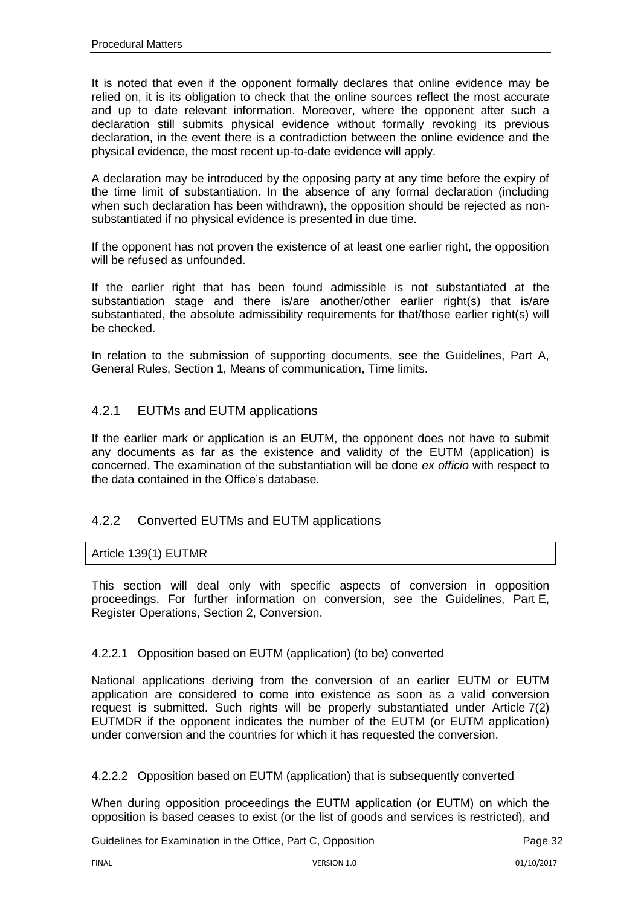It is noted that even if the opponent formally declares that online evidence may be relied on, it is its obligation to check that the online sources reflect the most accurate and up to date relevant information. Moreover, where the opponent after such a declaration still submits physical evidence without formally revoking its previous declaration, in the event there is a contradiction between the online evidence and the physical evidence, the most recent up-to-date evidence will apply.

A declaration may be introduced by the opposing party at any time before the expiry of the time limit of substantiation. In the absence of any formal declaration (including when such declaration has been withdrawn), the opposition should be rejected as non-substantiated if no physical evidence is presented in due time.

If the opponent has not proven the existence of at least one earlier right, the opposition will be refused as unfounded.

If the earlier right that has been found admissible is not substantiated at the substantiation stage and there is/are another/other earlier right(s) that is/are substantiated, the absolute admissibility requirements for that/those earlier right(s) will be checked.

In relation to the submission of supporting documents, see the Guidelines, Part A, General Rules, Section 1, Means of communication, Time limits.

### 4.2.1 EUTMs and EUTM applications

If the earlier mark or application is an EUTM, the opponent does not have to submit any documents as far as the existence and validity of the EUTM (application) is concerned. The examination of the substantiation will be done *ex officio* with respect to the data contained in the Office's database.

### 4.2.2 Converted EUTMs and EUTM applications

| Article 139(1) EUTMR |
|---|

This section will deal only with specific aspects of conversion in opposition proceedings. For further information on conversion, see the Guidelines, Part E, Register Operations, Section 2, Conversion.

#### 4.2.2.1 Opposition based on EUTM (application) (to be) converted

National applications deriving from the conversion of an earlier EUTM or EUTM application are considered to come into existence as soon as a valid conversion request is submitted. Such rights will be properly substantiated under Article 7(2) EUTMDR if the opponent indicates the number of the EUTM (or EUTM application) under conversion and the countries for which it has requested the conversion.

#### 4.2.2.2 Opposition based on EUTM (application) that is subsequently converted

When during opposition proceedings the EUTM application (or EUTM) on which the opposition is based ceases to exist (or the list of goods and services is restricted), and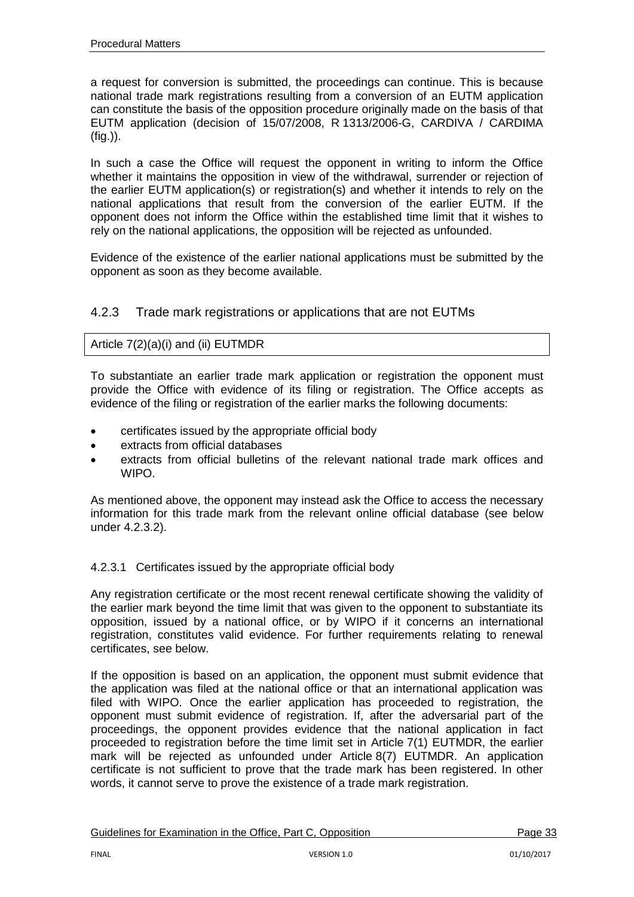a request for conversion is submitted, the proceedings can continue. This is because national trade mark registrations resulting from a conversion of an EUTM application can constitute the basis of the opposition procedure originally made on the basis of that EUTM application (decision of 15/07/2008, R 1313/2006-G, CARDIVA / CARDIMA (fig.)).

In such a case the Office will request the opponent in writing to inform the Office whether it maintains the opposition in view of the withdrawal, surrender or rejection of the earlier EUTM application(s) or registration(s) and whether it intends to rely on the national applications that result from the conversion of the earlier EUTM. If the opponent does not inform the Office within the established time limit that it wishes to rely on the national applications, the opposition will be rejected as unfounded.

Evidence of the existence of the earlier national applications must be submitted by the opponent as soon as they become available.

### 4.2.3 Trade mark registrations or applications that are not EUTMs

Article 7(2)(a)(i) and (ii) EUTMDR

To substantiate an earlier trade mark application or registration the opponent must provide the Office with evidence of its filing or registration. The Office accepts as evidence of the filing or registration of the earlier marks the following documents:

- certificates issued by the appropriate official body
- extracts from official databases
- extracts from official bulletins of the relevant national trade mark offices and WIPO.

As mentioned above, the opponent may instead ask the Office to access the necessary information for this trade mark from the relevant online official database (see below under 4.2.3.2).

#### 4.2.3.1 Certificates issued by the appropriate official body

Any registration certificate or the most recent renewal certificate showing the validity of the earlier mark beyond the time limit that was given to the opponent to substantiate its opposition, issued by a national office, or by WIPO if it concerns an international registration, constitutes valid evidence. For further requirements relating to renewal certificates, see below.

If the opposition is based on an application, the opponent must submit evidence that the application was filed at the national office or that an international application was filed with WIPO. Once the earlier application has proceeded to registration, the opponent must submit evidence of registration. If, after the adversarial part of the proceedings, the opponent provides evidence that the national application in fact proceeded to registration before the time limit set in Article 7(1) EUTMDR, the earlier mark will be rejected as unfounded under Article 8(7) EUTMDR. An application certificate is not sufficient to prove that the trade mark has been registered. In other words, it cannot serve to prove the existence of a trade mark registration.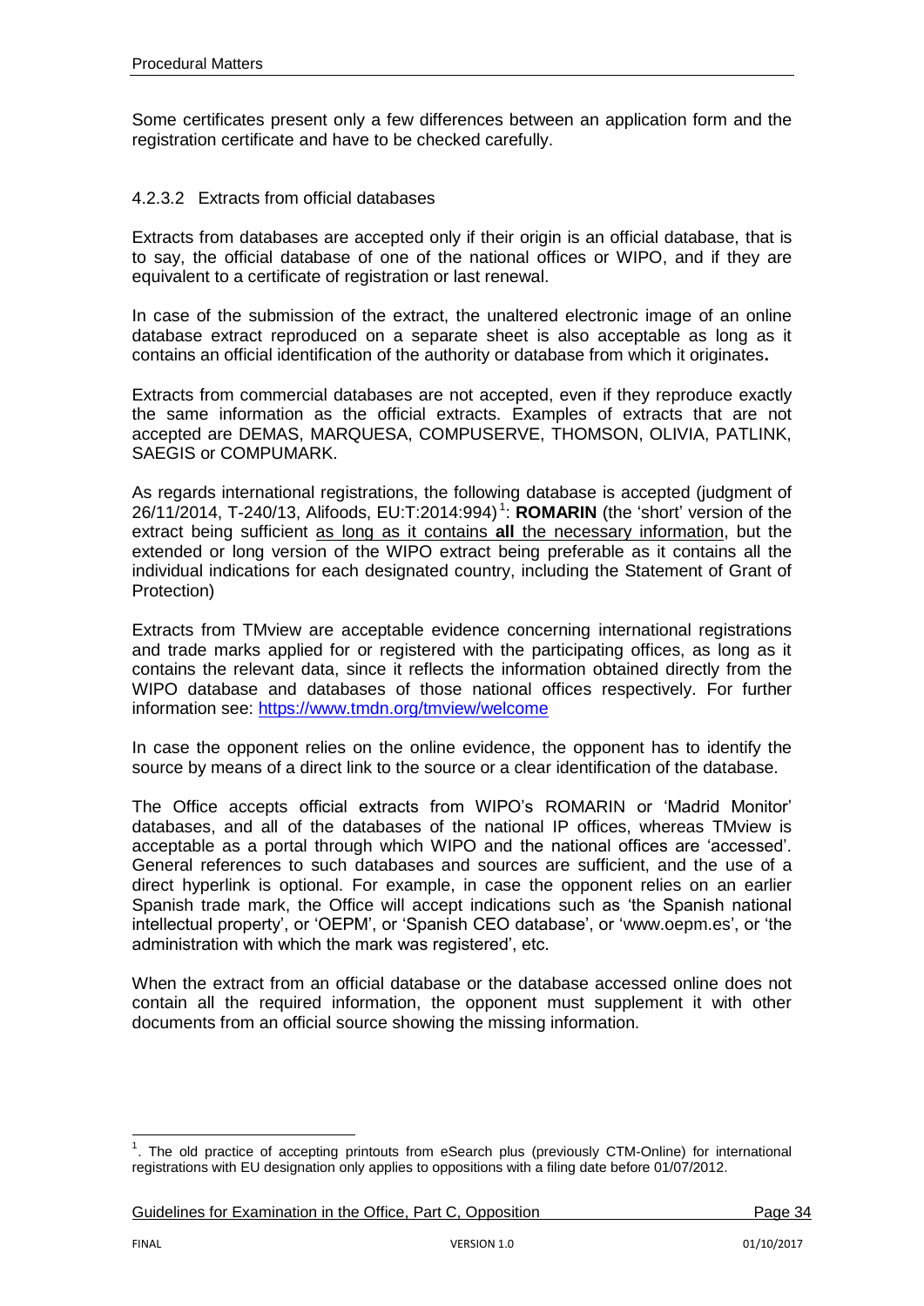Some certificates present only a few differences between an application form and the registration certificate and have to be checked carefully.

#### 4.2.3.2 Extracts from official databases

Extracts from databases are accepted only if their origin is an official database, that is to say, the official database of one of the national offices or WIPO, and if they are equivalent to a certificate of registration or last renewal.

In case of the submission of the extract, the unaltered electronic image of an online database extract reproduced on a separate sheet is also acceptable as long as it contains an official identification of the authority or database from which it originates**.**

Extracts from commercial databases are not accepted, even if they reproduce exactly the same information as the official extracts. Examples of extracts that are not accepted are DEMAS, MARQUESA, COMPUSERVE, THOMSON, OLIVIA, PATLINK, SAEGIS or COMPUMARK.

As regards international registrations, the following database is accepted (judgment of 26/11/2014, T-240/13, Alifoods, EU:T:2014:994)[1]: **ROMARIN** (the 'short' version of the extract being sufficient as long as it contains **all** the necessary information, but the extended or long version of the WIPO extract being preferable as it contains all the individual indications for each designated country, including the Statement of Grant of Protection)

Extracts from TMview are acceptable evidence concerning international registrations and trade marks applied for or registered with the participating offices, as long as it contains the relevant data, since it reflects the information obtained directly from the WIPO database and databases of those national offices respectively. For further information see: https://www.tmdn.org/tmview/welcome

In case the opponent relies on the online evidence, the opponent has to identify the source by means of a direct link to the source or a clear identification of the database.

The Office accepts official extracts from WIPO's ROMARIN or 'Madrid Monitor' databases, and all of the databases of the national IP offices, whereas TMview is acceptable as a portal through which WIPO and the national offices are 'accessed'. General references to such databases and sources are sufficient, and the use of a direct hyperlink is optional. For example, in case the opponent relies on an earlier Spanish trade mark, the Office will accept indications such as 'the Spanish national intellectual property', or 'OEPM', or 'Spanish CEO database', or 'www.oepm.es', or 'the administration with which the mark was registered', etc.

When the extract from an official database or the database accessed online does not contain all the required information, the opponent must supplement it with other documents from an official source showing the missing information.

---

[1]. The old practice of accepting printouts from eSearch plus (previously CTM-Online) for international registrations with EU designation only applies to oppositions with a filing date before 01/07/2012.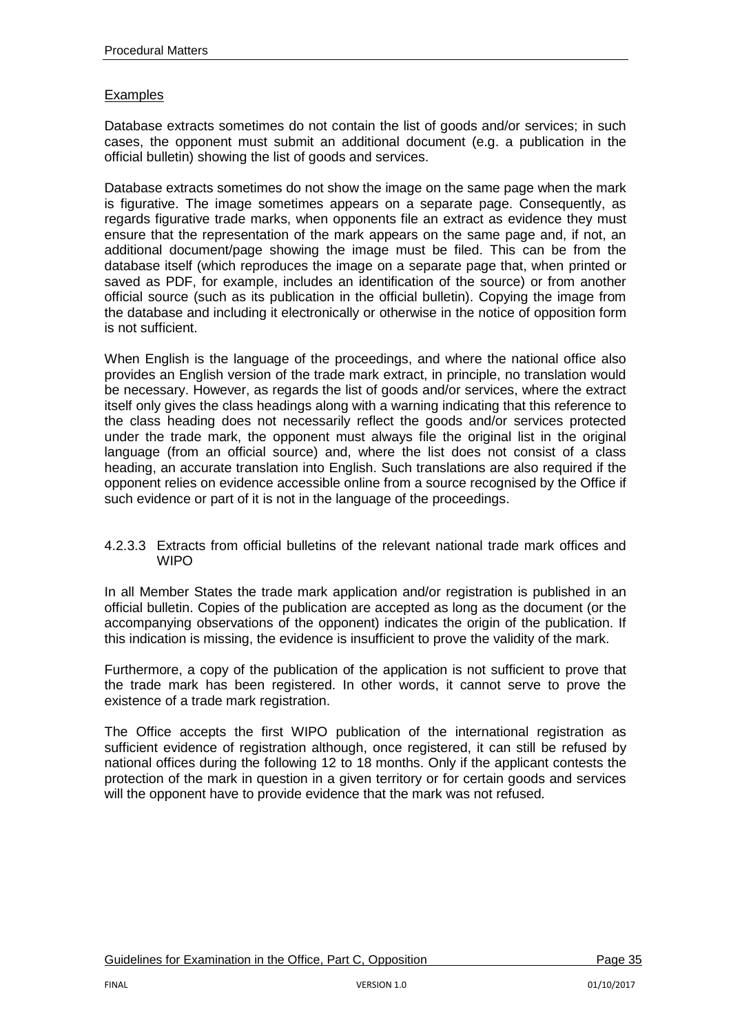Examples

Database extracts sometimes do not contain the list of goods and/or services; in such cases, the opponent must submit an additional document (e.g. a publication in the official bulletin) showing the list of goods and services.

Database extracts sometimes do not show the image on the same page when the mark is figurative. The image sometimes appears on a separate page. Consequently, as regards figurative trade marks, when opponents file an extract as evidence they must ensure that the representation of the mark appears on the same page and, if not, an additional document/page showing the image must be filed. This can be from the database itself (which reproduces the image on a separate page that, when printed or saved as PDF, for example, includes an identification of the source) or from another official source (such as its publication in the official bulletin). Copying the image from the database and including it electronically or otherwise in the notice of opposition form is not sufficient.

When English is the language of the proceedings, and where the national office also provides an English version of the trade mark extract, in principle, no translation would be necessary. However, as regards the list of goods and/or services, where the extract itself only gives the class headings along with a warning indicating that this reference to the class heading does not necessarily reflect the goods and/or services protected under the trade mark, the opponent must always file the original list in the original language (from an official source) and, where the list does not consist of a class heading, an accurate translation into English. Such translations are also required if the opponent relies on evidence accessible online from a source recognised by the Office if such evidence or part of it is not in the language of the proceedings.

#### 4.2.3.3 Extracts from official bulletins of the relevant national trade mark offices and WIPO

In all Member States the trade mark application and/or registration is published in an official bulletin. Copies of the publication are accepted as long as the document (or the accompanying observations of the opponent) indicates the origin of the publication. If this indication is missing, the evidence is insufficient to prove the validity of the mark.

Furthermore, a copy of the publication of the application is not sufficient to prove that the trade mark has been registered. In other words, it cannot serve to prove the existence of a trade mark registration.

The Office accepts the first WIPO publication of the international registration as sufficient evidence of registration although, once registered, it can still be refused by national offices during the following 12 to 18 months. Only if the applicant contests the protection of the mark in question in a given territory or for certain goods and services will the opponent have to provide evidence that the mark was not refused.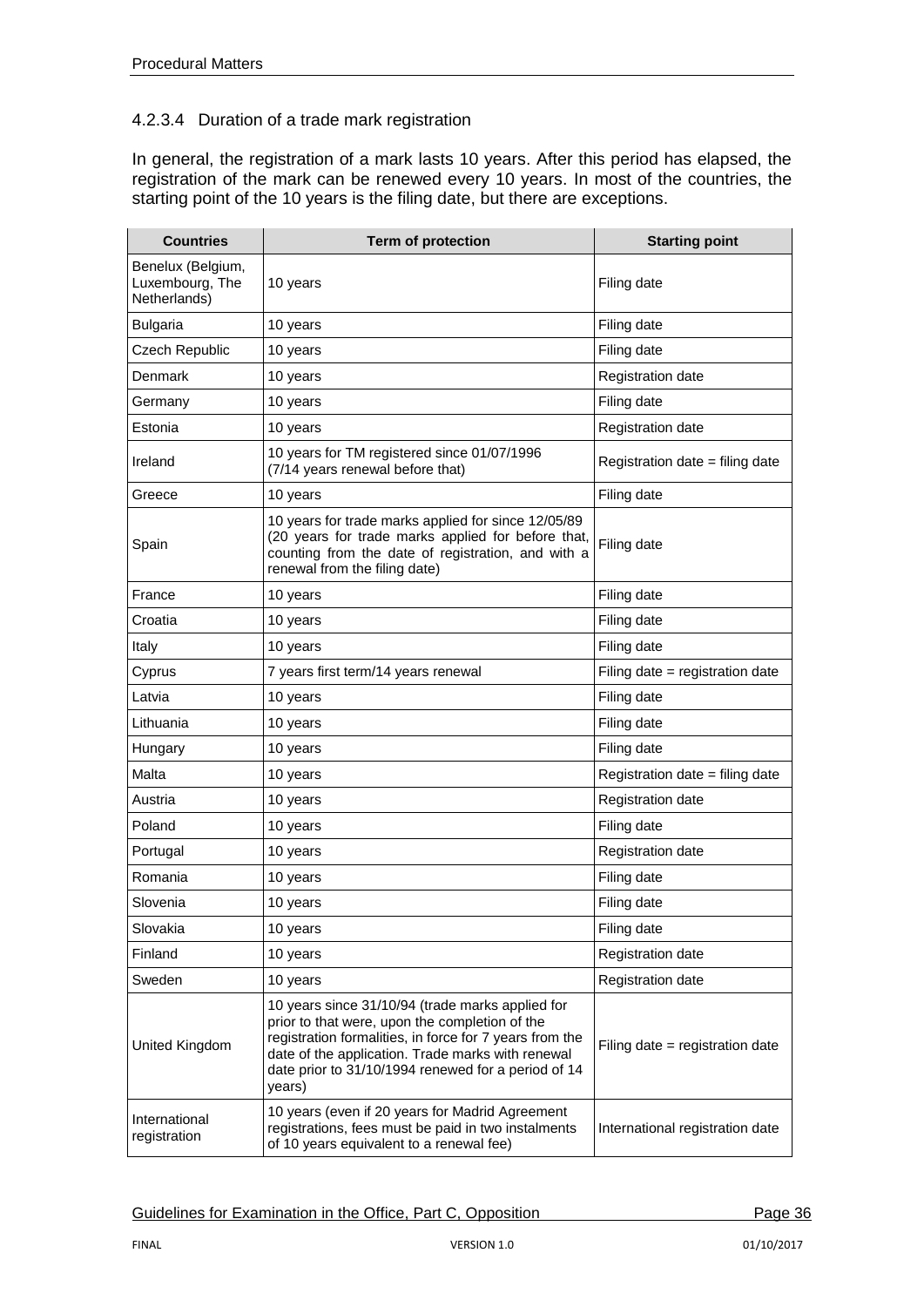#### 4.2.3.4 Duration of a trade mark registration

In general, the registration of a mark lasts 10 years. After this period has elapsed, the registration of the mark can be renewed every 10 years. In most of the countries, the starting point of the 10 years is the filing date, but there are exceptions.

| Countries | Term of protection | Starting point |
|---|---|---|
| Benelux (Belgium, Luxembourg, The Netherlands) | 10 years | Filing date |
| Bulgaria | 10 years | Filing date |
| Czech Republic | 10 years | Filing date |
| Denmark | 10 years | Registration date |
| Germany | 10 years | Filing date |
| Estonia | 10 years | Registration date |
| Ireland | 10 years for TM registered since 01/07/1996 (7/14 years renewal before that) | Registration date = filing date |
| Greece | 10 years | Filing date |
| Spain | 10 years for trade marks applied for since 12/05/89 (20 years for trade marks applied for before that, counting from the date of registration, and with a renewal from the filing date) | Filing date |
| France | 10 years | Filing date |
| Croatia | 10 years | Filing date |
| Italy | 10 years | Filing date |
| Cyprus | 7 years first term/14 years renewal | Filing date = registration date |
| Latvia | 10 years | Filing date |
| Lithuania | 10 years | Filing date |
| Hungary | 10 years | Filing date |
| Malta | 10 years | Registration date = filing date |
| Austria | 10 years | Registration date |
| Poland | 10 years | Filing date |
| Portugal | 10 years | Registration date |
| Romania | 10 years | Filing date |
| Slovenia | 10 years | Filing date |
| Slovakia | 10 years | Filing date |
| Finland | 10 years | Registration date |
| Sweden | 10 years | Registration date |
| United Kingdom | 10 years since 31/10/94 (trade marks applied for prior to that were, upon the completion of the registration formalities, in force for 7 years from the date of the application. Trade marks with renewal date prior to 31/10/1994 renewed for a period of 14 years) | Filing date = registration date |
| International registration | 10 years (even if 20 years for Madrid Agreement registrations, fees must be paid in two instalments of 10 years equivalent to a renewal fee) | International registration date |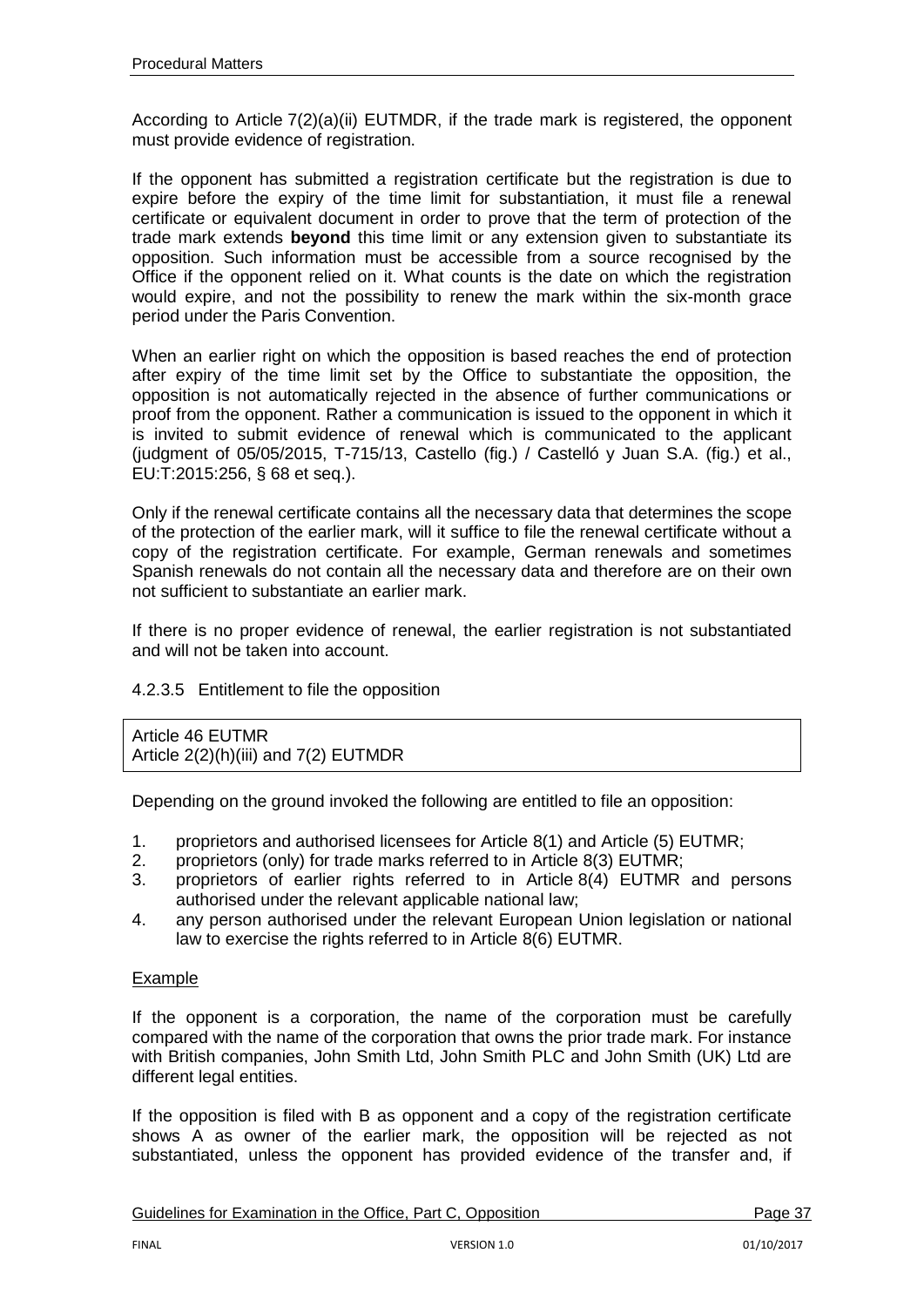According to Article 7(2)(a)(ii) EUTMDR, if the trade mark is registered, the opponent must provide evidence of registration.

If the opponent has submitted a registration certificate but the registration is due to expire before the expiry of the time limit for substantiation, it must file a renewal certificate or equivalent document in order to prove that the term of protection of the trade mark extends **beyond** this time limit or any extension given to substantiate its opposition. Such information must be accessible from a source recognised by the Office if the opponent relied on it. What counts is the date on which the registration would expire, and not the possibility to renew the mark within the six-month grace period under the Paris Convention.

When an earlier right on which the opposition is based reaches the end of protection after expiry of the time limit set by the Office to substantiate the opposition, the opposition is not automatically rejected in the absence of further communications or proof from the opponent. Rather a communication is issued to the opponent in which it is invited to submit evidence of renewal which is communicated to the applicant (judgment of 05/05/2015, T-715/13, Castello (fig.) / Castelló y Juan S.A. (fig.) et al., EU:T:2015:256, § 68 et seq.).

Only if the renewal certificate contains all the necessary data that determines the scope of the protection of the earlier mark, will it suffice to file the renewal certificate without a copy of the registration certificate. For example, German renewals and sometimes Spanish renewals do not contain all the necessary data and therefore are on their own not sufficient to substantiate an earlier mark.

If there is no proper evidence of renewal, the earlier registration is not substantiated and will not be taken into account.

#### 4.2.3.5 Entitlement to file the opposition

| Article 46 EUTMR<br>Article 2(2)(h)(iii) and 7(2) EUTMDR |
|---|

Depending on the ground invoked the following are entitled to file an opposition:

1. proprietors and authorised licensees for Article 8(1) and Article (5) EUTMR;
2. proprietors (only) for trade marks referred to in Article 8(3) EUTMR;
3. proprietors of earlier rights referred to in Article 8(4) EUTMR and persons authorised under the relevant applicable national law;
4. any person authorised under the relevant European Union legislation or national law to exercise the rights referred to in Article 8(6) EUTMR.

Example

If the opponent is a corporation, the name of the corporation must be carefully compared with the name of the corporation that owns the prior trade mark. For instance with British companies, John Smith Ltd, John Smith PLC and John Smith (UK) Ltd are different legal entities.

If the opposition is filed with B as opponent and a copy of the registration certificate shows A as owner of the earlier mark, the opposition will be rejected as not substantiated, unless the opponent has provided evidence of the transfer and, if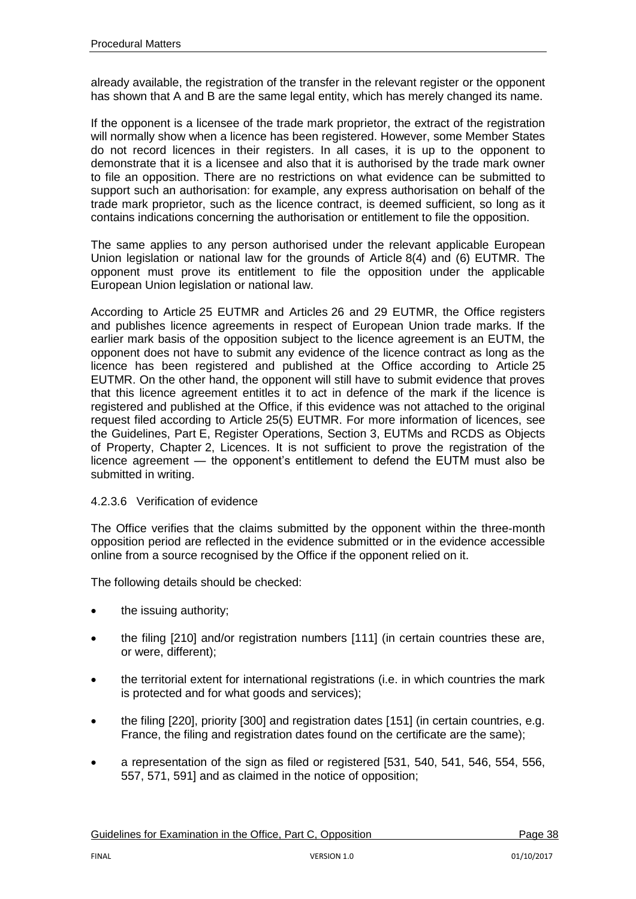already available, the registration of the transfer in the relevant register or the opponent has shown that A and B are the same legal entity, which has merely changed its name.

If the opponent is a licensee of the trade mark proprietor, the extract of the registration will normally show when a licence has been registered. However, some Member States do not record licences in their registers. In all cases, it is up to the opponent to demonstrate that it is a licensee and also that it is authorised by the trade mark owner to file an opposition. There are no restrictions on what evidence can be submitted to support such an authorisation: for example, any express authorisation on behalf of the trade mark proprietor, such as the licence contract, is deemed sufficient, so long as it contains indications concerning the authorisation or entitlement to file the opposition.

The same applies to any person authorised under the relevant applicable European Union legislation or national law for the grounds of Article 8(4) and (6) EUTMR. The opponent must prove its entitlement to file the opposition under the applicable European Union legislation or national law.

According to Article 25 EUTMR and Articles 26 and 29 EUTMR, the Office registers and publishes licence agreements in respect of European Union trade marks. If the earlier mark basis of the opposition subject to the licence agreement is an EUTM, the opponent does not have to submit any evidence of the licence contract as long as the licence has been registered and published at the Office according to Article 25 EUTMR. On the other hand, the opponent will still have to submit evidence that proves that this licence agreement entitles it to act in defence of the mark if the licence is registered and published at the Office, if this evidence was not attached to the original request filed according to Article 25(5) EUTMR. For more information of licences, see the Guidelines, Part E, Register Operations, Section 3, EUTMs and RCDS as Objects of Property, Chapter 2, Licences. It is not sufficient to prove the registration of the licence agreement — the opponent's entitlement to defend the EUTM must also be submitted in writing.

#### 4.2.3.6 Verification of evidence

The Office verifies that the claims submitted by the opponent within the three-month opposition period are reflected in the evidence submitted or in the evidence accessible online from a source recognised by the Office if the opponent relied on it.

The following details should be checked:

- the issuing authority;
- the filing [210] and/or registration numbers [111] (in certain countries these are, or were, different);
- the territorial extent for international registrations (i.e. in which countries the mark is protected and for what goods and services);
- the filing [220], priority [300] and registration dates [151] (in certain countries, e.g. France, the filing and registration dates found on the certificate are the same);
- a representation of the sign as filed or registered [531, 540, 541, 546, 554, 556, 557, 571, 591] and as claimed in the notice of opposition;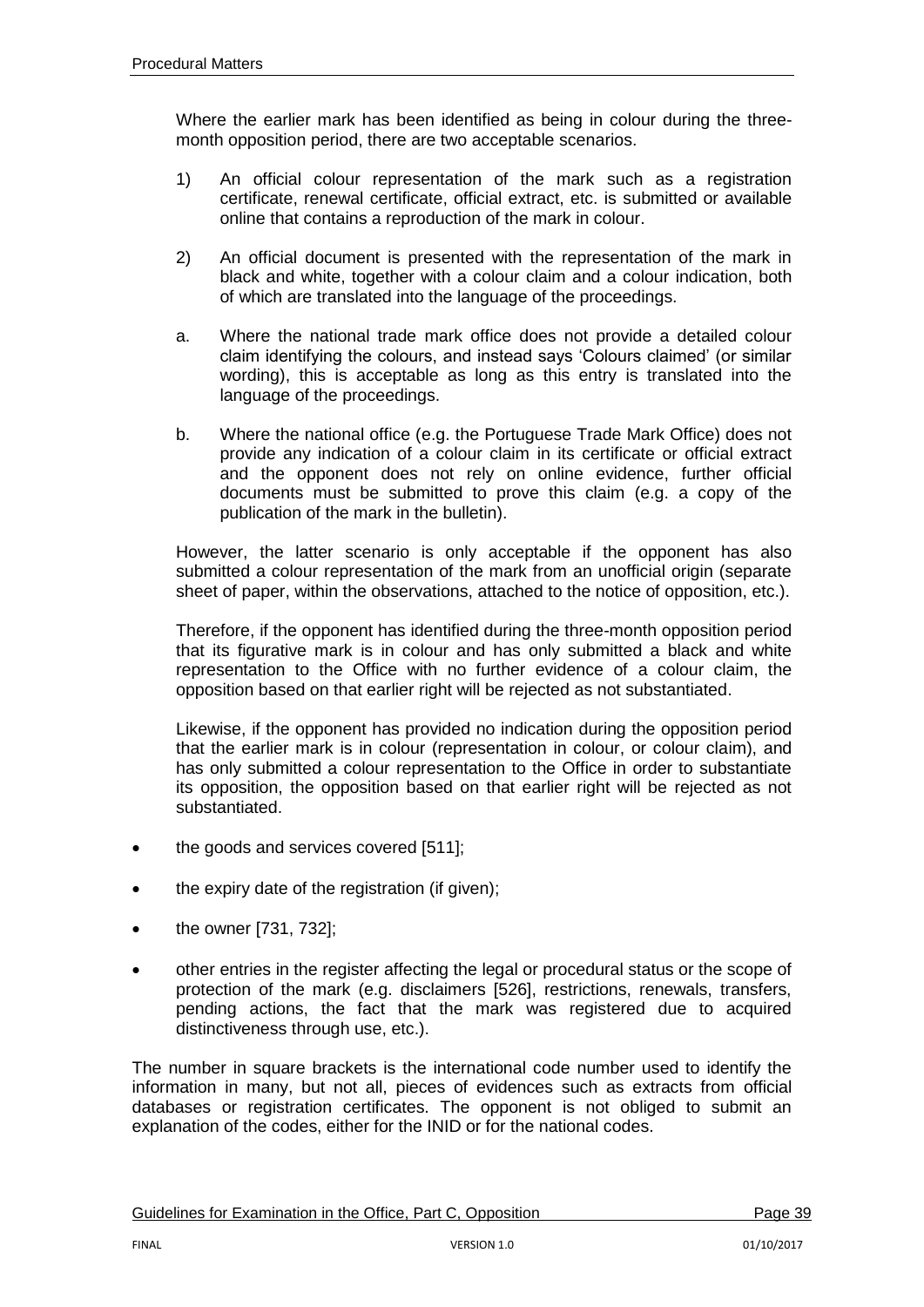Where the earlier mark has been identified as being in colour during the three-month opposition period, there are two acceptable scenarios.

1) An official colour representation of the mark such as a registration certificate, renewal certificate, official extract, etc. is submitted or available online that contains a reproduction of the mark in colour.

2) An official document is presented with the representation of the mark in black and white, together with a colour claim and a colour indication, both of which are translated into the language of the proceedings.

a. Where the national trade mark office does not provide a detailed colour claim identifying the colours, and instead says 'Colours claimed' (or similar wording), this is acceptable as long as this entry is translated into the language of the proceedings.

b. Where the national office (e.g. the Portuguese Trade Mark Office) does not provide any indication of a colour claim in its certificate or official extract and the opponent does not rely on online evidence, further official documents must be submitted to prove this claim (e.g. a copy of the publication of the mark in the bulletin).

However, the latter scenario is only acceptable if the opponent has also submitted a colour representation of the mark from an unofficial origin (separate sheet of paper, within the observations, attached to the notice of opposition, etc.).

Therefore, if the opponent has identified during the three-month opposition period that its figurative mark is in colour and has only submitted a black and white representation to the Office with no further evidence of a colour claim, the opposition based on that earlier right will be rejected as not substantiated.

Likewise, if the opponent has provided no indication during the opposition period that the earlier mark is in colour (representation in colour, or colour claim), and has only submitted a colour representation to the Office in order to substantiate its opposition, the opposition based on that earlier right will be rejected as not substantiated.

- the goods and services covered [511];
- the expiry date of the registration (if given);
- the owner [731, 732];
- other entries in the register affecting the legal or procedural status or the scope of protection of the mark (e.g. disclaimers [526], restrictions, renewals, transfers, pending actions, the fact that the mark was registered due to acquired distinctiveness through use, etc.).

The number in square brackets is the international code number used to identify the information in many, but not all, pieces of evidences such as extracts from official databases or registration certificates. The opponent is not obliged to submit an explanation of the codes, either for the INID or for the national codes.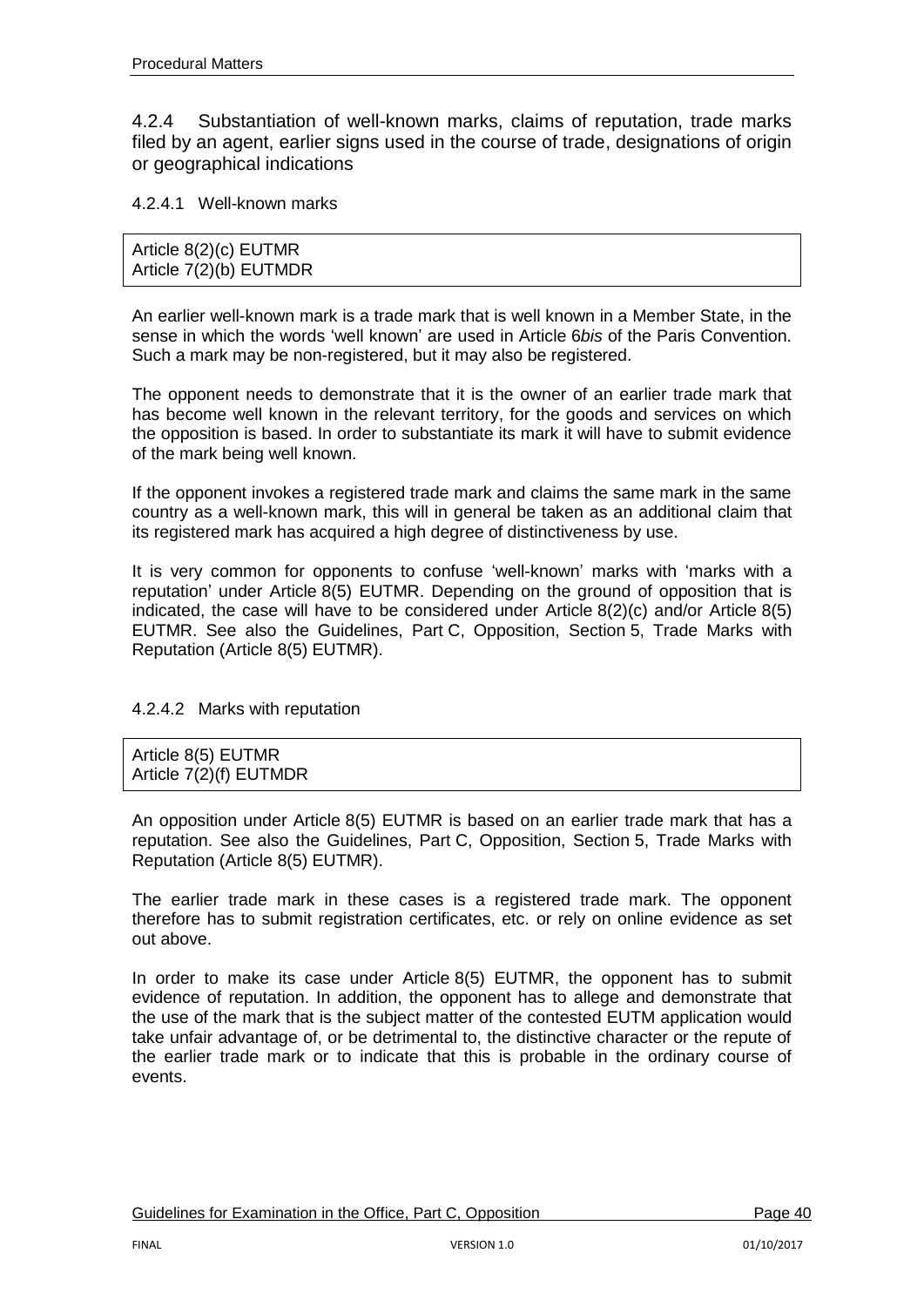#### 4.2.4 Substantiation of well-known marks, claims of reputation, trade marks filed by an agent, earlier signs used in the course of trade, designations of origin or geographical indications

##### 4.2.4.1 Well-known marks

| Article 8(2)(c) EUTMR<br>Article 7(2)(b) EUTMDR |
|---|

An earlier well-known mark is a trade mark that is well known in a Member State, in the sense in which the words 'well known' are used in Article 6*bis* of the Paris Convention. Such a mark may be non-registered, but it may also be registered.

The opponent needs to demonstrate that it is the owner of an earlier trade mark that has become well known in the relevant territory, for the goods and services on which the opposition is based. In order to substantiate its mark it will have to submit evidence of the mark being well known.

If the opponent invokes a registered trade mark and claims the same mark in the same country as a well-known mark, this will in general be taken as an additional claim that its registered mark has acquired a high degree of distinctiveness by use.

It is very common for opponents to confuse 'well-known' marks with 'marks with a reputation' under Article 8(5) EUTMR. Depending on the ground of opposition that is indicated, the case will have to be considered under Article 8(2)(c) and/or Article 8(5) EUTMR. See also the Guidelines, Part C, Opposition, Section 5, Trade Marks with Reputation (Article 8(5) EUTMR).

##### 4.2.4.2 Marks with reputation

| Article 8(5) EUTMR<br>Article 7(2)(f) EUTMDR |
|---|

An opposition under Article 8(5) EUTMR is based on an earlier trade mark that has a reputation. See also the Guidelines, Part C, Opposition, Section 5, Trade Marks with Reputation (Article 8(5) EUTMR).

The earlier trade mark in these cases is a registered trade mark. The opponent therefore has to submit registration certificates, etc. or rely on online evidence as set out above.

In order to make its case under Article 8(5) EUTMR, the opponent has to submit evidence of reputation. In addition, the opponent has to allege and demonstrate that the use of the mark that is the subject matter of the contested EUTM application would take unfair advantage of, or be detrimental to, the distinctive character or the repute of the earlier trade mark or to indicate that this is probable in the ordinary course of events.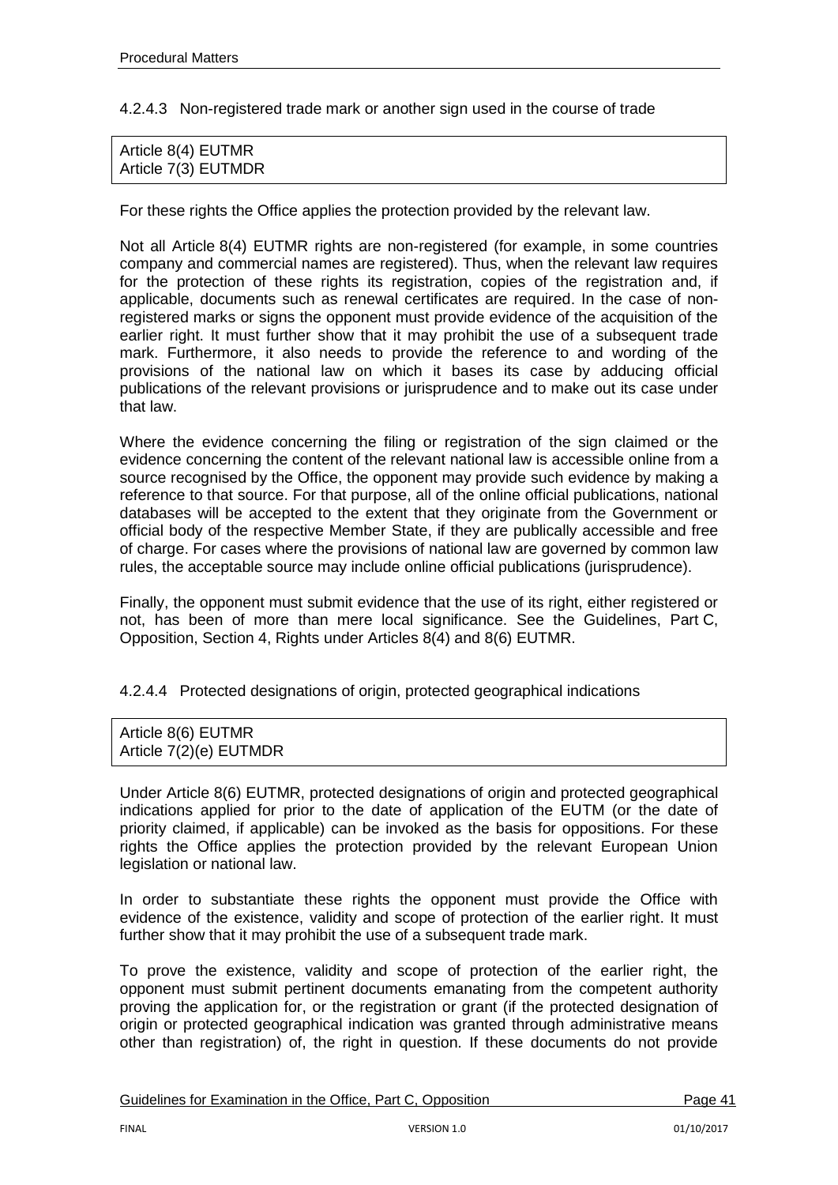#### 4.2.4.3 Non-registered trade mark or another sign used in the course of trade

Article 8(4) EUTMR
Article 7(3) EUTMDR

For these rights the Office applies the protection provided by the relevant law.

Not all Article 8(4) EUTMR rights are non-registered (for example, in some countries company and commercial names are registered). Thus, when the relevant law requires for the protection of these rights its registration, copies of the registration and, if applicable, documents such as renewal certificates are required. In the case of non-registered marks or signs the opponent must provide evidence of the acquisition of the earlier right. It must further show that it may prohibit the use of a subsequent trade mark. Furthermore, it also needs to provide the reference to and wording of the provisions of the national law on which it bases its case by adducing official publications of the relevant provisions or jurisprudence and to make out its case under that law.

Where the evidence concerning the filing or registration of the sign claimed or the evidence concerning the content of the relevant national law is accessible online from a source recognised by the Office, the opponent may provide such evidence by making a reference to that source. For that purpose, all of the online official publications, national databases will be accepted to the extent that they originate from the Government or official body of the respective Member State, if they are publically accessible and free of charge. For cases where the provisions of national law are governed by common law rules, the acceptable source may include online official publications (jurisprudence).

Finally, the opponent must submit evidence that the use of its right, either registered or not, has been of more than mere local significance. See the Guidelines, Part C, Opposition, Section 4, Rights under Articles 8(4) and 8(6) EUTMR.

#### 4.2.4.4 Protected designations of origin, protected geographical indications

Article 8(6) EUTMR
Article 7(2)(e) EUTMDR

Under Article 8(6) EUTMR, protected designations of origin and protected geographical indications applied for prior to the date of application of the EUTM (or the date of priority claimed, if applicable) can be invoked as the basis for oppositions. For these rights the Office applies the protection provided by the relevant European Union legislation or national law.

In order to substantiate these rights the opponent must provide the Office with evidence of the existence, validity and scope of protection of the earlier right. It must further show that it may prohibit the use of a subsequent trade mark.

To prove the existence, validity and scope of protection of the earlier right, the opponent must submit pertinent documents emanating from the competent authority proving the application for, or the registration or grant (if the protected designation of origin or protected geographical indication was granted through administrative means other than registration) of, the right in question. If these documents do not provide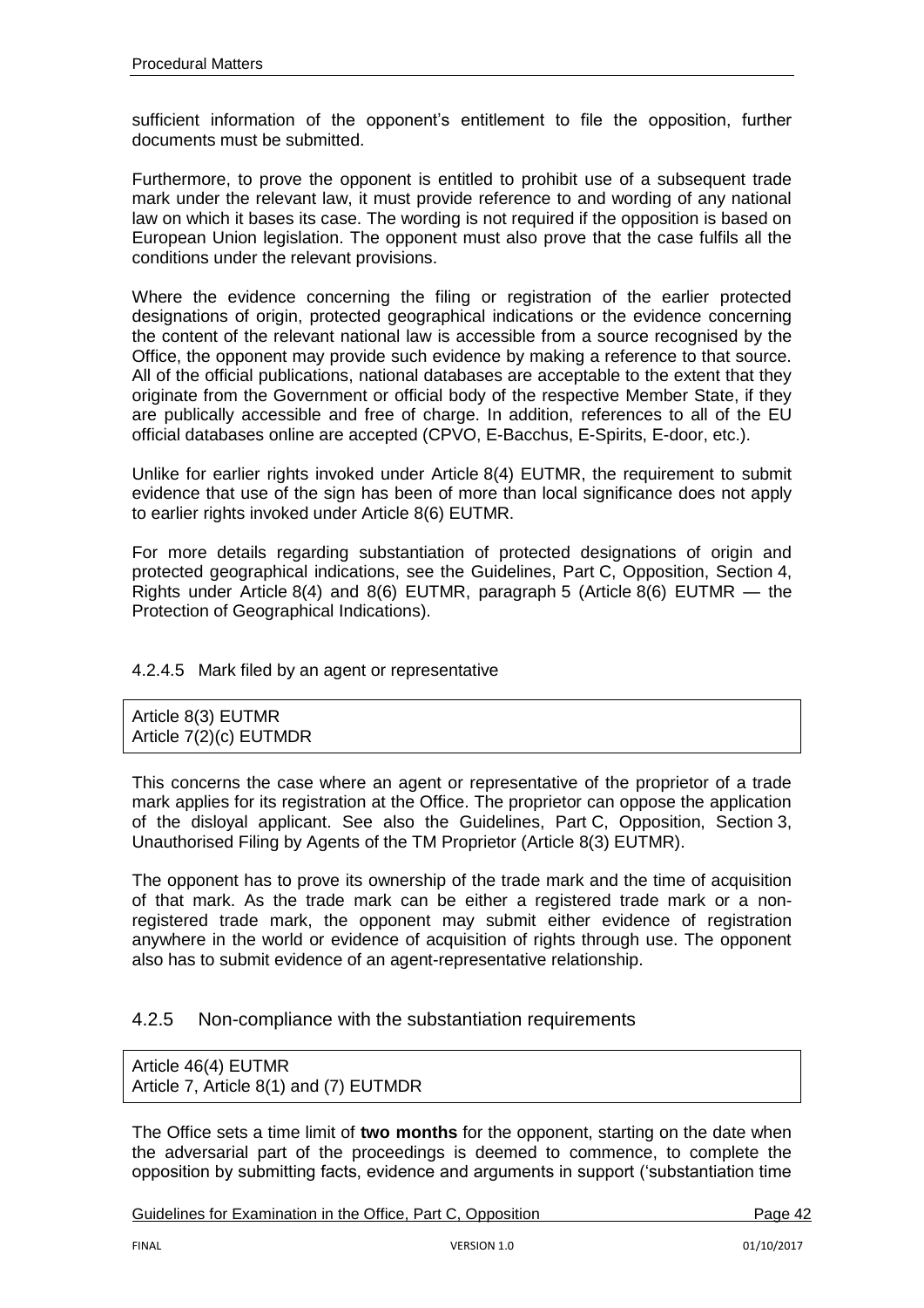sufficient information of the opponent's entitlement to file the opposition, further documents must be submitted.

Furthermore, to prove the opponent is entitled to prohibit use of a subsequent trade mark under the relevant law, it must provide reference to and wording of any national law on which it bases its case. The wording is not required if the opposition is based on European Union legislation. The opponent must also prove that the case fulfils all the conditions under the relevant provisions.

Where the evidence concerning the filing or registration of the earlier protected designations of origin, protected geographical indications or the evidence concerning the content of the relevant national law is accessible from a source recognised by the Office, the opponent may provide such evidence by making a reference to that source. All of the official publications, national databases are acceptable to the extent that they originate from the Government or official body of the respective Member State, if they are publically accessible and free of charge. In addition, references to all of the EU official databases online are accepted (CPVO, E-Bacchus, E-Spirits, E-door, etc.).

Unlike for earlier rights invoked under Article 8(4) EUTMR, the requirement to submit evidence that use of the sign has been of more than local significance does not apply to earlier rights invoked under Article 8(6) EUTMR.

For more details regarding substantiation of protected designations of origin and protected geographical indications, see the Guidelines, Part C, Opposition, Section 4, Rights under Article 8(4) and 8(6) EUTMR, paragraph 5 (Article 8(6) EUTMR — the Protection of Geographical Indications).

#### 4.2.4.5 Mark filed by an agent or representative

| Article 8(3) EUTMR<br>Article 7(2)(c) EUTMDR |
|---|

This concerns the case where an agent or representative of the proprietor of a trade mark applies for its registration at the Office. The proprietor can oppose the application of the disloyal applicant. See also the Guidelines, Part C, Opposition, Section 3, Unauthorised Filing by Agents of the TM Proprietor (Article 8(3) EUTMR).

The opponent has to prove its ownership of the trade mark and the time of acquisition of that mark. As the trade mark can be either a registered trade mark or a non-registered trade mark, the opponent may submit either evidence of registration anywhere in the world or evidence of acquisition of rights through use. The opponent also has to submit evidence of an agent-representative relationship.

### 4.2.5 Non-compliance with the substantiation requirements

| Article 46(4) EUTMR<br>Article 7, Article 8(1) and (7) EUTMDR |
|---|

The Office sets a time limit of **two months** for the opponent, starting on the date when the adversarial part of the proceedings is deemed to commence, to complete the opposition by submitting facts, evidence and arguments in support ('substantiation time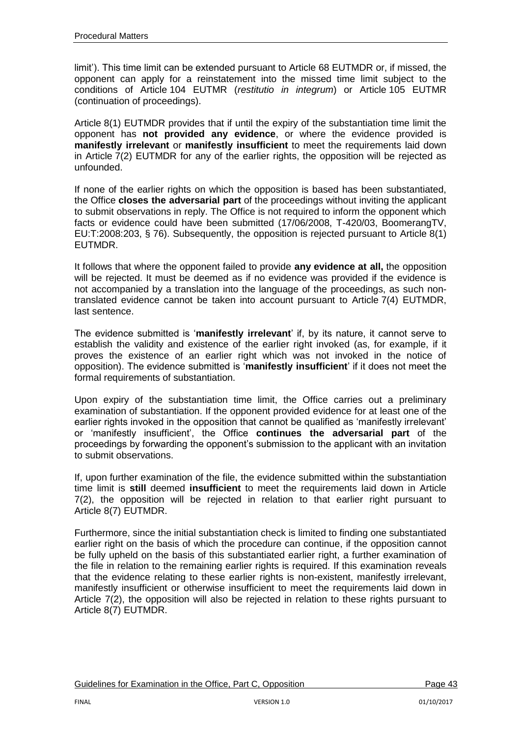limit’). This time limit can be extended pursuant to Article 68 EUTMDR or, if missed, the opponent can apply for a reinstatement into the missed time limit subject to the conditions of Article 104 EUTMR (*restitutio in integrum*) or Article 105 EUTMR (continuation of proceedings).

Article 8(1) EUTMDR provides that if until the expiry of the substantiation time limit the opponent has **not provided any evidence**, or where the evidence provided is **manifestly irrelevant** or **manifestly insufficient** to meet the requirements laid down in Article 7(2) EUTMDR for any of the earlier rights, the opposition will be rejected as unfounded.

If none of the earlier rights on which the opposition is based has been substantiated, the Office **closes the adversarial part** of the proceedings without inviting the applicant to submit observations in reply. The Office is not required to inform the opponent which facts or evidence could have been submitted (17/06/2008, T-420/03, BoomerangTV, EU:T:2008:203, § 76). Subsequently, the opposition is rejected pursuant to Article 8(1) EUTMDR.

It follows that where the opponent failed to provide **any evidence at all,** the opposition will be rejected. It must be deemed as if no evidence was provided if the evidence is not accompanied by a translation into the language of the proceedings, as such non-translated evidence cannot be taken into account pursuant to Article 7(4) EUTMDR, last sentence.

The evidence submitted is ‘**manifestly irrelevant**’ if, by its nature, it cannot serve to establish the validity and existence of the earlier right invoked (as, for example, if it proves the existence of an earlier right which was not invoked in the notice of opposition). The evidence submitted is ‘**manifestly insufficient**’ if it does not meet the formal requirements of substantiation.

Upon expiry of the substantiation time limit, the Office carries out a preliminary examination of substantiation. If the opponent provided evidence for at least one of the earlier rights invoked in the opposition that cannot be qualified as ‘manifestly irrelevant’ or ‘manifestly insufficient’, the Office **continues the adversarial part** of the proceedings by forwarding the opponent’s submission to the applicant with an invitation to submit observations.

If, upon further examination of the file, the evidence submitted within the substantiation time limit is **still** deemed **insufficient** to meet the requirements laid down in Article 7(2), the opposition will be rejected in relation to that earlier right pursuant to Article 8(7) EUTMDR.

Furthermore, since the initial substantiation check is limited to finding one substantiated earlier right on the basis of which the procedure can continue, if the opposition cannot be fully upheld on the basis of this substantiated earlier right, a further examination of the file in relation to the remaining earlier rights is required. If this examination reveals that the evidence relating to these earlier rights is non-existent, manifestly irrelevant, manifestly insufficient or otherwise insufficient to meet the requirements laid down in Article 7(2), the opposition will also be rejected in relation to these rights pursuant to Article 8(7) EUTMDR.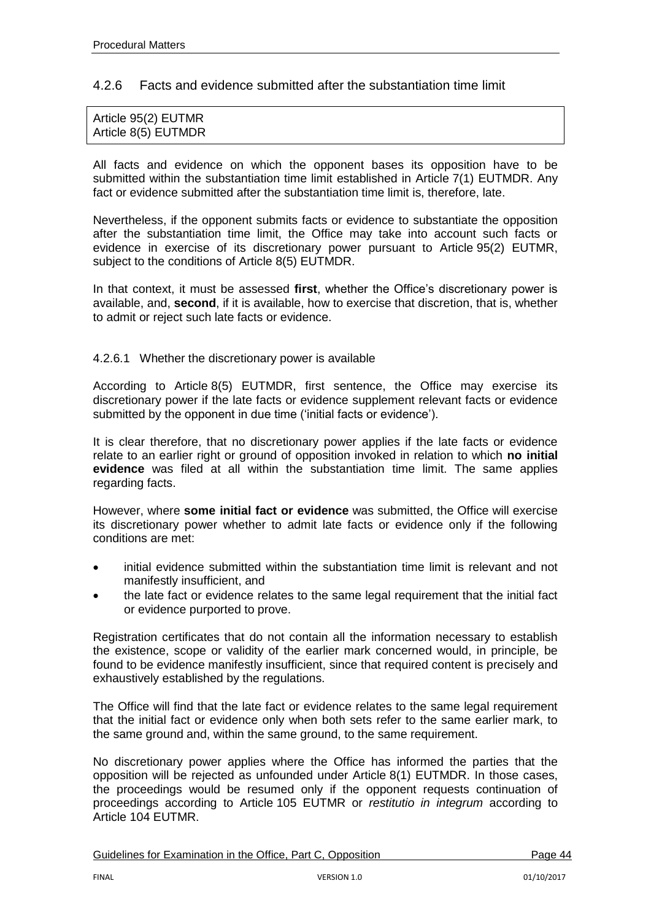### 4.2.6 Facts and evidence submitted after the substantiation time limit

Article 95(2) EUTMR
Article 8(5) EUTMDR

All facts and evidence on which the opponent bases its opposition have to be submitted within the substantiation time limit established in Article 7(1) EUTMDR. Any fact or evidence submitted after the substantiation time limit is, therefore, late.

Nevertheless, if the opponent submits facts or evidence to substantiate the opposition after the substantiation time limit, the Office may take into account such facts or evidence in exercise of its discretionary power pursuant to Article 95(2) EUTMR, subject to the conditions of Article 8(5) EUTMDR.

In that context, it must be assessed **first**, whether the Office's discretionary power is available, and, **second**, if it is available, how to exercise that discretion, that is, whether to admit or reject such late facts or evidence.

#### 4.2.6.1 Whether the discretionary power is available

According to Article 8(5) EUTMDR, first sentence, the Office may exercise its discretionary power if the late facts or evidence supplement relevant facts or evidence submitted by the opponent in due time ('initial facts or evidence').

It is clear therefore, that no discretionary power applies if the late facts or evidence relate to an earlier right or ground of opposition invoked in relation to which **no initial evidence** was filed at all within the substantiation time limit. The same applies regarding facts.

However, where **some initial fact or evidence** was submitted, the Office will exercise its discretionary power whether to admit late facts or evidence only if the following conditions are met:

- initial evidence submitted within the substantiation time limit is relevant and not manifestly insufficient, and
- the late fact or evidence relates to the same legal requirement that the initial fact or evidence purported to prove.

Registration certificates that do not contain all the information necessary to establish the existence, scope or validity of the earlier mark concerned would, in principle, be found to be evidence manifestly insufficient, since that required content is precisely and exhaustively established by the regulations.

The Office will find that the late fact or evidence relates to the same legal requirement that the initial fact or evidence only when both sets refer to the same earlier mark, to the same ground and, within the same ground, to the same requirement.

No discretionary power applies where the Office has informed the parties that the opposition will be rejected as unfounded under Article 8(1) EUTMDR. In those cases, the proceedings would be resumed only if the opponent requests continuation of proceedings according to Article 105 EUTMR or *restitutio in integrum* according to Article 104 EUTMR.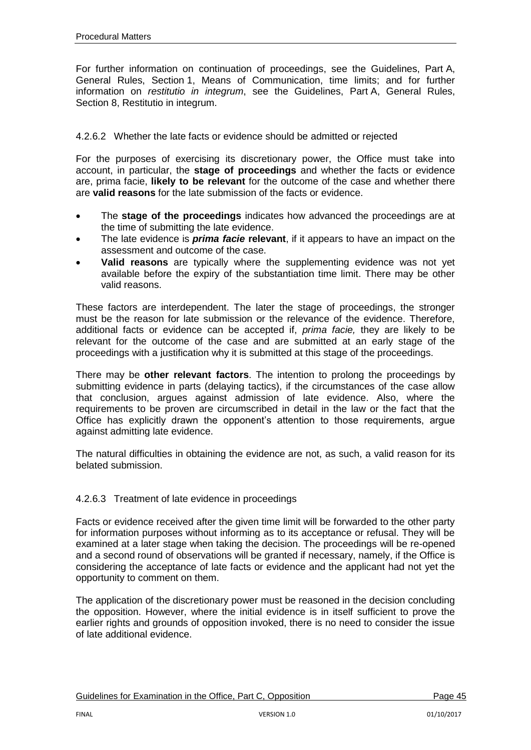For further information on continuation of proceedings, see the Guidelines, Part A, General Rules, Section 1, Means of Communication, time limits; and for further information on *restitutio in integrum*, see the Guidelines, Part A, General Rules, Section 8, Restitutio in integrum.

#### 4.2.6.2 Whether the late facts or evidence should be admitted or rejected

For the purposes of exercising its discretionary power, the Office must take into account, in particular, the **stage of proceedings** and whether the facts or evidence are, prima facie, **likely to be relevant** for the outcome of the case and whether there are **valid reasons** for the late submission of the facts or evidence.

- The **stage of the proceedings** indicates how advanced the proceedings are at the time of submitting the late evidence.
- The late evidence is ***prima facie*** **relevant**, if it appears to have an impact on the assessment and outcome of the case.
- **Valid reasons** are typically where the supplementing evidence was not yet available before the expiry of the substantiation time limit. There may be other valid reasons.

These factors are interdependent. The later the stage of proceedings, the stronger must be the reason for late submission or the relevance of the evidence. Therefore, additional facts or evidence can be accepted if, *prima facie,* they are likely to be relevant for the outcome of the case and are submitted at an early stage of the proceedings with a justification why it is submitted at this stage of the proceedings.

There may be **other relevant factors**. The intention to prolong the proceedings by submitting evidence in parts (delaying tactics), if the circumstances of the case allow that conclusion, argues against admission of late evidence. Also, where the requirements to be proven are circumscribed in detail in the law or the fact that the Office has explicitly drawn the opponent's attention to those requirements, argue against admitting late evidence.

The natural difficulties in obtaining the evidence are not, as such, a valid reason for its belated submission.

#### 4.2.6.3 Treatment of late evidence in proceedings

Facts or evidence received after the given time limit will be forwarded to the other party for information purposes without informing as to its acceptance or refusal. They will be examined at a later stage when taking the decision. The proceedings will be re-opened and a second round of observations will be granted if necessary, namely, if the Office is considering the acceptance of late facts or evidence and the applicant had not yet the opportunity to comment on them.

The application of the discretionary power must be reasoned in the decision concluding the opposition. However, where the initial evidence is in itself sufficient to prove the earlier rights and grounds of opposition invoked, there is no need to consider the issue of late additional evidence.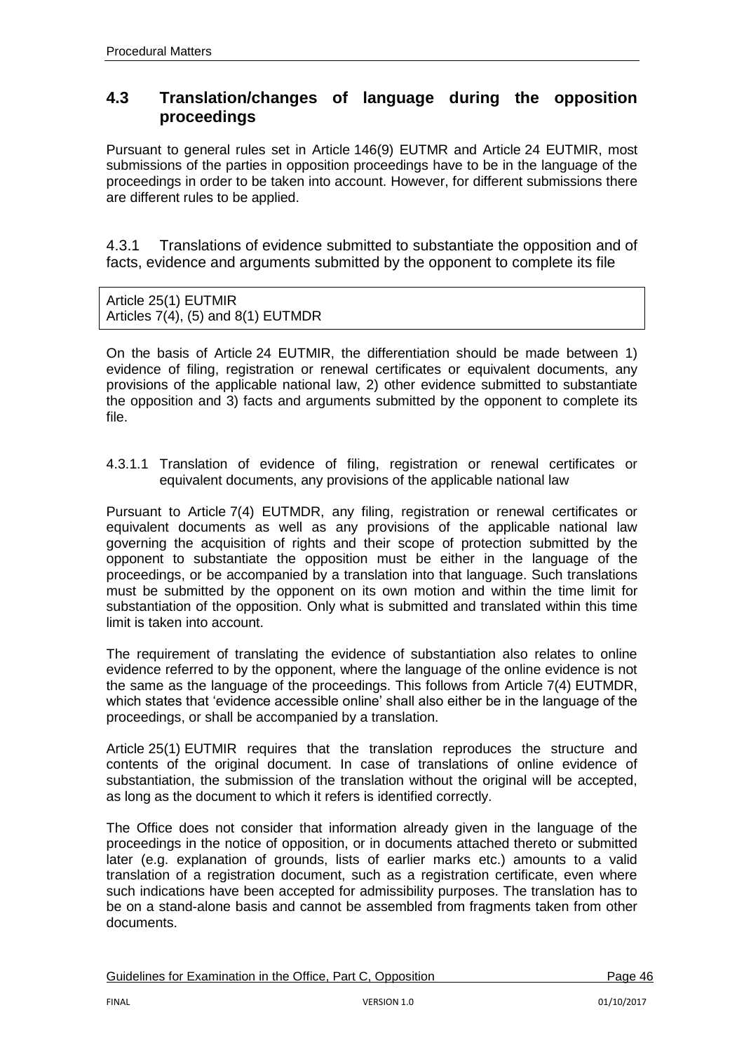## 4.3 Translation/changes of language during the opposition proceedings

Pursuant to general rules set in Article 146(9) EUTMR and Article 24 EUTMIR, most submissions of the parties in opposition proceedings have to be in the language of the proceedings in order to be taken into account. However, for different submissions there are different rules to be applied.

### 4.3.1 Translations of evidence submitted to substantiate the opposition and of facts, evidence and arguments submitted by the opponent to complete its file

Article 25(1) EUTMIR
Articles 7(4), (5) and 8(1) EUTMDR

On the basis of Article 24 EUTMIR, the differentiation should be made between 1) evidence of filing, registration or renewal certificates or equivalent documents, any provisions of the applicable national law, 2) other evidence submitted to substantiate the opposition and 3) facts and arguments submitted by the opponent to complete its file.

#### 4.3.1.1 Translation of evidence of filing, registration or renewal certificates or equivalent documents, any provisions of the applicable national law

Pursuant to Article 7(4) EUTMDR, any filing, registration or renewal certificates or equivalent documents as well as any provisions of the applicable national law governing the acquisition of rights and their scope of protection submitted by the opponent to substantiate the opposition must be either in the language of the proceedings, or be accompanied by a translation into that language. Such translations must be submitted by the opponent on its own motion and within the time limit for substantiation of the opposition. Only what is submitted and translated within this time limit is taken into account.

The requirement of translating the evidence of substantiation also relates to online evidence referred to by the opponent, where the language of the online evidence is not the same as the language of the proceedings. This follows from Article 7(4) EUTMDR, which states that 'evidence accessible online' shall also either be in the language of the proceedings, or shall be accompanied by a translation.

Article 25(1) EUTMIR requires that the translation reproduces the structure and contents of the original document. In case of translations of online evidence of substantiation, the submission of the translation without the original will be accepted, as long as the document to which it refers is identified correctly.

The Office does not consider that information already given in the language of the proceedings in the notice of opposition, or in documents attached thereto or submitted later (e.g. explanation of grounds, lists of earlier marks etc.) amounts to a valid translation of a registration document, such as a registration certificate, even where such indications have been accepted for admissibility purposes. The translation has to be on a stand-alone basis and cannot be assembled from fragments taken from other documents.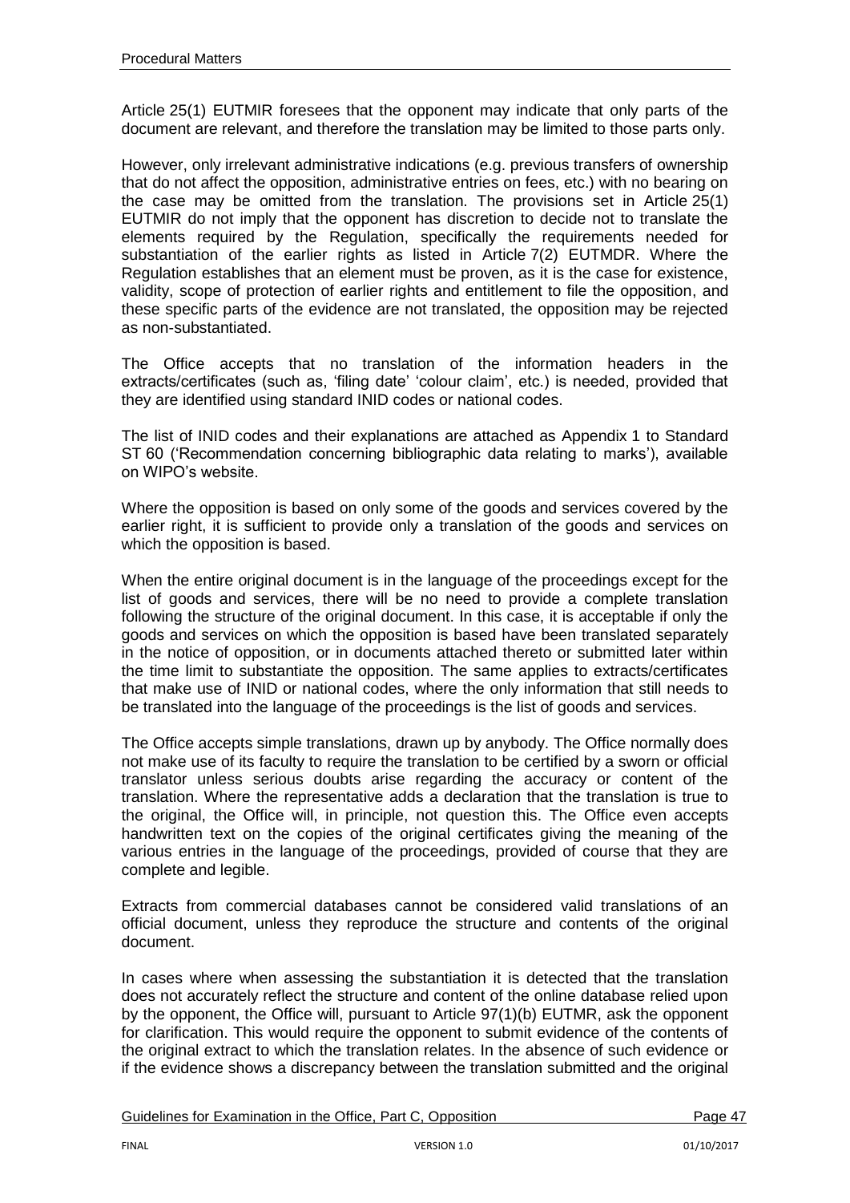Article 25(1) EUTMIR foresees that the opponent may indicate that only parts of the document are relevant, and therefore the translation may be limited to those parts only.

However, only irrelevant administrative indications (e.g. previous transfers of ownership that do not affect the opposition, administrative entries on fees, etc.) with no bearing on the case may be omitted from the translation. The provisions set in Article 25(1) EUTMIR do not imply that the opponent has discretion to decide not to translate the elements required by the Regulation, specifically the requirements needed for substantiation of the earlier rights as listed in Article 7(2) EUTMDR. Where the Regulation establishes that an element must be proven, as it is the case for existence, validity, scope of protection of earlier rights and entitlement to file the opposition, and these specific parts of the evidence are not translated, the opposition may be rejected as non-substantiated.

The Office accepts that no translation of the information headers in the extracts/certificates (such as, 'filing date' 'colour claim', etc.) is needed, provided that they are identified using standard INID codes or national codes.

The list of INID codes and their explanations are attached as Appendix 1 to Standard ST 60 ('Recommendation concerning bibliographic data relating to marks'), available on WIPO's website.

Where the opposition is based on only some of the goods and services covered by the earlier right, it is sufficient to provide only a translation of the goods and services on which the opposition is based.

When the entire original document is in the language of the proceedings except for the list of goods and services, there will be no need to provide a complete translation following the structure of the original document. In this case, it is acceptable if only the goods and services on which the opposition is based have been translated separately in the notice of opposition, or in documents attached thereto or submitted later within the time limit to substantiate the opposition. The same applies to extracts/certificates that make use of INID or national codes, where the only information that still needs to be translated into the language of the proceedings is the list of goods and services.

The Office accepts simple translations, drawn up by anybody. The Office normally does not make use of its faculty to require the translation to be certified by a sworn or official translator unless serious doubts arise regarding the accuracy or content of the translation. Where the representative adds a declaration that the translation is true to the original, the Office will, in principle, not question this. The Office even accepts handwritten text on the copies of the original certificates giving the meaning of the various entries in the language of the proceedings, provided of course that they are complete and legible.

Extracts from commercial databases cannot be considered valid translations of an official document, unless they reproduce the structure and contents of the original document.

In cases where when assessing the substantiation it is detected that the translation does not accurately reflect the structure and content of the online database relied upon by the opponent, the Office will, pursuant to Article 97(1)(b) EUTMR, ask the opponent for clarification. This would require the opponent to submit evidence of the contents of the original extract to which the translation relates. In the absence of such evidence or if the evidence shows a discrepancy between the translation submitted and the original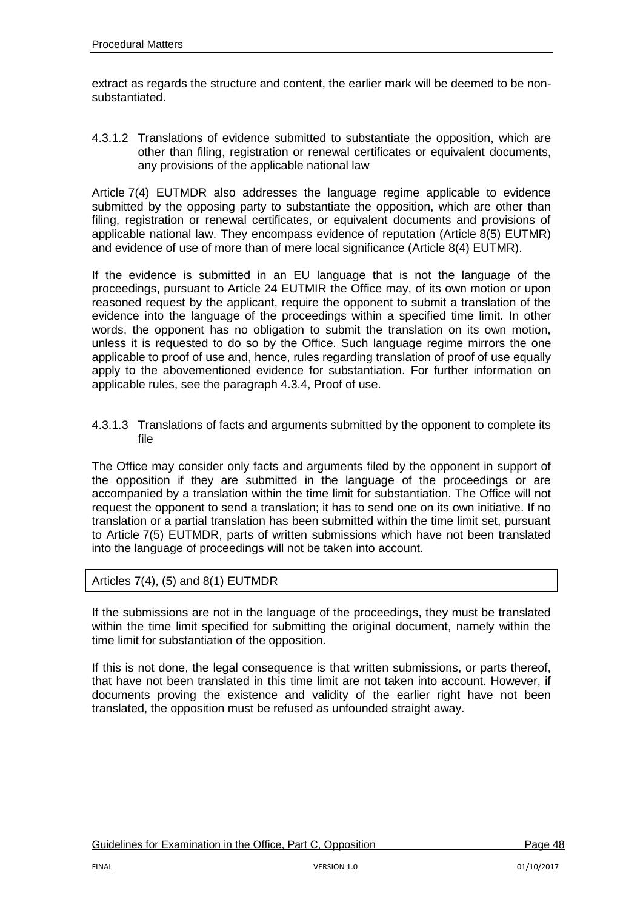extract as regards the structure and content, the earlier mark will be deemed to be non-substantiated.

#### 4.3.1.2 Translations of evidence submitted to substantiate the opposition, which are other than filing, registration or renewal certificates or equivalent documents, any provisions of the applicable national law

Article 7(4) EUTMDR also addresses the language regime applicable to evidence submitted by the opposing party to substantiate the opposition, which are other than filing, registration or renewal certificates, or equivalent documents and provisions of applicable national law. They encompass evidence of reputation (Article 8(5) EUTMR) and evidence of use of more than of mere local significance (Article 8(4) EUTMR).

If the evidence is submitted in an EU language that is not the language of the proceedings, pursuant to Article 24 EUTMIR the Office may, of its own motion or upon reasoned request by the applicant, require the opponent to submit a translation of the evidence into the language of the proceedings within a specified time limit. In other words, the opponent has no obligation to submit the translation on its own motion, unless it is requested to do so by the Office. Such language regime mirrors the one applicable to proof of use and, hence, rules regarding translation of proof of use equally apply to the abovementioned evidence for substantiation. For further information on applicable rules, see the paragraph 4.3.4, Proof of use.

#### 4.3.1.3 Translations of facts and arguments submitted by the opponent to complete its file

The Office may consider only facts and arguments filed by the opponent in support of the opposition if they are submitted in the language of the proceedings or are accompanied by a translation within the time limit for substantiation. The Office will not request the opponent to send a translation; it has to send one on its own initiative. If no translation or a partial translation has been submitted within the time limit set, pursuant to Article 7(5) EUTMDR, parts of written submissions which have not been translated into the language of proceedings will not be taken into account.

| Articles 7(4), (5) and 8(1) EUTMDR |
|---|

If the submissions are not in the language of the proceedings, they must be translated within the time limit specified for submitting the original document, namely within the time limit for substantiation of the opposition.

If this is not done, the legal consequence is that written submissions, or parts thereof, that have not been translated in this time limit are not taken into account. However, if documents proving the existence and validity of the earlier right have not been translated, the opposition must be refused as unfounded straight away.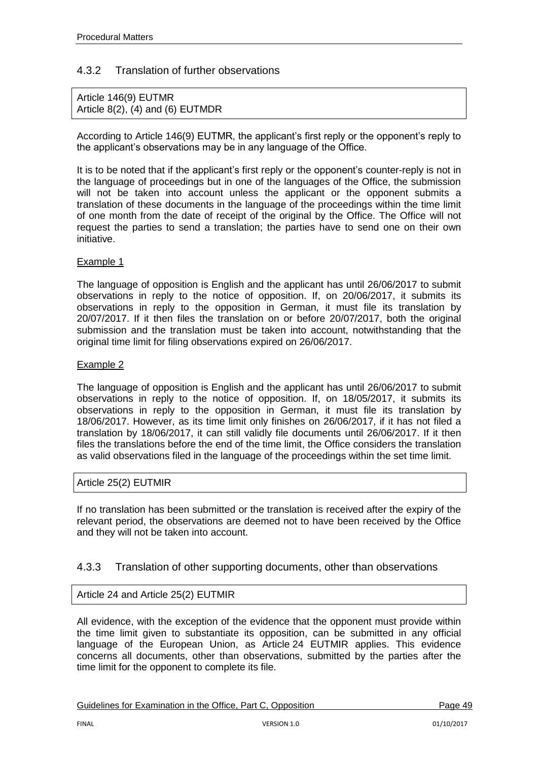### 4.3.2 Translation of further observations

Article 146(9) EUTMR
Article 8(2), (4) and (6) EUTMDR

According to Article 146(9) EUTMR, the applicant's first reply or the opponent's reply to the applicant's observations may be in any language of the Office.

It is to be noted that if the applicant's first reply or the opponent's counter-reply is not in the language of proceedings but in one of the languages of the Office, the submission will not be taken into account unless the applicant or the opponent submits a translation of these documents in the language of the proceedings within the time limit of one month from the date of receipt of the original by the Office. The Office will not request the parties to send a translation; the parties have to send one on their own initiative.

Example 1

The language of opposition is English and the applicant has until 26/06/2017 to submit observations in reply to the notice of opposition. If, on 20/06/2017, it submits its observations in reply to the opposition in German, it must file its translation by 20/07/2017. If it then files the translation on or before 20/07/2017, both the original submission and the translation must be taken into account, notwithstanding that the original time limit for filing observations expired on 26/06/2017.

Example 2

The language of opposition is English and the applicant has until 26/06/2017 to submit observations in reply to the notice of opposition. If, on 18/05/2017, it submits its observations in reply to the opposition in German, it must file its translation by 18/06/2017. However, as its time limit only finishes on 26/06/2017, if it has not filed a translation by 18/06/2017, it can still validly file documents until 26/06/2017. If it then files the translations before the end of the time limit, the Office considers the translation as valid observations filed in the language of the proceedings within the set time limit.

Article 25(2) EUTMIR

If no translation has been submitted or the translation is received after the expiry of the relevant period, the observations are deemed not to have been received by the Office and they will not be taken into account.

### 4.3.3 Translation of other supporting documents, other than observations

Article 24 and Article 25(2) EUTMIR

All evidence, with the exception of the evidence that the opponent must provide within the time limit given to substantiate its opposition, can be submitted in any official language of the European Union, as Article 24 EUTMIR applies. This evidence concerns all documents, other than observations, submitted by the parties after the time limit for the opponent to complete its file.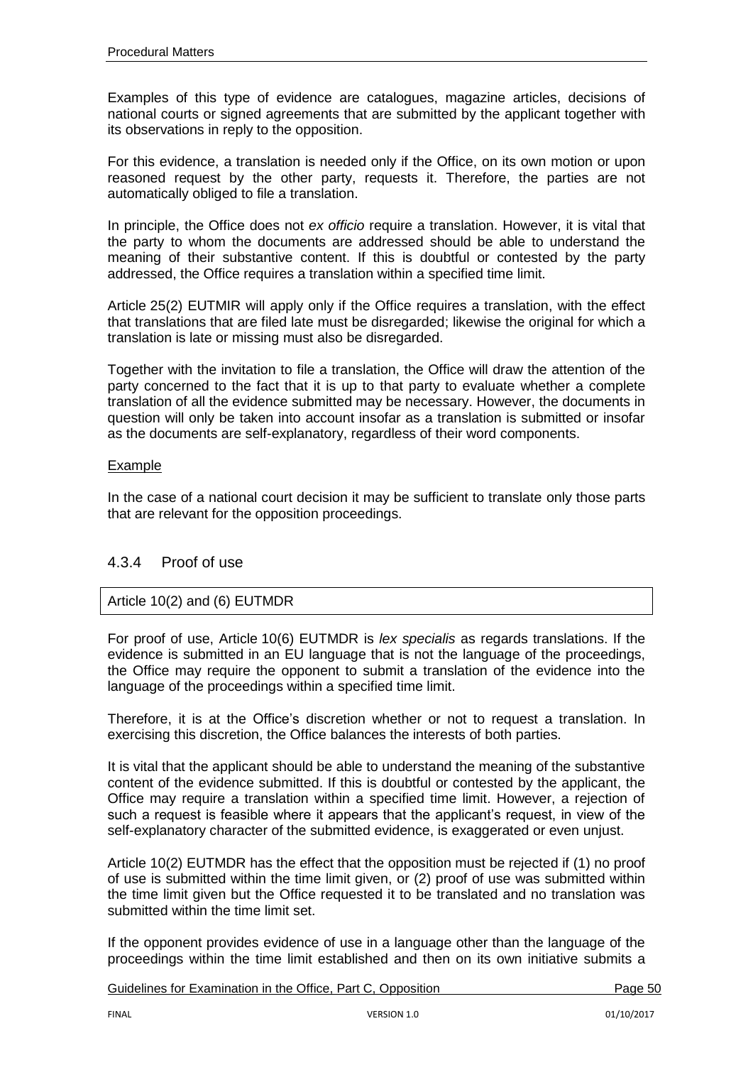Examples of this type of evidence are catalogues, magazine articles, decisions of national courts or signed agreements that are submitted by the applicant together with its observations in reply to the opposition.

For this evidence, a translation is needed only if the Office, on its own motion or upon reasoned request by the other party, requests it. Therefore, the parties are not automatically obliged to file a translation.

In principle, the Office does not *ex officio* require a translation. However, it is vital that the party to whom the documents are addressed should be able to understand the meaning of their substantive content. If this is doubtful or contested by the party addressed, the Office requires a translation within a specified time limit.

Article 25(2) EUTMIR will apply only if the Office requires a translation, with the effect that translations that are filed late must be disregarded; likewise the original for which a translation is late or missing must also be disregarded.

Together with the invitation to file a translation, the Office will draw the attention of the party concerned to the fact that it is up to that party to evaluate whether a complete translation of all the evidence submitted may be necessary. However, the documents in question will only be taken into account insofar as a translation is submitted or insofar as the documents are self-explanatory, regardless of their word components.

Example

In the case of a national court decision it may be sufficient to translate only those parts that are relevant for the opposition proceedings.

### 4.3.4 Proof of use

| Article 10(2) and (6) EUTMDR |
| --- |

For proof of use, Article 10(6) EUTMDR is *lex specialis* as regards translations. If the evidence is submitted in an EU language that is not the language of the proceedings, the Office may require the opponent to submit a translation of the evidence into the language of the proceedings within a specified time limit.

Therefore, it is at the Office's discretion whether or not to request a translation. In exercising this discretion, the Office balances the interests of both parties.

It is vital that the applicant should be able to understand the meaning of the substantive content of the evidence submitted. If this is doubtful or contested by the applicant, the Office may require a translation within a specified time limit. However, a rejection of such a request is feasible where it appears that the applicant's request, in view of the self-explanatory character of the submitted evidence, is exaggerated or even unjust.

Article 10(2) EUTMDR has the effect that the opposition must be rejected if (1) no proof of use is submitted within the time limit given, or (2) proof of use was submitted within the time limit given but the Office requested it to be translated and no translation was submitted within the time limit set.

If the opponent provides evidence of use in a language other than the language of the proceedings within the time limit established and then on its own initiative submits a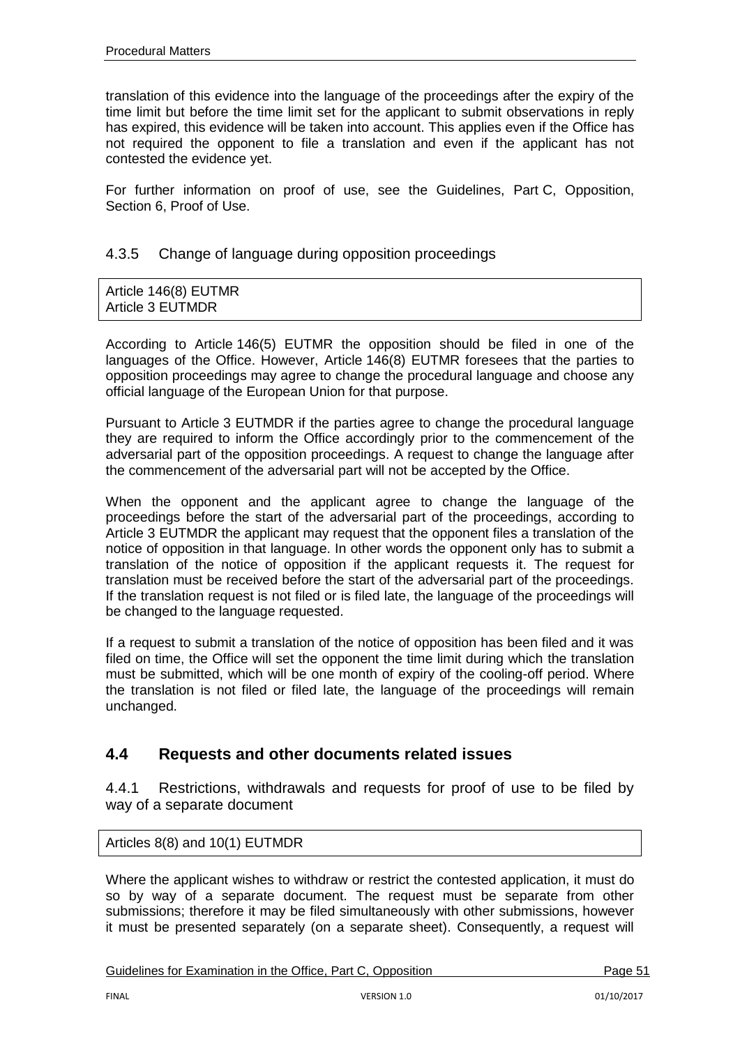translation of this evidence into the language of the proceedings after the expiry of the time limit but before the time limit set for the applicant to submit observations in reply has expired, this evidence will be taken into account. This applies even if the Office has not required the opponent to file a translation and even if the applicant has not contested the evidence yet.

For further information on proof of use, see the Guidelines, Part C, Opposition, Section 6, Proof of Use.

### 4.3.5 Change of language during opposition proceedings

| Article 146(8) EUTMR<br>Article 3 EUTMDR |
|---|

According to Article 146(5) EUTMR the opposition should be filed in one of the languages of the Office. However, Article 146(8) EUTMR foresees that the parties to opposition proceedings may agree to change the procedural language and choose any official language of the European Union for that purpose.

Pursuant to Article 3 EUTMDR if the parties agree to change the procedural language they are required to inform the Office accordingly prior to the commencement of the adversarial part of the opposition proceedings. A request to change the language after the commencement of the adversarial part will not be accepted by the Office.

When the opponent and the applicant agree to change the language of the proceedings before the start of the adversarial part of the proceedings, according to Article 3 EUTMDR the applicant may request that the opponent files a translation of the notice of opposition in that language. In other words the opponent only has to submit a translation of the notice of opposition if the applicant requests it. The request for translation must be received before the start of the adversarial part of the proceedings. If the translation request is not filed or is filed late, the language of the proceedings will be changed to the language requested.

If a request to submit a translation of the notice of opposition has been filed and it was filed on time, the Office will set the opponent the time limit during which the translation must be submitted, which will be one month of expiry of the cooling-off period. Where the translation is not filed or filed late, the language of the proceedings will remain unchanged.

## 4.4 Requests and other documents related issues

### 4.4.1 Restrictions, withdrawals and requests for proof of use to be filed by way of a separate document

| Articles 8(8) and 10(1) EUTMDR |
|---|

Where the applicant wishes to withdraw or restrict the contested application, it must do so by way of a separate document. The request must be separate from other submissions; therefore it may be filed simultaneously with other submissions, however it must be presented separately (on a separate sheet). Consequently, a request will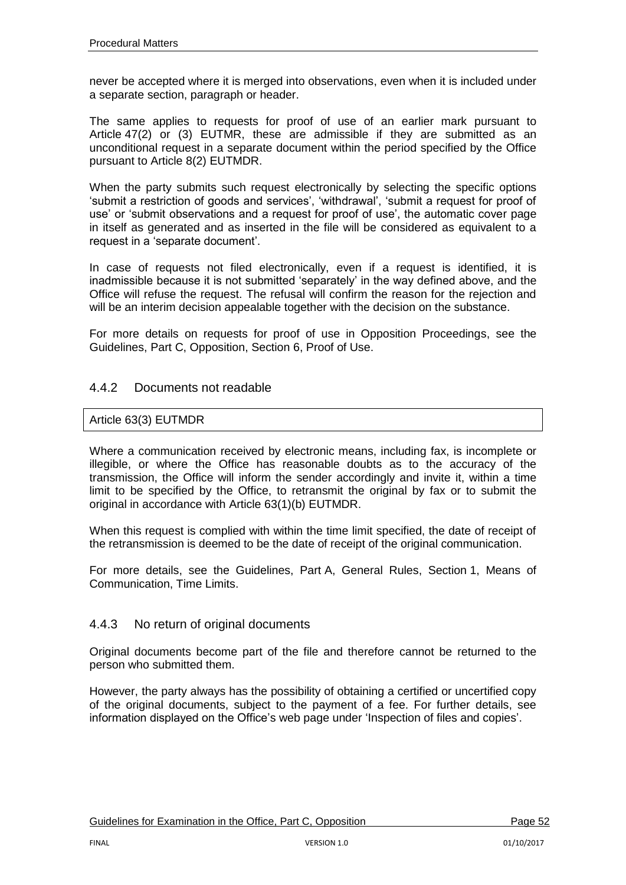never be accepted where it is merged into observations, even when it is included under a separate section, paragraph or header.

The same applies to requests for proof of use of an earlier mark pursuant to Article 47(2) or (3) EUTMR, these are admissible if they are submitted as an unconditional request in a separate document within the period specified by the Office pursuant to Article 8(2) EUTMDR.

When the party submits such request electronically by selecting the specific options 'submit a restriction of goods and services', 'withdrawal', 'submit a request for proof of use' or 'submit observations and a request for proof of use', the automatic cover page in itself as generated and as inserted in the file will be considered as equivalent to a request in a 'separate document'.

In case of requests not filed electronically, even if a request is identified, it is inadmissible because it is not submitted 'separately' in the way defined above, and the Office will refuse the request. The refusal will confirm the reason for the rejection and will be an interim decision appealable together with the decision on the substance.

For more details on requests for proof of use in Opposition Proceedings, see the Guidelines, Part C, Opposition, Section 6, Proof of Use.

### 4.4.2 Documents not readable

| Article 63(3) EUTMDR |
|---|

Where a communication received by electronic means, including fax, is incomplete or illegible, or where the Office has reasonable doubts as to the accuracy of the transmission, the Office will inform the sender accordingly and invite it, within a time limit to be specified by the Office, to retransmit the original by fax or to submit the original in accordance with Article 63(1)(b) EUTMDR.

When this request is complied with within the time limit specified, the date of receipt of the retransmission is deemed to be the date of receipt of the original communication.

For more details, see the Guidelines, Part A, General Rules, Section 1, Means of Communication, Time Limits.

### 4.4.3 No return of original documents

Original documents become part of the file and therefore cannot be returned to the person who submitted them.

However, the party always has the possibility of obtaining a certified or uncertified copy of the original documents, subject to the payment of a fee. For further details, see information displayed on the Office's web page under 'Inspection of files and copies'.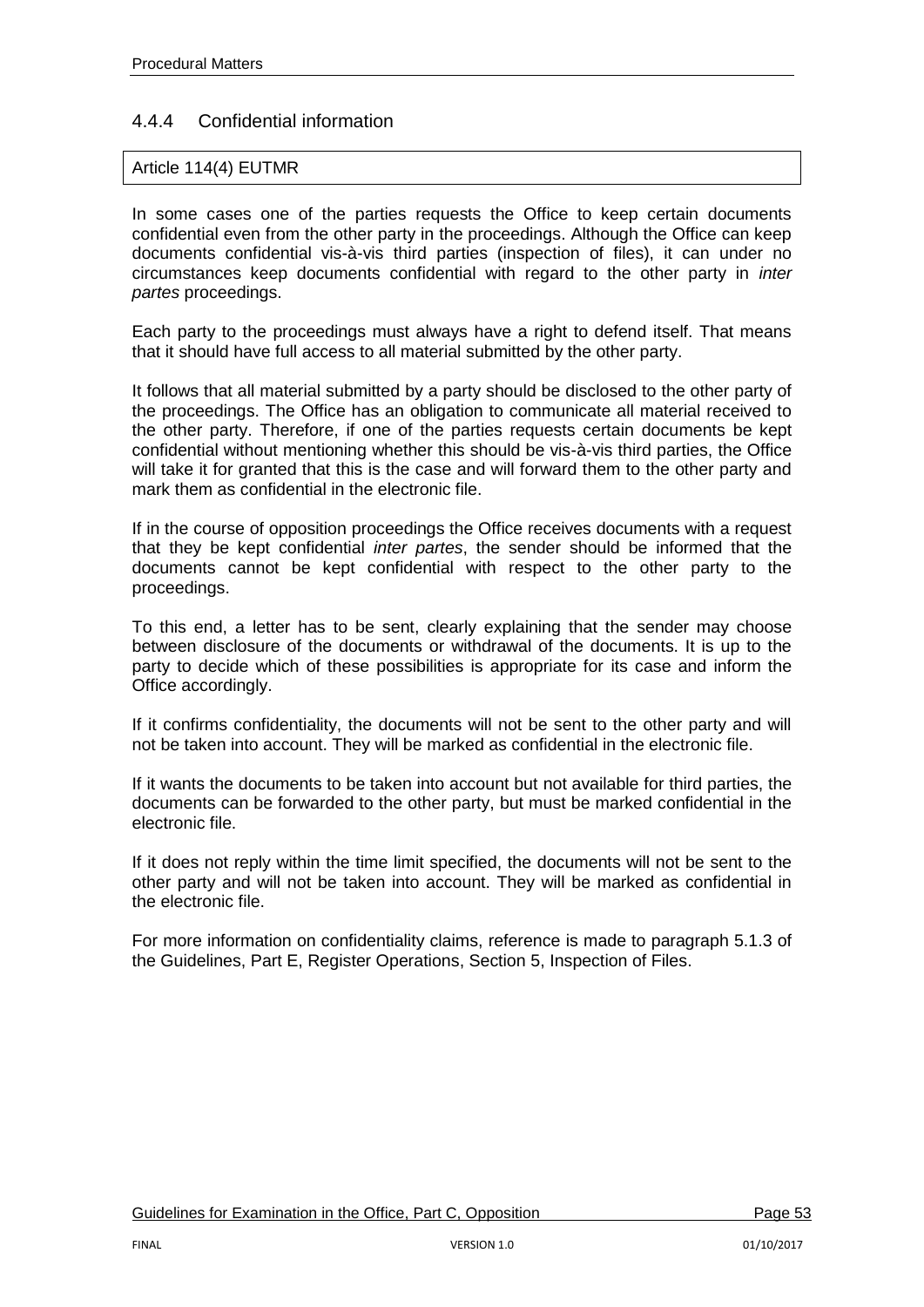### 4.4.4 Confidential information

Article 114(4) EUTMR

In some cases one of the parties requests the Office to keep certain documents confidential even from the other party in the proceedings. Although the Office can keep documents confidential vis-à-vis third parties (inspection of files), it can under no circumstances keep documents confidential with regard to the other party in *inter partes* proceedings.

Each party to the proceedings must always have a right to defend itself. That means that it should have full access to all material submitted by the other party.

It follows that all material submitted by a party should be disclosed to the other party of the proceedings. The Office has an obligation to communicate all material received to the other party. Therefore, if one of the parties requests certain documents be kept confidential without mentioning whether this should be vis-à-vis third parties, the Office will take it for granted that this is the case and will forward them to the other party and mark them as confidential in the electronic file.

If in the course of opposition proceedings the Office receives documents with a request that they be kept confidential *inter partes*, the sender should be informed that the documents cannot be kept confidential with respect to the other party to the proceedings.

To this end, a letter has to be sent, clearly explaining that the sender may choose between disclosure of the documents or withdrawal of the documents. It is up to the party to decide which of these possibilities is appropriate for its case and inform the Office accordingly.

If it confirms confidentiality, the documents will not be sent to the other party and will not be taken into account. They will be marked as confidential in the electronic file.

If it wants the documents to be taken into account but not available for third parties, the documents can be forwarded to the other party, but must be marked confidential in the electronic file.

If it does not reply within the time limit specified, the documents will not be sent to the other party and will not be taken into account. They will be marked as confidential in the electronic file.

For more information on confidentiality claims, reference is made to paragraph 5.1.3 of the Guidelines, Part E, Register Operations, Section 5, Inspection of Files.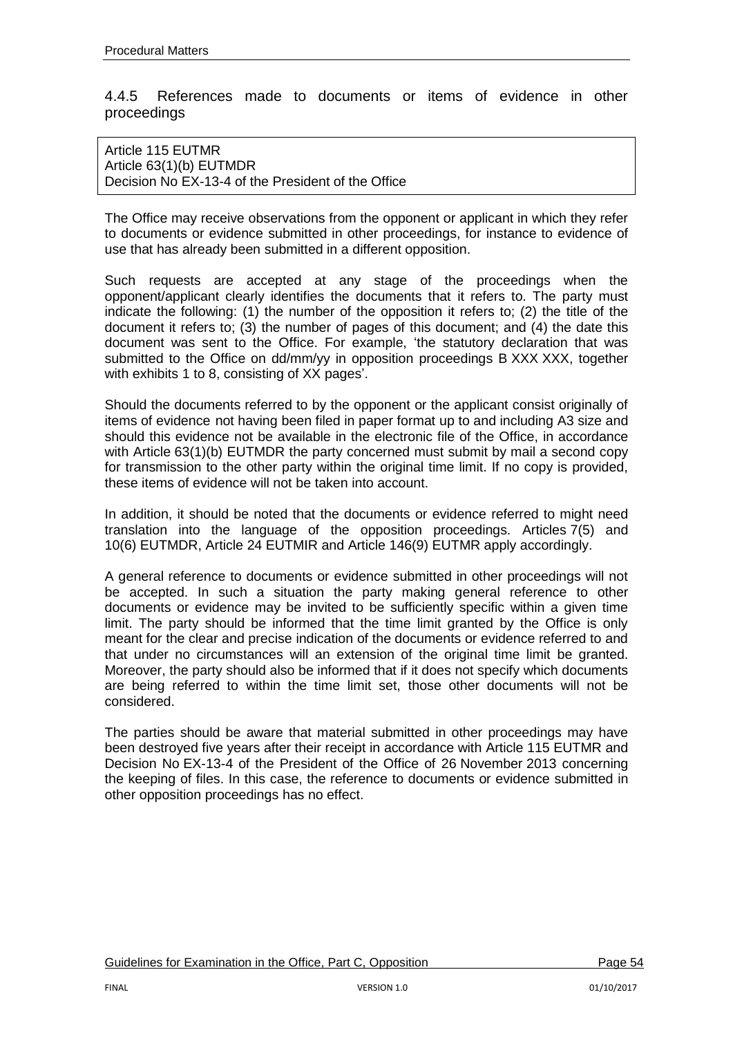### 4.4.5 References made to documents or items of evidence in other proceedings

> Article 115 EUTMR
> Article 63(1)(b) EUTMDR
> Decision No EX-13-4 of the President of the Office

The Office may receive observations from the opponent or applicant in which they refer to documents or evidence submitted in other proceedings, for instance to evidence of use that has already been submitted in a different opposition.

Such requests are accepted at any stage of the proceedings when the opponent/applicant clearly identifies the documents that it refers to. The party must indicate the following: (1) the number of the opposition it refers to; (2) the title of the document it refers to; (3) the number of pages of this document; and (4) the date this document was sent to the Office. For example, 'the statutory declaration that was submitted to the Office on dd/mm/yy in opposition proceedings B XXX XXX, together with exhibits 1 to 8, consisting of XX pages'.

Should the documents referred to by the opponent or the applicant consist originally of items of evidence not having been filed in paper format up to and including A3 size and should this evidence not be available in the electronic file of the Office, in accordance with Article 63(1)(b) EUTMDR the party concerned must submit by mail a second copy for transmission to the other party within the original time limit. If no copy is provided, these items of evidence will not be taken into account.

In addition, it should be noted that the documents or evidence referred to might need translation into the language of the opposition proceedings. Articles 7(5) and 10(6) EUTMDR, Article 24 EUTMIR and Article 146(9) EUTMR apply accordingly.

A general reference to documents or evidence submitted in other proceedings will not be accepted. In such a situation the party making general reference to other documents or evidence may be invited to be sufficiently specific within a given time limit. The party should be informed that the time limit granted by the Office is only meant for the clear and precise indication of the documents or evidence referred to and that under no circumstances will an extension of the original time limit be granted. Moreover, the party should also be informed that if it does not specify which documents are being referred to within the time limit set, those other documents will not be considered.

The parties should be aware that material submitted in other proceedings may have been destroyed five years after their receipt in accordance with Article 115 EUTMR and Decision No EX-13-4 of the President of the Office of 26 November 2013 concerning the keeping of files. In this case, the reference to documents or evidence submitted in other opposition proceedings has no effect.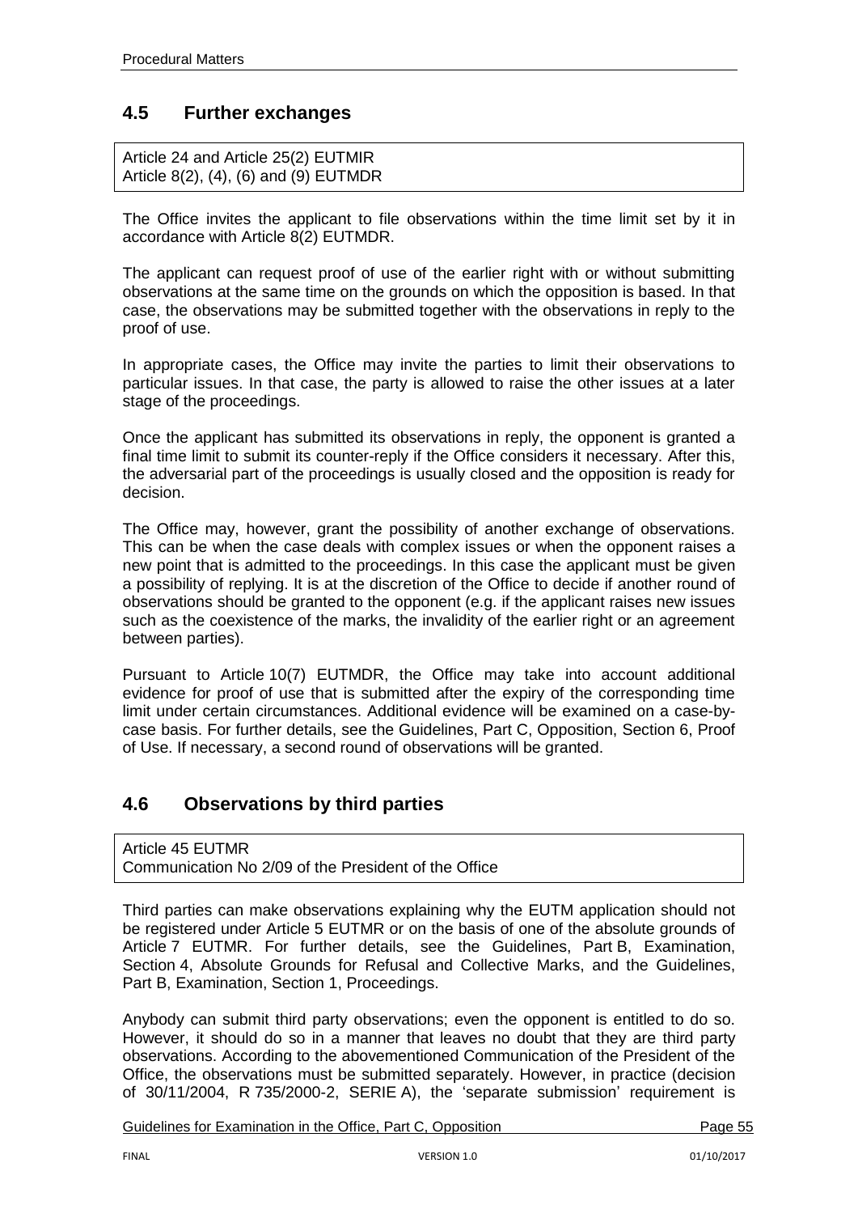## 4.5 Further exchanges

Article 24 and Article 25(2) EUTMIR
Article 8(2), (4), (6) and (9) EUTMDR

The Office invites the applicant to file observations within the time limit set by it in accordance with Article 8(2) EUTMDR.

The applicant can request proof of use of the earlier right with or without submitting observations at the same time on the grounds on which the opposition is based. In that case, the observations may be submitted together with the observations in reply to the proof of use.

In appropriate cases, the Office may invite the parties to limit their observations to particular issues. In that case, the party is allowed to raise the other issues at a later stage of the proceedings.

Once the applicant has submitted its observations in reply, the opponent is granted a final time limit to submit its counter-reply if the Office considers it necessary. After this, the adversarial part of the proceedings is usually closed and the opposition is ready for decision.

The Office may, however, grant the possibility of another exchange of observations. This can be when the case deals with complex issues or when the opponent raises a new point that is admitted to the proceedings. In this case the applicant must be given a possibility of replying. It is at the discretion of the Office to decide if another round of observations should be granted to the opponent (e.g. if the applicant raises new issues such as the coexistence of the marks, the invalidity of the earlier right or an agreement between parties).

Pursuant to Article 10(7) EUTMDR, the Office may take into account additional evidence for proof of use that is submitted after the expiry of the corresponding time limit under certain circumstances. Additional evidence will be examined on a case-by-case basis. For further details, see the Guidelines, Part C, Opposition, Section 6, Proof of Use. If necessary, a second round of observations will be granted.

## 4.6 Observations by third parties

Article 45 EUTMR
Communication No 2/09 of the President of the Office

Third parties can make observations explaining why the EUTM application should not be registered under Article 5 EUTMR or on the basis of one of the absolute grounds of Article 7 EUTMR. For further details, see the Guidelines, Part B, Examination, Section 4, Absolute Grounds for Refusal and Collective Marks, and the Guidelines, Part B, Examination, Section 1, Proceedings.

Anybody can submit third party observations; even the opponent is entitled to do so. However, it should do so in a manner that leaves no doubt that they are third party observations. According to the abovementioned Communication of the President of the Office, the observations must be submitted separately. However, in practice (decision of 30/11/2004, R 735/2000-2, SERIE A), the 'separate submission' requirement is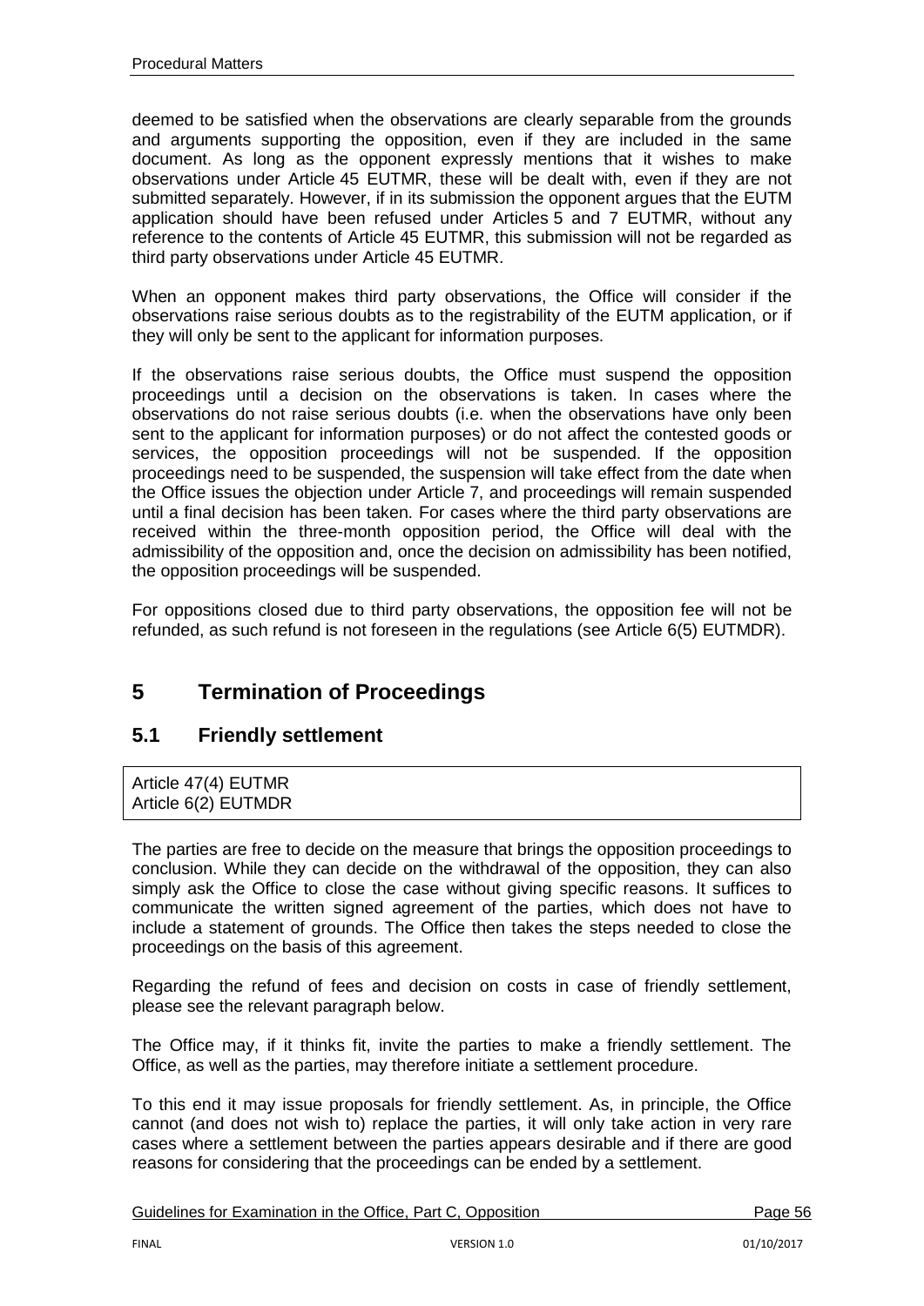deemed to be satisfied when the observations are clearly separable from the grounds and arguments supporting the opposition, even if they are included in the same document. As long as the opponent expressly mentions that it wishes to make observations under Article 45 EUTMR, these will be dealt with, even if they are not submitted separately. However, if in its submission the opponent argues that the EUTM application should have been refused under Articles 5 and 7 EUTMR, without any reference to the contents of Article 45 EUTMR, this submission will not be regarded as third party observations under Article 45 EUTMR.

When an opponent makes third party observations, the Office will consider if the observations raise serious doubts as to the registrability of the EUTM application, or if they will only be sent to the applicant for information purposes.

If the observations raise serious doubts, the Office must suspend the opposition proceedings until a decision on the observations is taken. In cases where the observations do not raise serious doubts (i.e. when the observations have only been sent to the applicant for information purposes) or do not affect the contested goods or services, the opposition proceedings will not be suspended. If the opposition proceedings need to be suspended, the suspension will take effect from the date when the Office issues the objection under Article 7, and proceedings will remain suspended until a final decision has been taken. For cases where the third party observations are received within the three-month opposition period, the Office will deal with the admissibility of the opposition and, once the decision on admissibility has been notified, the opposition proceedings will be suspended.

For oppositions closed due to third party observations, the opposition fee will not be refunded, as such refund is not foreseen in the regulations (see Article 6(5) EUTMDR).

# 5 Termination of Proceedings

## 5.1 Friendly settlement

Article 47(4) EUTMR
Article 6(2) EUTMDR

The parties are free to decide on the measure that brings the opposition proceedings to conclusion. While they can decide on the withdrawal of the opposition, they can also simply ask the Office to close the case without giving specific reasons. It suffices to communicate the written signed agreement of the parties, which does not have to include a statement of grounds. The Office then takes the steps needed to close the proceedings on the basis of this agreement.

Regarding the refund of fees and decision on costs in case of friendly settlement, please see the relevant paragraph below.

The Office may, if it thinks fit, invite the parties to make a friendly settlement. The Office, as well as the parties, may therefore initiate a settlement procedure.

To this end it may issue proposals for friendly settlement. As, in principle, the Office cannot (and does not wish to) replace the parties, it will only take action in very rare cases where a settlement between the parties appears desirable and if there are good reasons for considering that the proceedings can be ended by a settlement.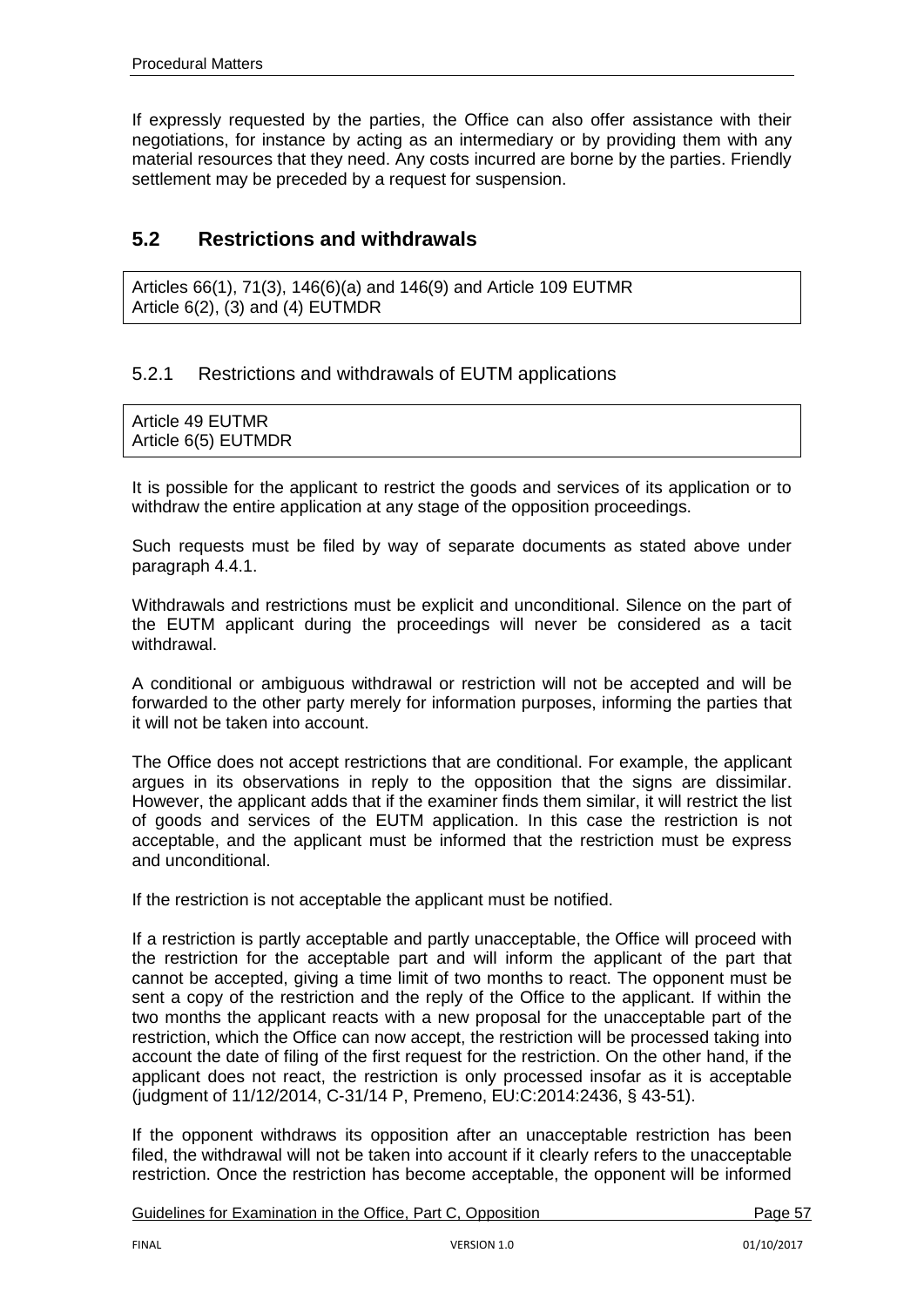If expressly requested by the parties, the Office can also offer assistance with their negotiations, for instance by acting as an intermediary or by providing them with any material resources that they need. Any costs incurred are borne by the parties. Friendly settlement may be preceded by a request for suspension.

## 5.2 Restrictions and withdrawals

Articles 66(1), 71(3), 146(6)(a) and 146(9) and Article 109 EUTMR
Article 6(2), (3) and (4) EUTMDR

### 5.2.1 Restrictions and withdrawals of EUTM applications

Article 49 EUTMR
Article 6(5) EUTMDR

It is possible for the applicant to restrict the goods and services of its application or to withdraw the entire application at any stage of the opposition proceedings.

Such requests must be filed by way of separate documents as stated above under paragraph 4.4.1.

Withdrawals and restrictions must be explicit and unconditional. Silence on the part of the EUTM applicant during the proceedings will never be considered as a tacit withdrawal.

A conditional or ambiguous withdrawal or restriction will not be accepted and will be forwarded to the other party merely for information purposes, informing the parties that it will not be taken into account.

The Office does not accept restrictions that are conditional. For example, the applicant argues in its observations in reply to the opposition that the signs are dissimilar. However, the applicant adds that if the examiner finds them similar, it will restrict the list of goods and services of the EUTM application. In this case the restriction is not acceptable, and the applicant must be informed that the restriction must be express and unconditional.

If the restriction is not acceptable the applicant must be notified.

If a restriction is partly acceptable and partly unacceptable, the Office will proceed with the restriction for the acceptable part and will inform the applicant of the part that cannot be accepted, giving a time limit of two months to react. The opponent must be sent a copy of the restriction and the reply of the Office to the applicant. If within the two months the applicant reacts with a new proposal for the unacceptable part of the restriction, which the Office can now accept, the restriction will be processed taking into account the date of filing of the first request for the restriction. On the other hand, if the applicant does not react, the restriction is only processed insofar as it is acceptable (judgment of 11/12/2014, C-31/14 P, Premeno, EU:C:2014:2436, § 43-51).

If the opponent withdraws its opposition after an unacceptable restriction has been filed, the withdrawal will not be taken into account if it clearly refers to the unacceptable restriction. Once the restriction has become acceptable, the opponent will be informed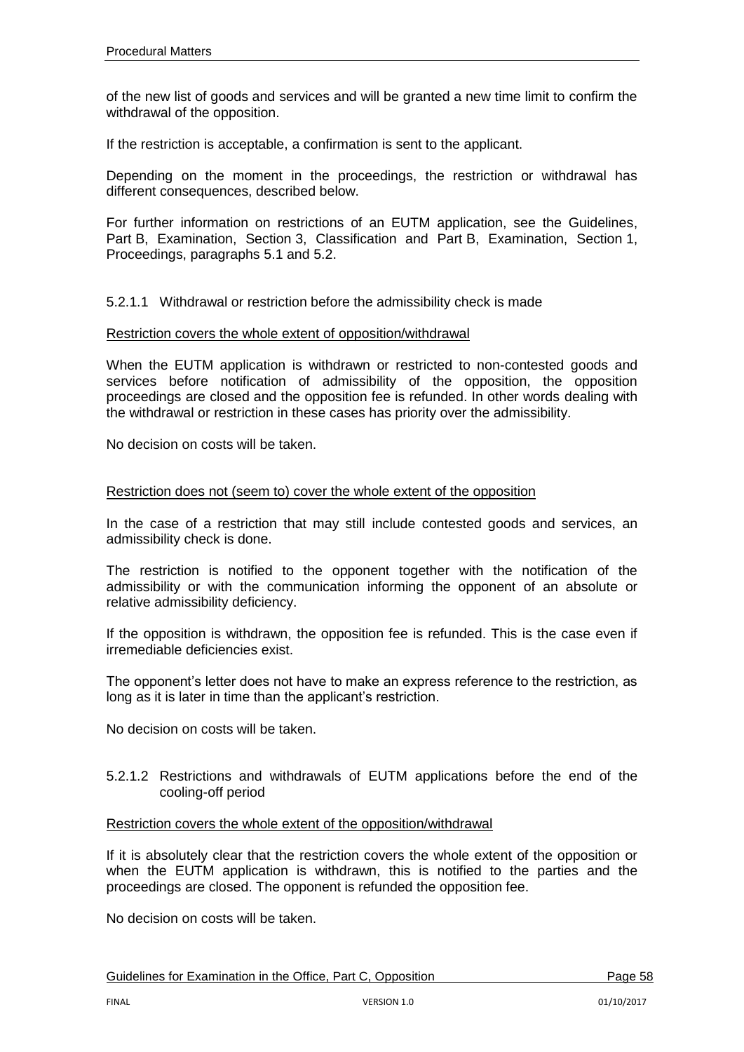of the new list of goods and services and will be granted a new time limit to confirm the withdrawal of the opposition.

If the restriction is acceptable, a confirmation is sent to the applicant.

Depending on the moment in the proceedings, the restriction or withdrawal has different consequences, described below.

For further information on restrictions of an EUTM application, see the Guidelines, Part B, Examination, Section 3, Classification and Part B, Examination, Section 1, Proceedings, paragraphs 5.1 and 5.2.

#### 5.2.1.1 Withdrawal or restriction before the admissibility check is made

Restriction covers the whole extent of opposition/withdrawal

When the EUTM application is withdrawn or restricted to non-contested goods and services before notification of admissibility of the opposition, the opposition proceedings are closed and the opposition fee is refunded. In other words dealing with the withdrawal or restriction in these cases has priority over the admissibility.

No decision on costs will be taken.

Restriction does not (seem to) cover the whole extent of the opposition

In the case of a restriction that may still include contested goods and services, an admissibility check is done.

The restriction is notified to the opponent together with the notification of the admissibility or with the communication informing the opponent of an absolute or relative admissibility deficiency.

If the opposition is withdrawn, the opposition fee is refunded. This is the case even if irremediable deficiencies exist.

The opponent's letter does not have to make an express reference to the restriction, as long as it is later in time than the applicant's restriction.

No decision on costs will be taken.

#### 5.2.1.2 Restrictions and withdrawals of EUTM applications before the end of the cooling-off period

Restriction covers the whole extent of the opposition/withdrawal

If it is absolutely clear that the restriction covers the whole extent of the opposition or when the EUTM application is withdrawn, this is notified to the parties and the proceedings are closed. The opponent is refunded the opposition fee.

No decision on costs will be taken.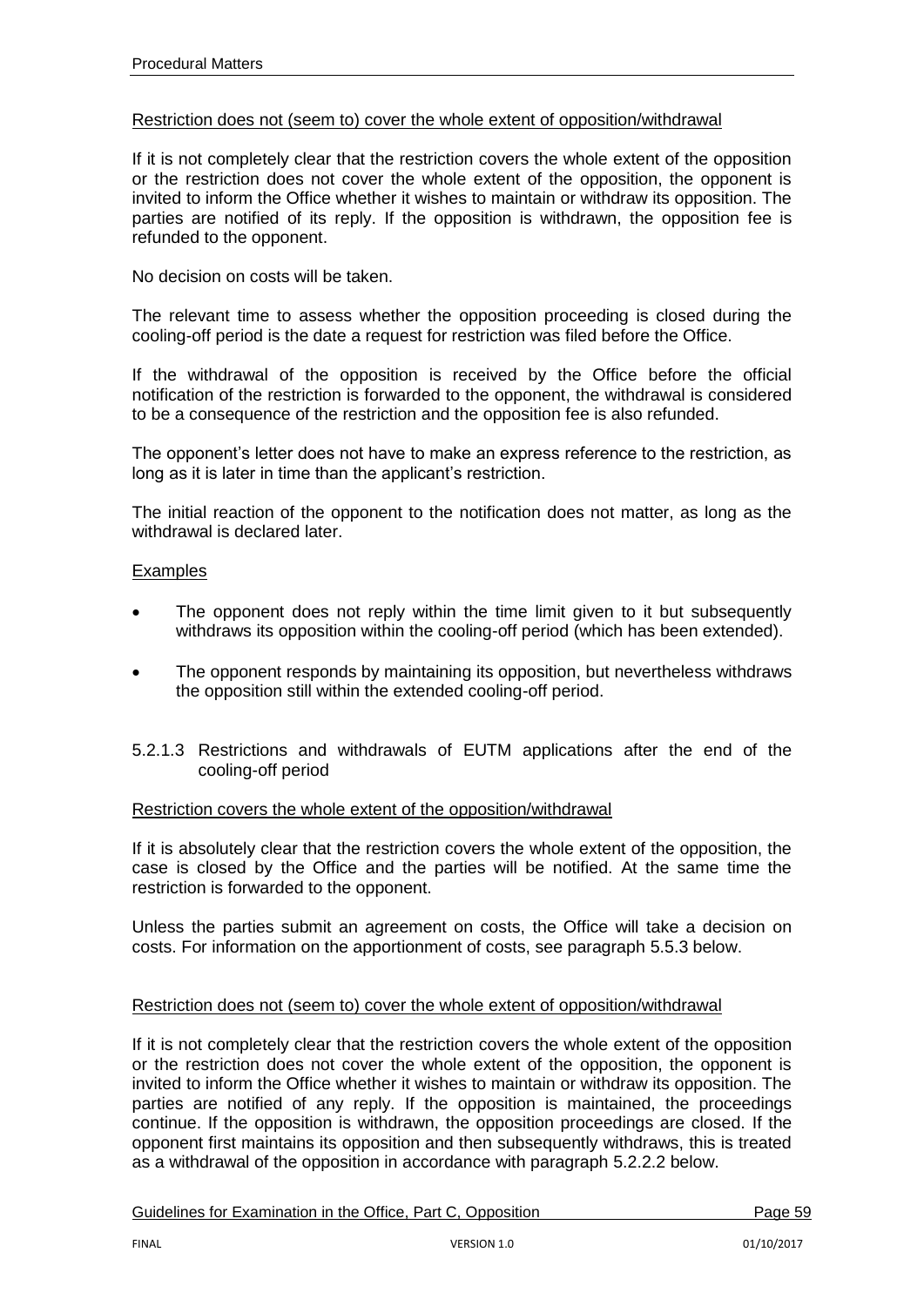Restriction does not (seem to) cover the whole extent of opposition/withdrawal

If it is not completely clear that the restriction covers the whole extent of the opposition or the restriction does not cover the whole extent of the opposition, the opponent is invited to inform the Office whether it wishes to maintain or withdraw its opposition. The parties are notified of its reply. If the opposition is withdrawn, the opposition fee is refunded to the opponent.

No decision on costs will be taken.

The relevant time to assess whether the opposition proceeding is closed during the cooling-off period is the date a request for restriction was filed before the Office.

If the withdrawal of the opposition is received by the Office before the official notification of the restriction is forwarded to the opponent, the withdrawal is considered to be a consequence of the restriction and the opposition fee is also refunded.

The opponent's letter does not have to make an express reference to the restriction, as long as it is later in time than the applicant's restriction.

The initial reaction of the opponent to the notification does not matter, as long as the withdrawal is declared later.

Examples

- The opponent does not reply within the time limit given to it but subsequently withdraws its opposition within the cooling-off period (which has been extended).
- The opponent responds by maintaining its opposition, but nevertheless withdraws the opposition still within the extended cooling-off period.

#### 5.2.1.3 Restrictions and withdrawals of EUTM applications after the end of the cooling-off period

Restriction covers the whole extent of the opposition/withdrawal

If it is absolutely clear that the restriction covers the whole extent of the opposition, the case is closed by the Office and the parties will be notified. At the same time the restriction is forwarded to the opponent.

Unless the parties submit an agreement on costs, the Office will take a decision on costs. For information on the apportionment of costs, see paragraph 5.5.3 below.

Restriction does not (seem to) cover the whole extent of opposition/withdrawal

If it is not completely clear that the restriction covers the whole extent of the opposition or the restriction does not cover the whole extent of the opposition, the opponent is invited to inform the Office whether it wishes to maintain or withdraw its opposition. The parties are notified of any reply. If the opposition is maintained, the proceedings continue. If the opposition is withdrawn, the opposition proceedings are closed. If the opponent first maintains its opposition and then subsequently withdraws, this is treated as a withdrawal of the opposition in accordance with paragraph 5.2.2.2 below.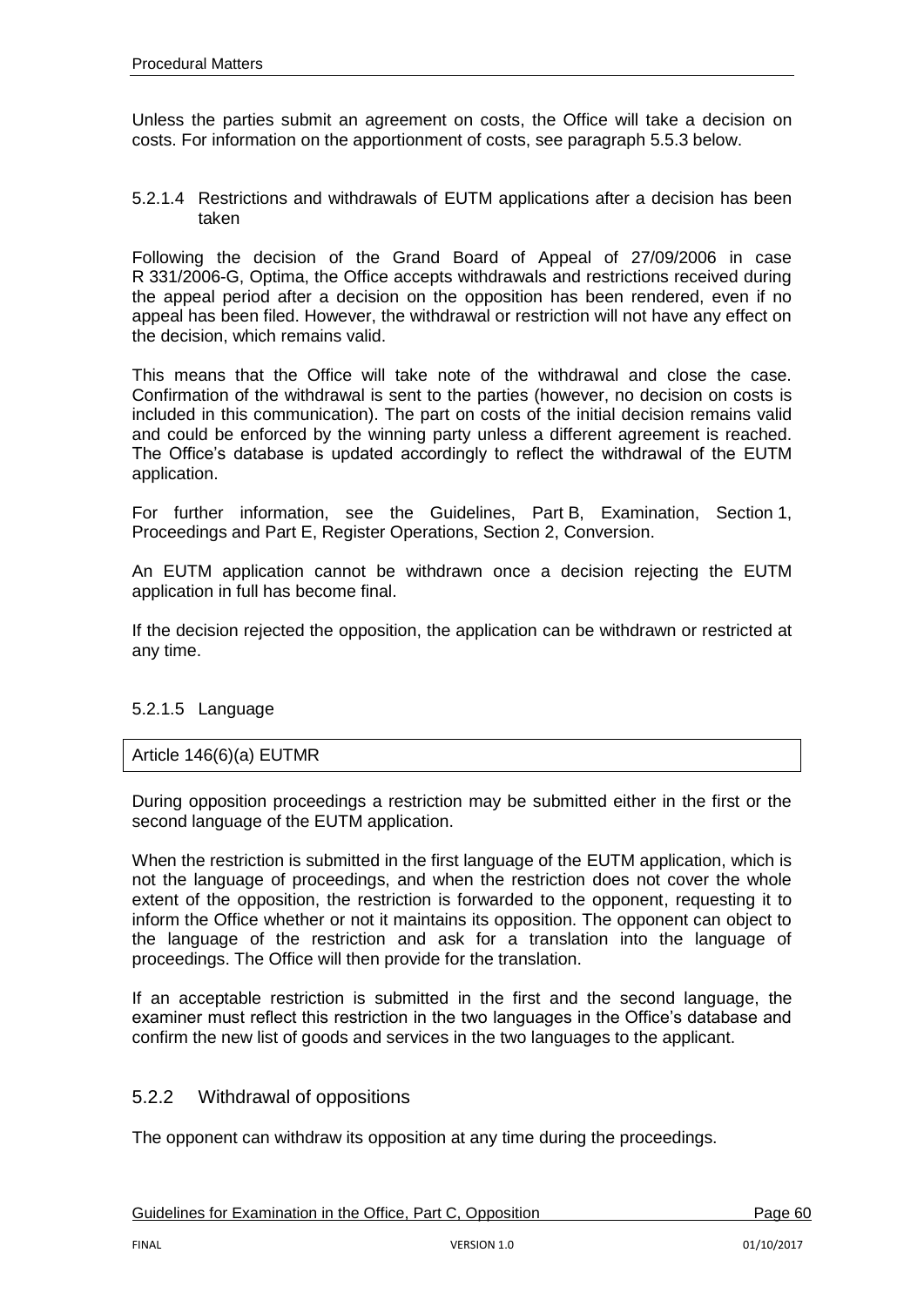Unless the parties submit an agreement on costs, the Office will take a decision on costs. For information on the apportionment of costs, see paragraph 5.5.3 below.

#### 5.2.1.4 Restrictions and withdrawals of EUTM applications after a decision has been taken

Following the decision of the Grand Board of Appeal of 27/09/2006 in case R 331/2006-G, Optima, the Office accepts withdrawals and restrictions received during the appeal period after a decision on the opposition has been rendered, even if no appeal has been filed. However, the withdrawal or restriction will not have any effect on the decision, which remains valid.

This means that the Office will take note of the withdrawal and close the case. Confirmation of the withdrawal is sent to the parties (however, no decision on costs is included in this communication). The part on costs of the initial decision remains valid and could be enforced by the winning party unless a different agreement is reached. The Office's database is updated accordingly to reflect the withdrawal of the EUTM application.

For further information, see the Guidelines, Part B, Examination, Section 1, Proceedings and Part E, Register Operations, Section 2, Conversion.

An EUTM application cannot be withdrawn once a decision rejecting the EUTM application in full has become final.

If the decision rejected the opposition, the application can be withdrawn or restricted at any time.

#### 5.2.1.5 Language

| Article 146(6)(a) EUTMR |
|---|

During opposition proceedings a restriction may be submitted either in the first or the second language of the EUTM application.

When the restriction is submitted in the first language of the EUTM application, which is not the language of proceedings, and when the restriction does not cover the whole extent of the opposition, the restriction is forwarded to the opponent, requesting it to inform the Office whether or not it maintains its opposition. The opponent can object to the language of the restriction and ask for a translation into the language of proceedings. The Office will then provide for the translation.

If an acceptable restriction is submitted in the first and the second language, the examiner must reflect this restriction in the two languages in the Office's database and confirm the new list of goods and services in the two languages to the applicant.

### 5.2.2 Withdrawal of oppositions

The opponent can withdraw its opposition at any time during the proceedings.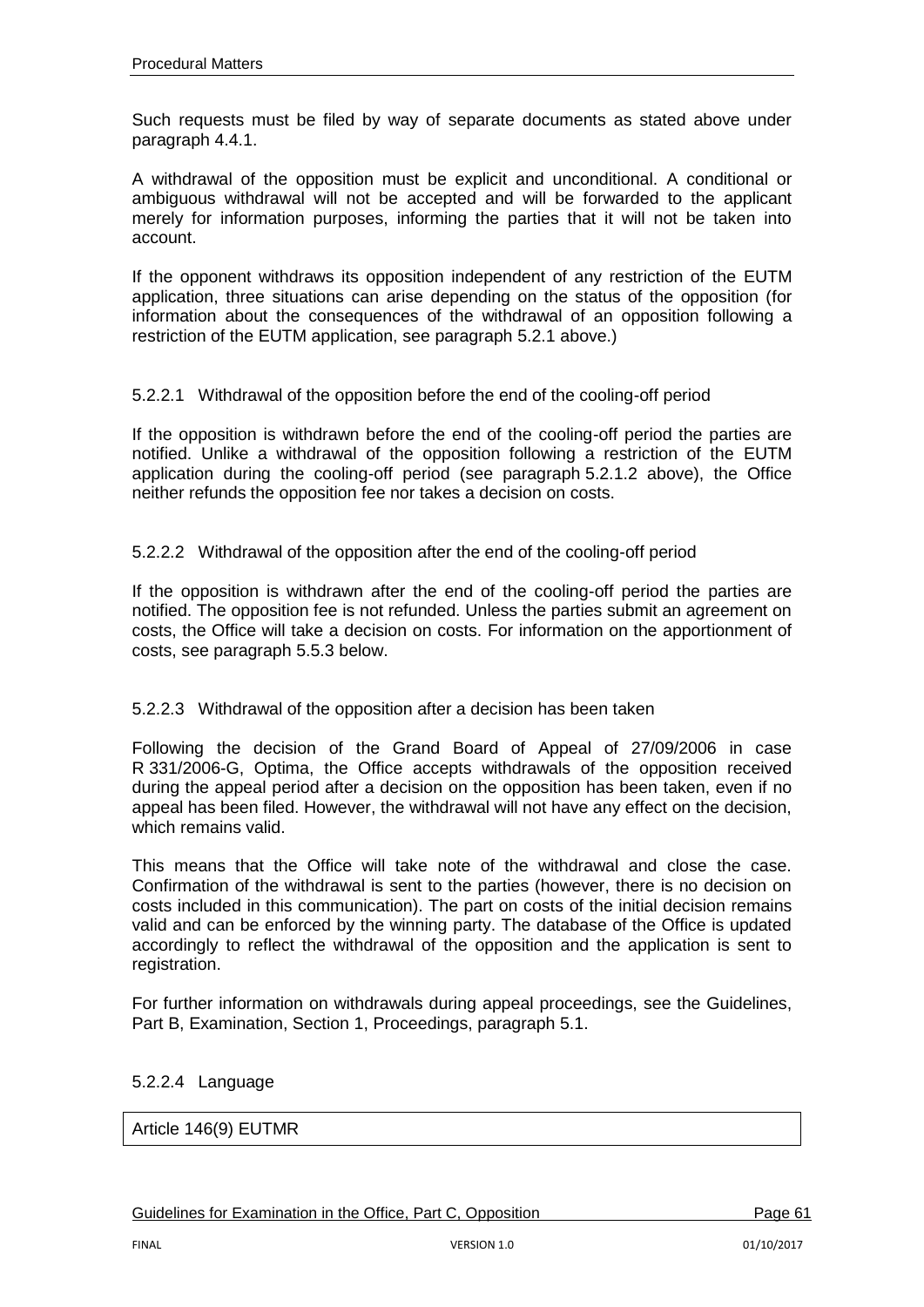Such requests must be filed by way of separate documents as stated above under paragraph 4.4.1.

A withdrawal of the opposition must be explicit and unconditional. A conditional or ambiguous withdrawal will not be accepted and will be forwarded to the applicant merely for information purposes, informing the parties that it will not be taken into account.

If the opponent withdraws its opposition independent of any restriction of the EUTM application, three situations can arise depending on the status of the opposition (for information about the consequences of the withdrawal of an opposition following a restriction of the EUTM application, see paragraph 5.2.1 above.)

#### 5.2.2.1 Withdrawal of the opposition before the end of the cooling-off period

If the opposition is withdrawn before the end of the cooling-off period the parties are notified. Unlike a withdrawal of the opposition following a restriction of the EUTM application during the cooling-off period (see paragraph 5.2.1.2 above), the Office neither refunds the opposition fee nor takes a decision on costs.

#### 5.2.2.2 Withdrawal of the opposition after the end of the cooling-off period

If the opposition is withdrawn after the end of the cooling-off period the parties are notified. The opposition fee is not refunded. Unless the parties submit an agreement on costs, the Office will take a decision on costs. For information on the apportionment of costs, see paragraph 5.5.3 below.

#### 5.2.2.3 Withdrawal of the opposition after a decision has been taken

Following the decision of the Grand Board of Appeal of 27/09/2006 in case R 331/2006-G, Optima, the Office accepts withdrawals of the opposition received during the appeal period after a decision on the opposition has been taken, even if no appeal has been filed. However, the withdrawal will not have any effect on the decision, which remains valid.

This means that the Office will take note of the withdrawal and close the case. Confirmation of the withdrawal is sent to the parties (however, there is no decision on costs included in this communication). The part on costs of the initial decision remains valid and can be enforced by the winning party. The database of the Office is updated accordingly to reflect the withdrawal of the opposition and the application is sent to registration.

For further information on withdrawals during appeal proceedings, see the Guidelines, Part B, Examination, Section 1, Proceedings, paragraph 5.1.

#### 5.2.2.4 Language

| Article 146(9) EUTMR |
|---|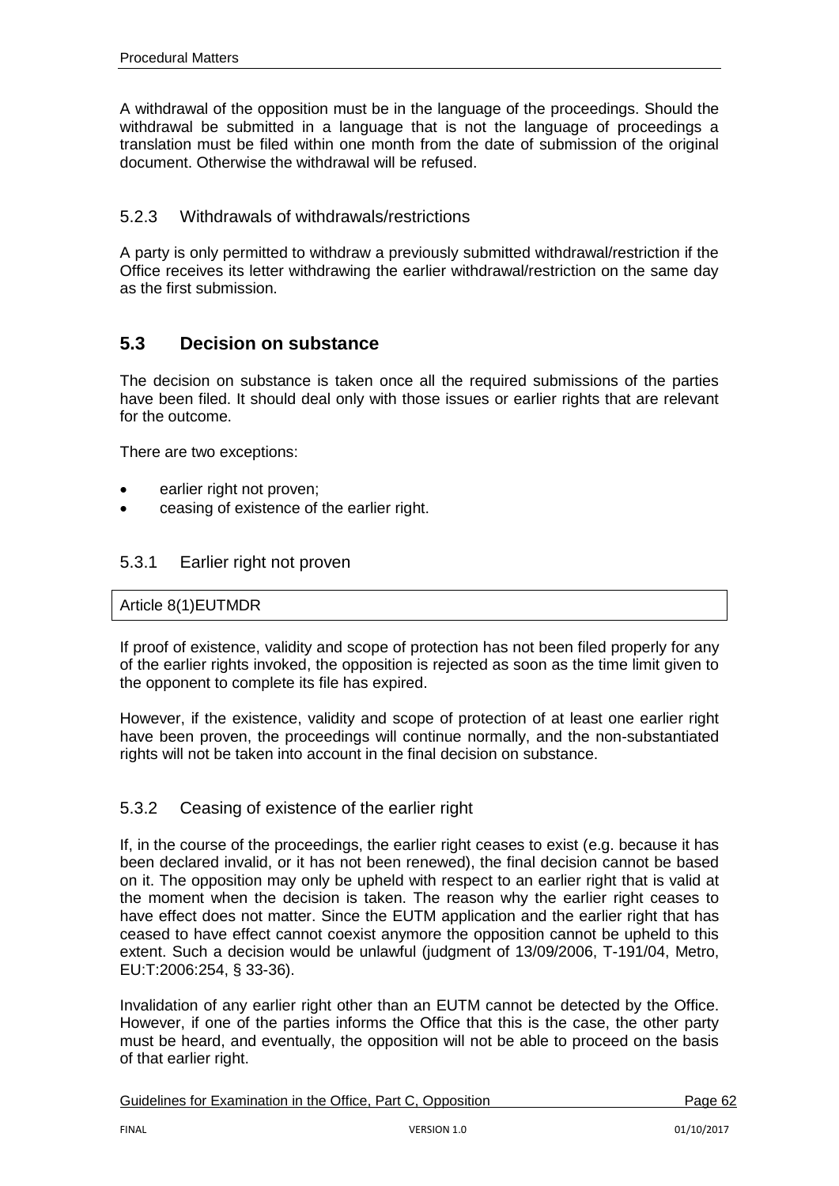A withdrawal of the opposition must be in the language of the proceedings. Should the withdrawal be submitted in a language that is not the language of proceedings a translation must be filed within one month from the date of submission of the original document. Otherwise the withdrawal will be refused.

### 5.2.3 Withdrawals of withdrawals/restrictions

A party is only permitted to withdraw a previously submitted withdrawal/restriction if the Office receives its letter withdrawing the earlier withdrawal/restriction on the same day as the first submission.

## 5.3 Decision on substance

The decision on substance is taken once all the required submissions of the parties have been filed. It should deal only with those issues or earlier rights that are relevant for the outcome.

There are two exceptions:

- earlier right not proven;
- ceasing of existence of the earlier right.

### 5.3.1 Earlier right not proven

| Article 8(1)EUTMDR |
| --- |

If proof of existence, validity and scope of protection has not been filed properly for any of the earlier rights invoked, the opposition is rejected as soon as the time limit given to the opponent to complete its file has expired.

However, if the existence, validity and scope of protection of at least one earlier right have been proven, the proceedings will continue normally, and the non-substantiated rights will not be taken into account in the final decision on substance.

### 5.3.2 Ceasing of existence of the earlier right

If, in the course of the proceedings, the earlier right ceases to exist (e.g. because it has been declared invalid, or it has not been renewed), the final decision cannot be based on it. The opposition may only be upheld with respect to an earlier right that is valid at the moment when the decision is taken. The reason why the earlier right ceases to have effect does not matter. Since the EUTM application and the earlier right that has ceased to have effect cannot coexist anymore the opposition cannot be upheld to this extent. Such a decision would be unlawful (judgment of 13/09/2006, T-191/04, Metro, EU:T:2006:254, § 33-36).

Invalidation of any earlier right other than an EUTM cannot be detected by the Office. However, if one of the parties informs the Office that this is the case, the other party must be heard, and eventually, the opposition will not be able to proceed on the basis of that earlier right.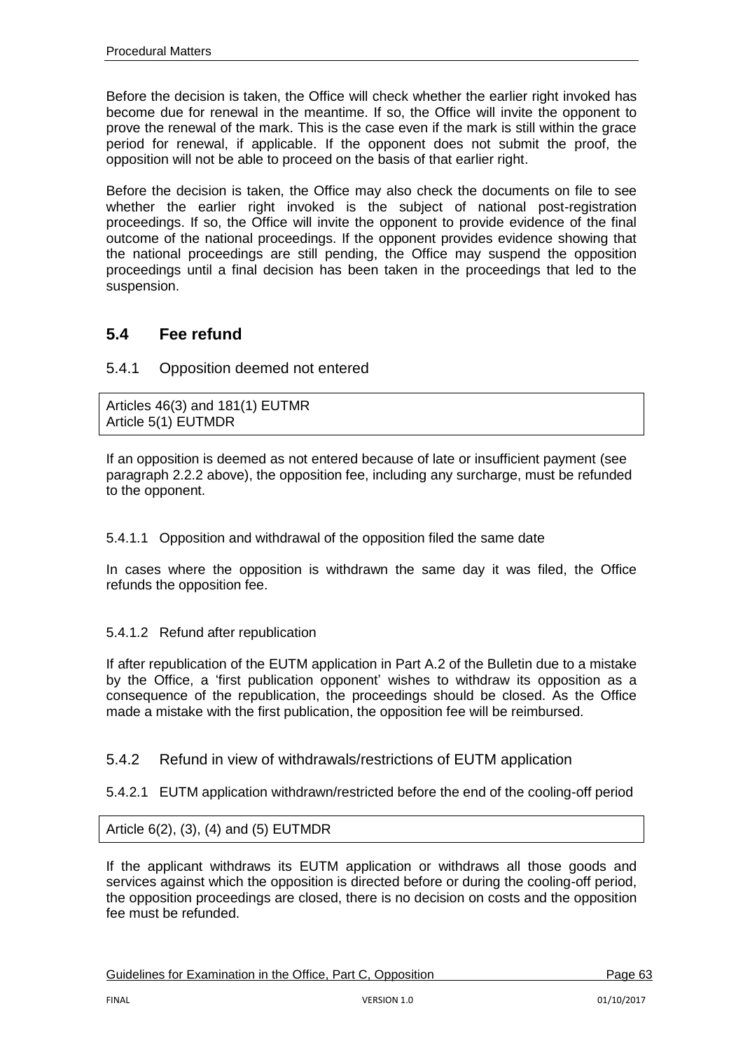Before the decision is taken, the Office will check whether the earlier right invoked has become due for renewal in the meantime. If so, the Office will invite the opponent to prove the renewal of the mark. This is the case even if the mark is still within the grace period for renewal, if applicable. If the opponent does not submit the proof, the opposition will not be able to proceed on the basis of that earlier right.

Before the decision is taken, the Office may also check the documents on file to see whether the earlier right invoked is the subject of national post-registration proceedings. If so, the Office will invite the opponent to provide evidence of the final outcome of the national proceedings. If the opponent provides evidence showing that the national proceedings are still pending, the Office may suspend the opposition proceedings until a final decision has been taken in the proceedings that led to the suspension.

## 5.4 Fee refund

### 5.4.1 Opposition deemed not entered

Articles 46(3) and 181(1) EUTMR
Article 5(1) EUTMDR

If an opposition is deemed as not entered because of late or insufficient payment (see paragraph 2.2.2 above), the opposition fee, including any surcharge, must be refunded to the opponent.

#### 5.4.1.1 Opposition and withdrawal of the opposition filed the same date

In cases where the opposition is withdrawn the same day it was filed, the Office refunds the opposition fee.

#### 5.4.1.2 Refund after republication

If after republication of the EUTM application in Part A.2 of the Bulletin due to a mistake by the Office, a 'first publication opponent' wishes to withdraw its opposition as a consequence of the republication, the proceedings should be closed. As the Office made a mistake with the first publication, the opposition fee will be reimbursed.

### 5.4.2 Refund in view of withdrawals/restrictions of EUTM application

#### 5.4.2.1 EUTM application withdrawn/restricted before the end of the cooling-off period

Article 6(2), (3), (4) and (5) EUTMDR

If the applicant withdraws its EUTM application or withdraws all those goods and services against which the opposition is directed before or during the cooling-off period, the opposition proceedings are closed, there is no decision on costs and the opposition fee must be refunded.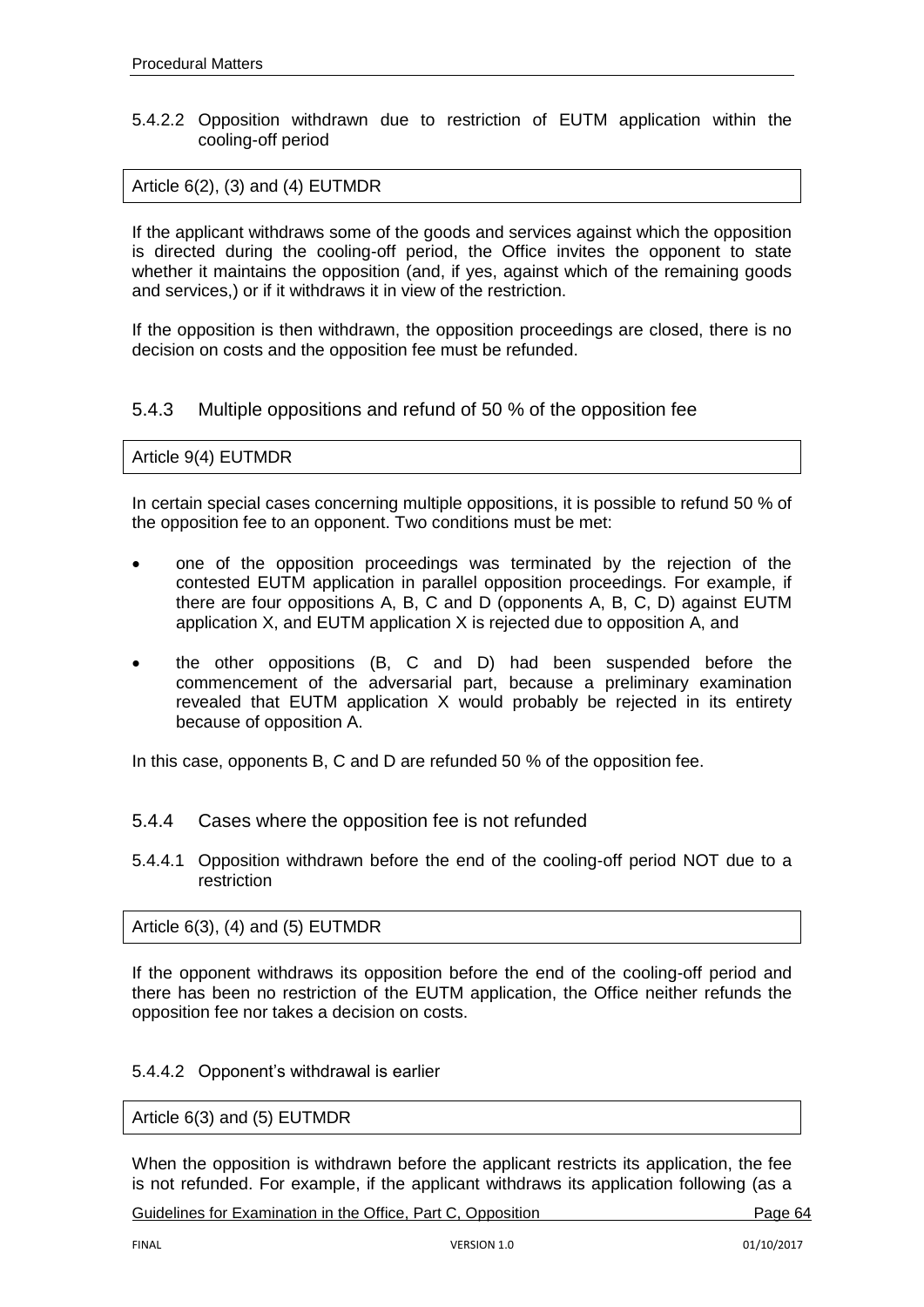#### 5.4.2.2 Opposition withdrawn due to restriction of EUTM application within the cooling-off period

Article 6(2), (3) and (4) EUTMDR

If the applicant withdraws some of the goods and services against which the opposition is directed during the cooling-off period, the Office invites the opponent to state whether it maintains the opposition (and, if yes, against which of the remaining goods and services,) or if it withdraws it in view of the restriction.

If the opposition is then withdrawn, the opposition proceedings are closed, there is no decision on costs and the opposition fee must be refunded.

### 5.4.3 Multiple oppositions and refund of 50 % of the opposition fee

Article 9(4) EUTMDR

In certain special cases concerning multiple oppositions, it is possible to refund 50 % of the opposition fee to an opponent. Two conditions must be met:

- one of the opposition proceedings was terminated by the rejection of the contested EUTM application in parallel opposition proceedings. For example, if there are four oppositions A, B, C and D (opponents A, B, C, D) against EUTM application X, and EUTM application X is rejected due to opposition A, and
- the other oppositions (B, C and D) had been suspended before the commencement of the adversarial part, because a preliminary examination revealed that EUTM application X would probably be rejected in its entirety because of opposition A.

In this case, opponents B, C and D are refunded 50 % of the opposition fee.

### 5.4.4 Cases where the opposition fee is not refunded

#### 5.4.4.1 Opposition withdrawn before the end of the cooling-off period NOT due to a restriction

Article 6(3), (4) and (5) EUTMDR

If the opponent withdraws its opposition before the end of the cooling-off period and there has been no restriction of the EUTM application, the Office neither refunds the opposition fee nor takes a decision on costs.

#### 5.4.4.2 Opponent's withdrawal is earlier

Article 6(3) and (5) EUTMDR

When the opposition is withdrawn before the applicant restricts its application, the fee is not refunded. For example, if the applicant withdraws its application following (as a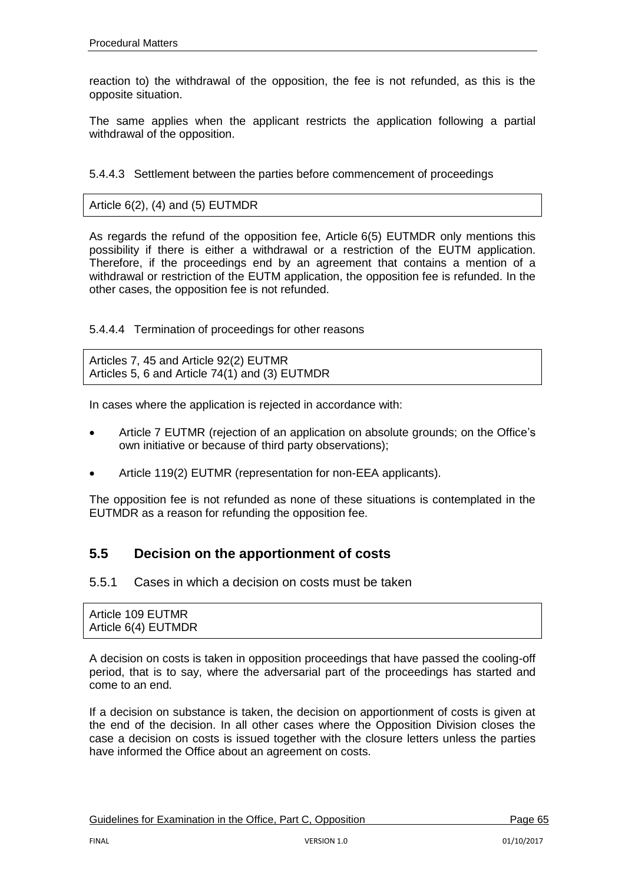reaction to) the withdrawal of the opposition, the fee is not refunded, as this is the opposite situation.

The same applies when the applicant restricts the application following a partial withdrawal of the opposition.

#### 5.4.4.3 Settlement between the parties before commencement of proceedings

Article 6(2), (4) and (5) EUTMDR

As regards the refund of the opposition fee, Article 6(5) EUTMDR only mentions this possibility if there is either a withdrawal or a restriction of the EUTM application. Therefore, if the proceedings end by an agreement that contains a mention of a withdrawal or restriction of the EUTM application, the opposition fee is refunded. In the other cases, the opposition fee is not refunded.

#### 5.4.4.4 Termination of proceedings for other reasons

Articles 7, 45 and Article 92(2) EUTMR
Articles 5, 6 and Article 74(1) and (3) EUTMDR

In cases where the application is rejected in accordance with:

- Article 7 EUTMR (rejection of an application on absolute grounds; on the Office's own initiative or because of third party observations);
- Article 119(2) EUTMR (representation for non-EEA applicants).

The opposition fee is not refunded as none of these situations is contemplated in the EUTMDR as a reason for refunding the opposition fee.

## 5.5 Decision on the apportionment of costs

### 5.5.1 Cases in which a decision on costs must be taken

Article 109 EUTMR
Article 6(4) EUTMDR

A decision on costs is taken in opposition proceedings that have passed the cooling-off period, that is to say, where the adversarial part of the proceedings has started and come to an end.

If a decision on substance is taken, the decision on apportionment of costs is given at the end of the decision. In all other cases where the Opposition Division closes the case a decision on costs is issued together with the closure letters unless the parties have informed the Office about an agreement on costs.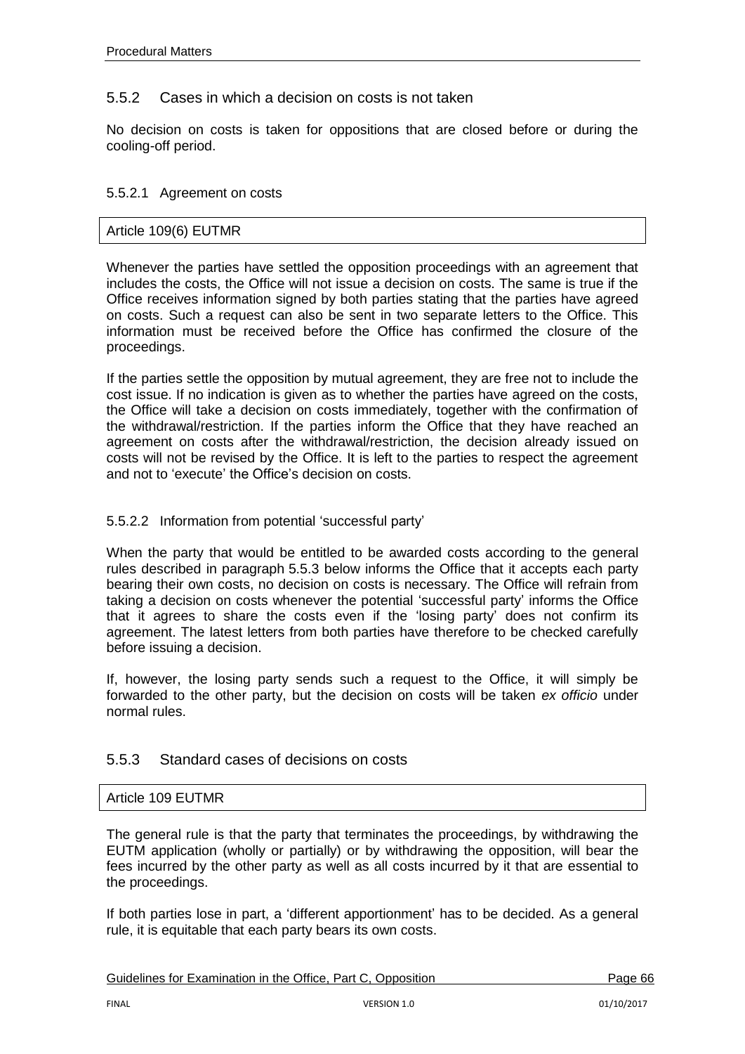### 5.5.2 Cases in which a decision on costs is not taken

No decision on costs is taken for oppositions that are closed before or during the cooling-off period.

#### 5.5.2.1 Agreement on costs

Article 109(6) EUTMR

Whenever the parties have settled the opposition proceedings with an agreement that includes the costs, the Office will not issue a decision on costs. The same is true if the Office receives information signed by both parties stating that the parties have agreed on costs. Such a request can also be sent in two separate letters to the Office. This information must be received before the Office has confirmed the closure of the proceedings.

If the parties settle the opposition by mutual agreement, they are free not to include the cost issue. If no indication is given as to whether the parties have agreed on the costs, the Office will take a decision on costs immediately, together with the confirmation of the withdrawal/restriction. If the parties inform the Office that they have reached an agreement on costs after the withdrawal/restriction, the decision already issued on costs will not be revised by the Office. It is left to the parties to respect the agreement and not to 'execute' the Office's decision on costs.

#### 5.5.2.2 Information from potential 'successful party'

When the party that would be entitled to be awarded costs according to the general rules described in paragraph 5.5.3 below informs the Office that it accepts each party bearing their own costs, no decision on costs is necessary. The Office will refrain from taking a decision on costs whenever the potential 'successful party' informs the Office that it agrees to share the costs even if the 'losing party' does not confirm its agreement. The latest letters from both parties have therefore to be checked carefully before issuing a decision.

If, however, the losing party sends such a request to the Office, it will simply be forwarded to the other party, but the decision on costs will be taken *ex officio* under normal rules.

### 5.5.3 Standard cases of decisions on costs

Article 109 EUTMR

The general rule is that the party that terminates the proceedings, by withdrawing the EUTM application (wholly or partially) or by withdrawing the opposition, will bear the fees incurred by the other party as well as all costs incurred by it that are essential to the proceedings.

If both parties lose in part, a 'different apportionment' has to be decided. As a general rule, it is equitable that each party bears its own costs.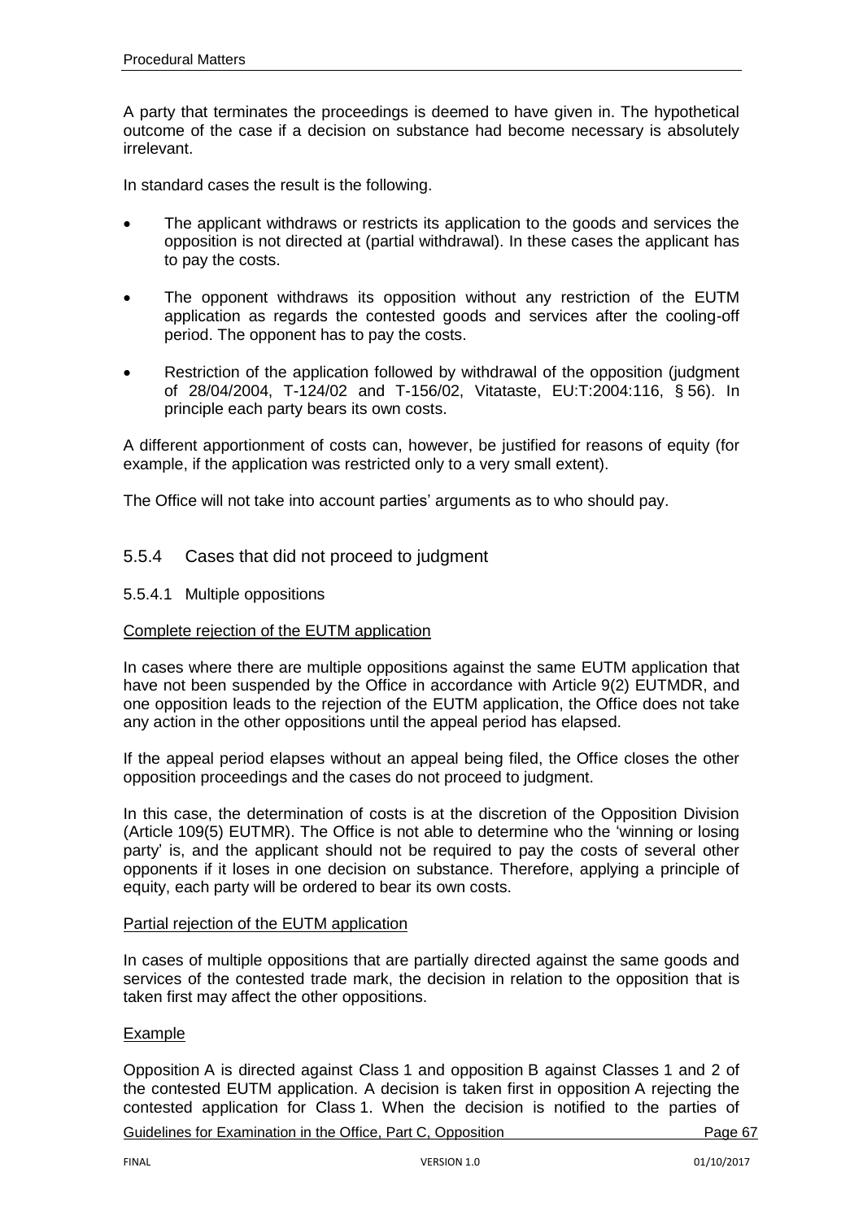A party that terminates the proceedings is deemed to have given in. The hypothetical outcome of the case if a decision on substance had become necessary is absolutely irrelevant.

In standard cases the result is the following.

- The applicant withdraws or restricts its application to the goods and services the opposition is not directed at (partial withdrawal). In these cases the applicant has to pay the costs.
- The opponent withdraws its opposition without any restriction of the EUTM application as regards the contested goods and services after the cooling-off period. The opponent has to pay the costs.
- Restriction of the application followed by withdrawal of the opposition (judgment of 28/04/2004, T-124/02 and T-156/02, Vitataste, EU:T:2004:116, § 56). In principle each party bears its own costs.

A different apportionment of costs can, however, be justified for reasons of equity (for example, if the application was restricted only to a very small extent).

The Office will not take into account parties' arguments as to who should pay.

### 5.5.4 Cases that did not proceed to judgment

#### 5.5.4.1 Multiple oppositions

Complete rejection of the EUTM application

In cases where there are multiple oppositions against the same EUTM application that have not been suspended by the Office in accordance with Article 9(2) EUTMDR, and one opposition leads to the rejection of the EUTM application, the Office does not take any action in the other oppositions until the appeal period has elapsed.

If the appeal period elapses without an appeal being filed, the Office closes the other opposition proceedings and the cases do not proceed to judgment.

In this case, the determination of costs is at the discretion of the Opposition Division (Article 109(5) EUTMR). The Office is not able to determine who the 'winning or losing party' is, and the applicant should not be required to pay the costs of several other opponents if it loses in one decision on substance. Therefore, applying a principle of equity, each party will be ordered to bear its own costs.

Partial rejection of the EUTM application

In cases of multiple oppositions that are partially directed against the same goods and services of the contested trade mark, the decision in relation to the opposition that is taken first may affect the other oppositions.

Example

Opposition A is directed against Class 1 and opposition B against Classes 1 and 2 of the contested EUTM application. A decision is taken first in opposition A rejecting the contested application for Class 1. When the decision is notified to the parties of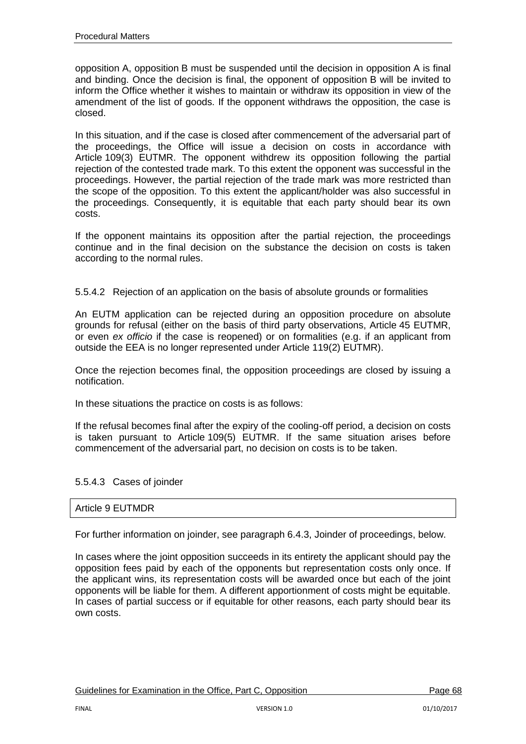opposition A, opposition B must be suspended until the decision in opposition A is final and binding. Once the decision is final, the opponent of opposition B will be invited to inform the Office whether it wishes to maintain or withdraw its opposition in view of the amendment of the list of goods. If the opponent withdraws the opposition, the case is closed.

In this situation, and if the case is closed after commencement of the adversarial part of the proceedings, the Office will issue a decision on costs in accordance with Article 109(3) EUTMR. The opponent withdrew its opposition following the partial rejection of the contested trade mark. To this extent the opponent was successful in the proceedings. However, the partial rejection of the trade mark was more restricted than the scope of the opposition. To this extent the applicant/holder was also successful in the proceedings. Consequently, it is equitable that each party should bear its own costs.

If the opponent maintains its opposition after the partial rejection, the proceedings continue and in the final decision on the substance the decision on costs is taken according to the normal rules.

#### 5.5.4.2 Rejection of an application on the basis of absolute grounds or formalities

An EUTM application can be rejected during an opposition procedure on absolute grounds for refusal (either on the basis of third party observations, Article 45 EUTMR, or even *ex officio* if the case is reopened) or on formalities (e.g. if an applicant from outside the EEA is no longer represented under Article 119(2) EUTMR).

Once the rejection becomes final, the opposition proceedings are closed by issuing a notification.

In these situations the practice on costs is as follows:

If the refusal becomes final after the expiry of the cooling-off period, a decision on costs is taken pursuant to Article 109(5) EUTMR. If the same situation arises before commencement of the adversarial part, no decision on costs is to be taken.

#### 5.5.4.3 Cases of joinder

| Article 9 EUTMDR |
|---|

For further information on joinder, see paragraph 6.4.3, Joinder of proceedings, below.

In cases where the joint opposition succeeds in its entirety the applicant should pay the opposition fees paid by each of the opponents but representation costs only once. If the applicant wins, its representation costs will be awarded once but each of the joint opponents will be liable for them. A different apportionment of costs might be equitable. In cases of partial success or if equitable for other reasons, each party should bear its own costs.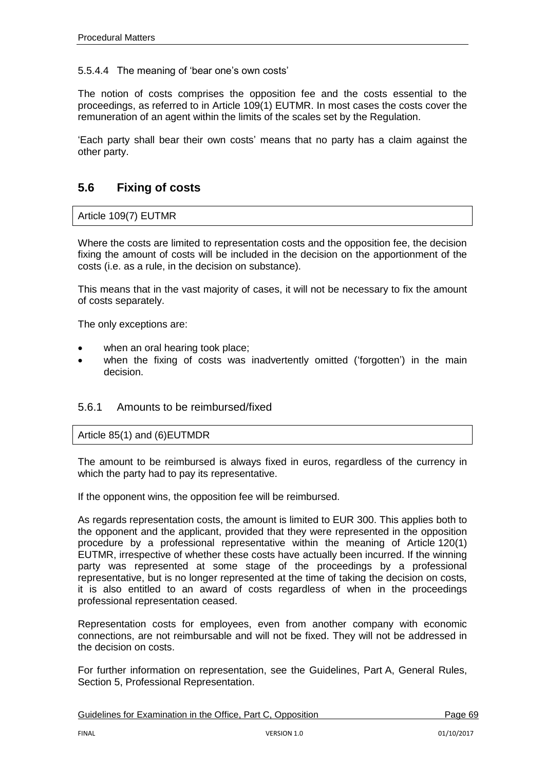#### 5.5.4.4 The meaning of 'bear one's own costs'

The notion of costs comprises the opposition fee and the costs essential to the proceedings, as referred to in Article 109(1) EUTMR. In most cases the costs cover the remuneration of an agent within the limits of the scales set by the Regulation.

'Each party shall bear their own costs' means that no party has a claim against the other party.

## 5.6 Fixing of costs

Article 109(7) EUTMR

Where the costs are limited to representation costs and the opposition fee, the decision fixing the amount of costs will be included in the decision on the apportionment of the costs (i.e. as a rule, in the decision on substance).

This means that in the vast majority of cases, it will not be necessary to fix the amount of costs separately.

The only exceptions are:

- when an oral hearing took place;
- when the fixing of costs was inadvertently omitted ('forgotten') in the main decision.

### 5.6.1 Amounts to be reimbursed/fixed

Article 85(1) and (6)EUTMDR

The amount to be reimbursed is always fixed in euros, regardless of the currency in which the party had to pay its representative.

If the opponent wins, the opposition fee will be reimbursed.

As regards representation costs, the amount is limited to EUR 300. This applies both to the opponent and the applicant, provided that they were represented in the opposition procedure by a professional representative within the meaning of Article 120(1) EUTMR, irrespective of whether these costs have actually been incurred. If the winning party was represented at some stage of the proceedings by a professional representative, but is no longer represented at the time of taking the decision on costs, it is also entitled to an award of costs regardless of when in the proceedings professional representation ceased.

Representation costs for employees, even from another company with economic connections, are not reimbursable and will not be fixed. They will not be addressed in the decision on costs.

For further information on representation, see the Guidelines, Part A, General Rules, Section 5, Professional Representation.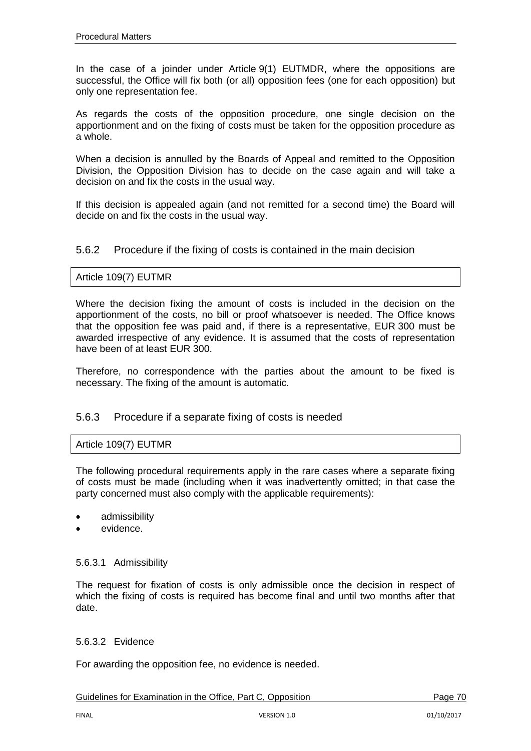In the case of a joinder under Article 9(1) EUTMDR, where the oppositions are successful, the Office will fix both (or all) opposition fees (one for each opposition) but only one representation fee.

As regards the costs of the opposition procedure, one single decision on the apportionment and on the fixing of costs must be taken for the opposition procedure as a whole.

When a decision is annulled by the Boards of Appeal and remitted to the Opposition Division, the Opposition Division has to decide on the case again and will take a decision on and fix the costs in the usual way.

If this decision is appealed again (and not remitted for a second time) the Board will decide on and fix the costs in the usual way.

### 5.6.2 Procedure if the fixing of costs is contained in the main decision

| Article 109(7) EUTMR |
|---|

Where the decision fixing the amount of costs is included in the decision on the apportionment of the costs, no bill or proof whatsoever is needed. The Office knows that the opposition fee was paid and, if there is a representative, EUR 300 must be awarded irrespective of any evidence. It is assumed that the costs of representation have been of at least EUR 300.

Therefore, no correspondence with the parties about the amount to be fixed is necessary. The fixing of the amount is automatic.

### 5.6.3 Procedure if a separate fixing of costs is needed

| Article 109(7) EUTMR |
|---|

The following procedural requirements apply in the rare cases where a separate fixing of costs must be made (including when it was inadvertently omitted; in that case the party concerned must also comply with the applicable requirements):

- admissibility
- evidence.

#### 5.6.3.1 Admissibility

The request for fixation of costs is only admissible once the decision in respect of which the fixing of costs is required has become final and until two months after that date.

#### 5.6.3.2 Evidence

For awarding the opposition fee, no evidence is needed.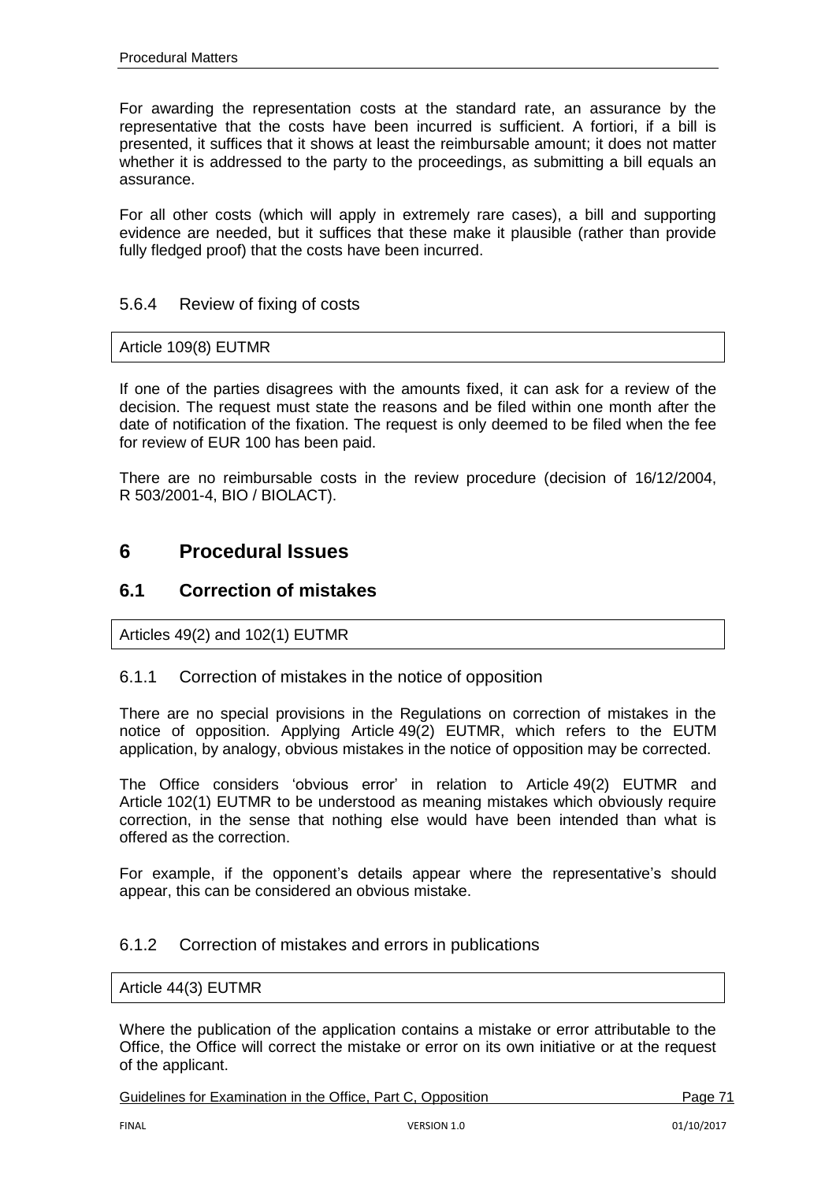For awarding the representation costs at the standard rate, an assurance by the representative that the costs have been incurred is sufficient. A fortiori, if a bill is presented, it suffices that it shows at least the reimbursable amount; it does not matter whether it is addressed to the party to the proceedings, as submitting a bill equals an assurance.

For all other costs (which will apply in extremely rare cases), a bill and supporting evidence are needed, but it suffices that these make it plausible (rather than provide fully fledged proof) that the costs have been incurred.

### 5.6.4 Review of fixing of costs

Article 109(8) EUTMR

If one of the parties disagrees with the amounts fixed, it can ask for a review of the decision. The request must state the reasons and be filed within one month after the date of notification of the fixation. The request is only deemed to be filed when the fee for review of EUR 100 has been paid.

There are no reimbursable costs in the review procedure (decision of 16/12/2004, R 503/2001-4, BIO / BIOLACT).

# 6 Procedural Issues

## 6.1 Correction of mistakes

Articles 49(2) and 102(1) EUTMR

### 6.1.1 Correction of mistakes in the notice of opposition

There are no special provisions in the Regulations on correction of mistakes in the notice of opposition. Applying Article 49(2) EUTMR, which refers to the EUTM application, by analogy, obvious mistakes in the notice of opposition may be corrected.

The Office considers 'obvious error' in relation to Article 49(2) EUTMR and Article 102(1) EUTMR to be understood as meaning mistakes which obviously require correction, in the sense that nothing else would have been intended than what is offered as the correction.

For example, if the opponent's details appear where the representative's should appear, this can be considered an obvious mistake.

### 6.1.2 Correction of mistakes and errors in publications

Article 44(3) EUTMR

Where the publication of the application contains a mistake or error attributable to the Office, the Office will correct the mistake or error on its own initiative or at the request of the applicant.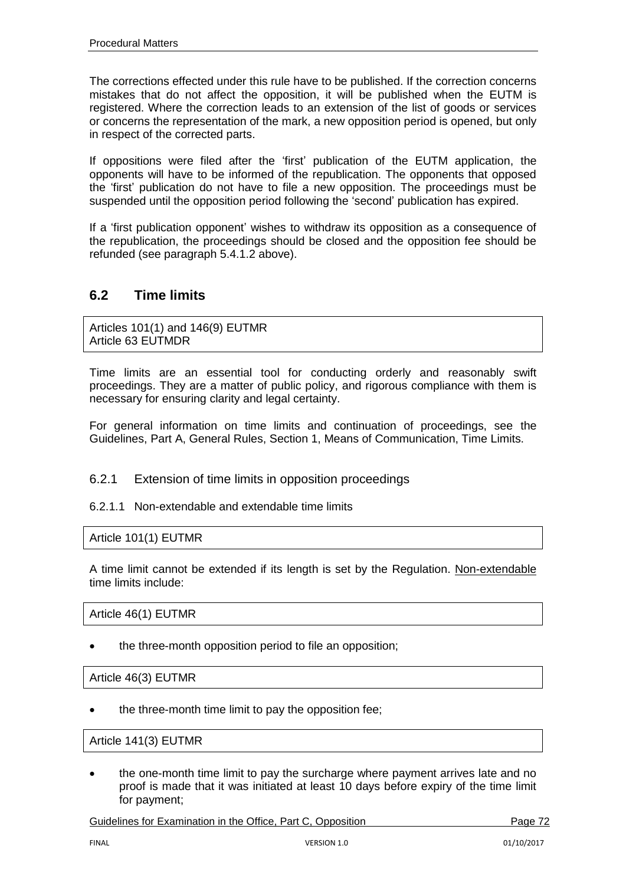The corrections effected under this rule have to be published. If the correction concerns mistakes that do not affect the opposition, it will be published when the EUTM is registered. Where the correction leads to an extension of the list of goods or services or concerns the representation of the mark, a new opposition period is opened, but only in respect of the corrected parts.

If oppositions were filed after the 'first' publication of the EUTM application, the opponents will have to be informed of the republication. The opponents that opposed the 'first' publication do not have to file a new opposition. The proceedings must be suspended until the opposition period following the 'second' publication has expired.

If a 'first publication opponent' wishes to withdraw its opposition as a consequence of the republication, the proceedings should be closed and the opposition fee should be refunded (see paragraph 5.4.1.2 above).

## 6.2 Time limits

Articles 101(1) and 146(9) EUTMR
Article 63 EUTMDR

Time limits are an essential tool for conducting orderly and reasonably swift proceedings. They are a matter of public policy, and rigorous compliance with them is necessary for ensuring clarity and legal certainty.

For general information on time limits and continuation of proceedings, see the Guidelines, Part A, General Rules, Section 1, Means of Communication, Time Limits.

### 6.2.1 Extension of time limits in opposition proceedings

#### 6.2.1.1 Non-extendable and extendable time limits

Article 101(1) EUTMR

A time limit cannot be extended if its length is set by the Regulation. Non-extendable time limits include:

Article 46(1) EUTMR

- the three-month opposition period to file an opposition;

Article 46(3) EUTMR

- the three-month time limit to pay the opposition fee;

Article 141(3) EUTMR

- the one-month time limit to pay the surcharge where payment arrives late and no proof is made that it was initiated at least 10 days before expiry of the time limit for payment;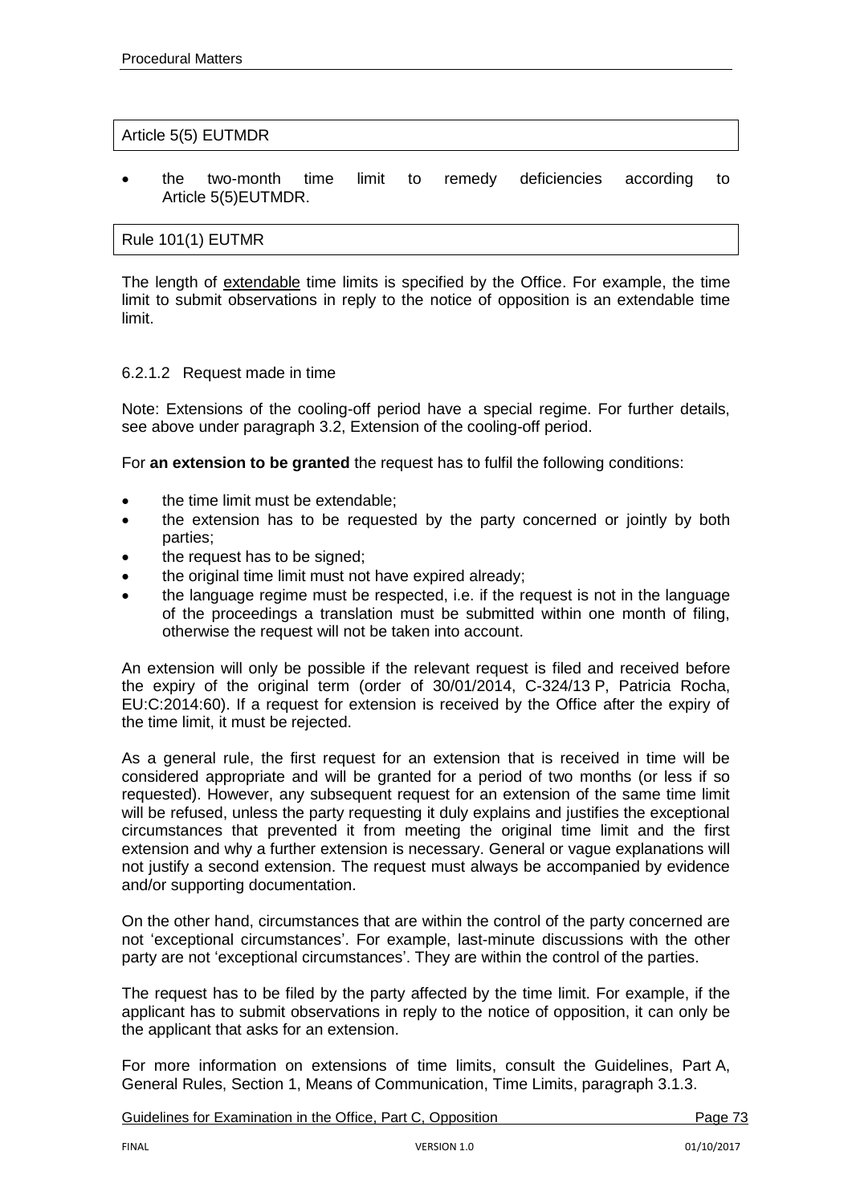Article 5(5) EUTMDR

- the two-month time limit to remedy deficiencies according to Article 5(5)EUTMDR.

Rule 101(1) EUTMR

The length of extendable time limits is specified by the Office. For example, the time limit to submit observations in reply to the notice of opposition is an extendable time limit.

#### 6.2.1.2 Request made in time

Note: Extensions of the cooling-off period have a special regime. For further details, see above under paragraph 3.2, Extension of the cooling-off period.

For **an extension to be granted** the request has to fulfil the following conditions:

- the time limit must be extendable;
- the extension has to be requested by the party concerned or jointly by both parties;
- the request has to be signed;
- the original time limit must not have expired already;
- the language regime must be respected, i.e. if the request is not in the language of the proceedings a translation must be submitted within one month of filing, otherwise the request will not be taken into account.

An extension will only be possible if the relevant request is filed and received before the expiry of the original term (order of 30/01/2014, C-324/13 P, Patricia Rocha, EU:C:2014:60). If a request for extension is received by the Office after the expiry of the time limit, it must be rejected.

As a general rule, the first request for an extension that is received in time will be considered appropriate and will be granted for a period of two months (or less if so requested). However, any subsequent request for an extension of the same time limit will be refused, unless the party requesting it duly explains and justifies the exceptional circumstances that prevented it from meeting the original time limit and the first extension and why a further extension is necessary. General or vague explanations will not justify a second extension. The request must always be accompanied by evidence and/or supporting documentation.

On the other hand, circumstances that are within the control of the party concerned are not 'exceptional circumstances'. For example, last-minute discussions with the other party are not 'exceptional circumstances'. They are within the control of the parties.

The request has to be filed by the party affected by the time limit. For example, if the applicant has to submit observations in reply to the notice of opposition, it can only be the applicant that asks for an extension.

For more information on extensions of time limits, consult the Guidelines, Part A, General Rules, Section 1, Means of Communication, Time Limits, paragraph 3.1.3.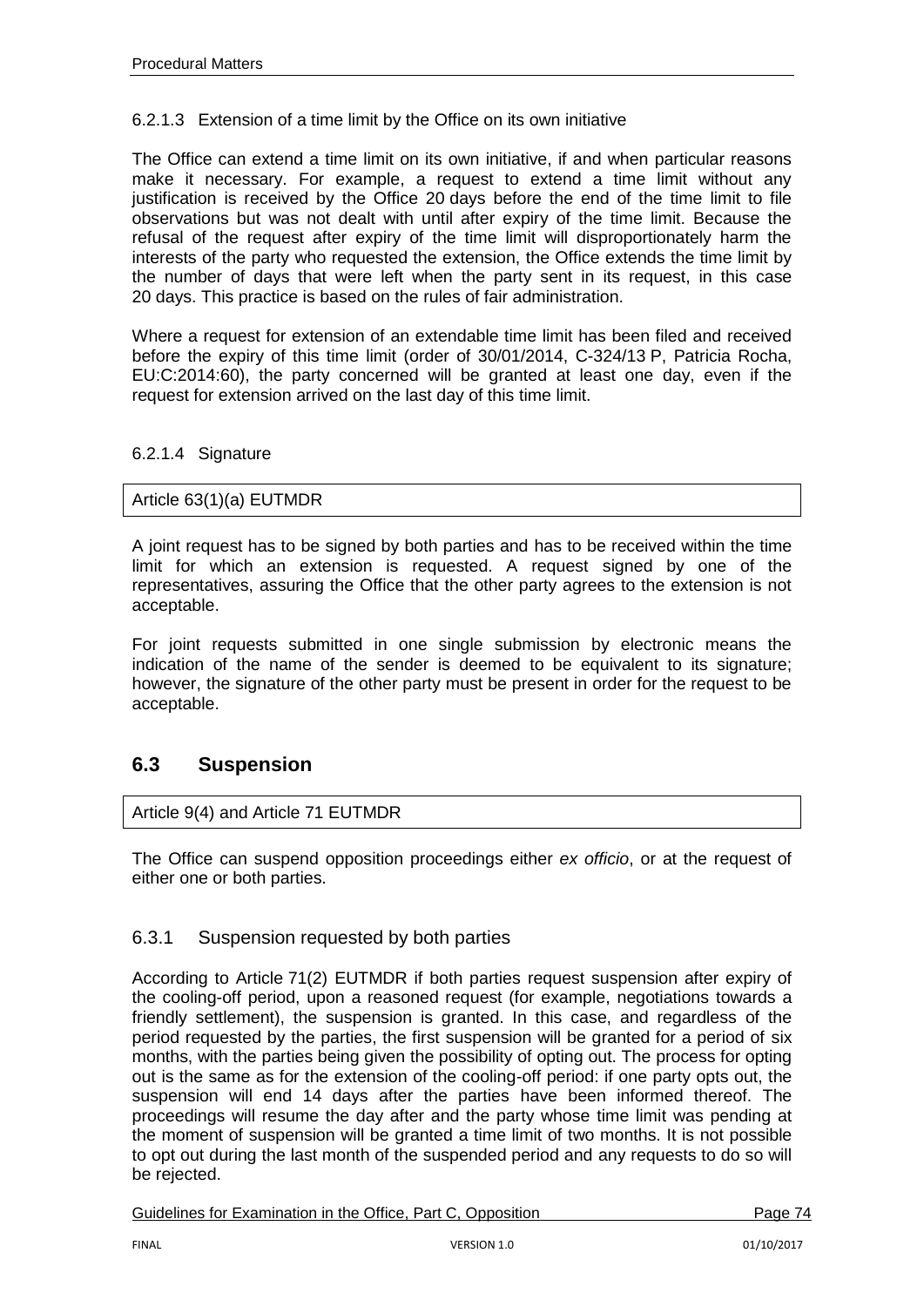#### 6.2.1.3 Extension of a time limit by the Office on its own initiative

The Office can extend a time limit on its own initiative, if and when particular reasons make it necessary. For example, a request to extend a time limit without any justification is received by the Office 20 days before the end of the time limit to file observations but was not dealt with until after expiry of the time limit. Because the refusal of the request after expiry of the time limit will disproportionately harm the interests of the party who requested the extension, the Office extends the time limit by the number of days that were left when the party sent in its request, in this case 20 days. This practice is based on the rules of fair administration.

Where a request for extension of an extendable time limit has been filed and received before the expiry of this time limit (order of 30/01/2014, C-324/13 P, Patricia Rocha, EU:C:2014:60), the party concerned will be granted at least one day, even if the request for extension arrived on the last day of this time limit.

#### 6.2.1.4 Signature

| Article 63(1)(a) EUTMDR |
| --- |

A joint request has to be signed by both parties and has to be received within the time limit for which an extension is requested. A request signed by one of the representatives, assuring the Office that the other party agrees to the extension is not acceptable.

For joint requests submitted in one single submission by electronic means the indication of the name of the sender is deemed to be equivalent to its signature; however, the signature of the other party must be present in order for the request to be acceptable.

## 6.3 Suspension

| Article 9(4) and Article 71 EUTMDR |
| --- |

The Office can suspend opposition proceedings either *ex officio*, or at the request of either one or both parties.

### 6.3.1 Suspension requested by both parties

According to Article 71(2) EUTMDR if both parties request suspension after expiry of the cooling-off period, upon a reasoned request (for example, negotiations towards a friendly settlement), the suspension is granted. In this case, and regardless of the period requested by the parties, the first suspension will be granted for a period of six months, with the parties being given the possibility of opting out. The process for opting out is the same as for the extension of the cooling-off period: if one party opts out, the suspension will end 14 days after the parties have been informed thereof. The proceedings will resume the day after and the party whose time limit was pending at the moment of suspension will be granted a time limit of two months. It is not possible to opt out during the last month of the suspended period and any requests to do so will be rejected.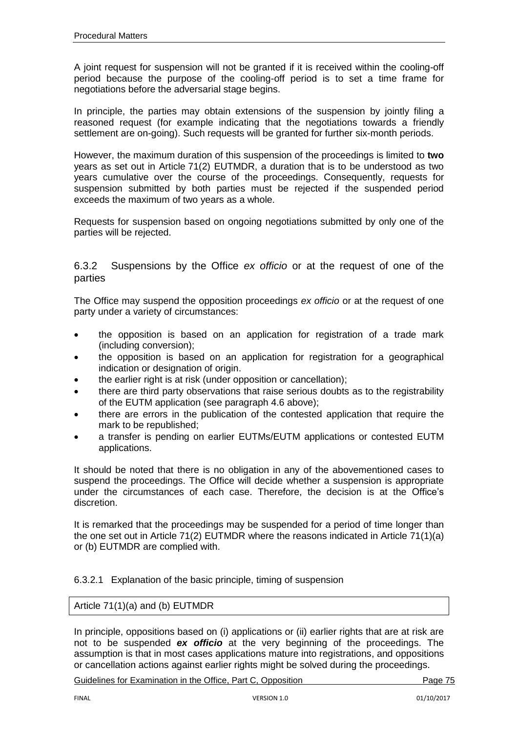A joint request for suspension will not be granted if it is received within the cooling-off period because the purpose of the cooling-off period is to set a time frame for negotiations before the adversarial stage begins.

In principle, the parties may obtain extensions of the suspension by jointly filing a reasoned request (for example indicating that the negotiations towards a friendly settlement are on-going). Such requests will be granted for further six-month periods.

However, the maximum duration of this suspension of the proceedings is limited to **two** years as set out in Article 71(2) EUTMDR, a duration that is to be understood as two years cumulative over the course of the proceedings. Consequently, requests for suspension submitted by both parties must be rejected if the suspended period exceeds the maximum of two years as a whole.

Requests for suspension based on ongoing negotiations submitted by only one of the parties will be rejected.

### 6.3.2 Suspensions by the Office *ex officio* or at the request of one of the parties

The Office may suspend the opposition proceedings *ex officio* or at the request of one party under a variety of circumstances:

- the opposition is based on an application for registration of a trade mark (including conversion);
- the opposition is based on an application for registration for a geographical indication or designation of origin.
- the earlier right is at risk (under opposition or cancellation);
- there are third party observations that raise serious doubts as to the registrability of the EUTM application (see paragraph 4.6 above);
- there are errors in the publication of the contested application that require the mark to be republished;
- a transfer is pending on earlier EUTMs/EUTM applications or contested EUTM applications.

It should be noted that there is no obligation in any of the abovementioned cases to suspend the proceedings. The Office will decide whether a suspension is appropriate under the circumstances of each case. Therefore, the decision is at the Office's discretion.

It is remarked that the proceedings may be suspended for a period of time longer than the one set out in Article 71(2) EUTMDR where the reasons indicated in Article 71(1)(a) or (b) EUTMDR are complied with.

#### 6.3.2.1 Explanation of the basic principle, timing of suspension

| Article 71(1)(a) and (b) EUTMDR |
|---|

In principle, oppositions based on (i) applications or (ii) earlier rights that are at risk are not to be suspended ***ex officio*** at the very beginning of the proceedings. The assumption is that in most cases applications mature into registrations, and oppositions or cancellation actions against earlier rights might be solved during the proceedings.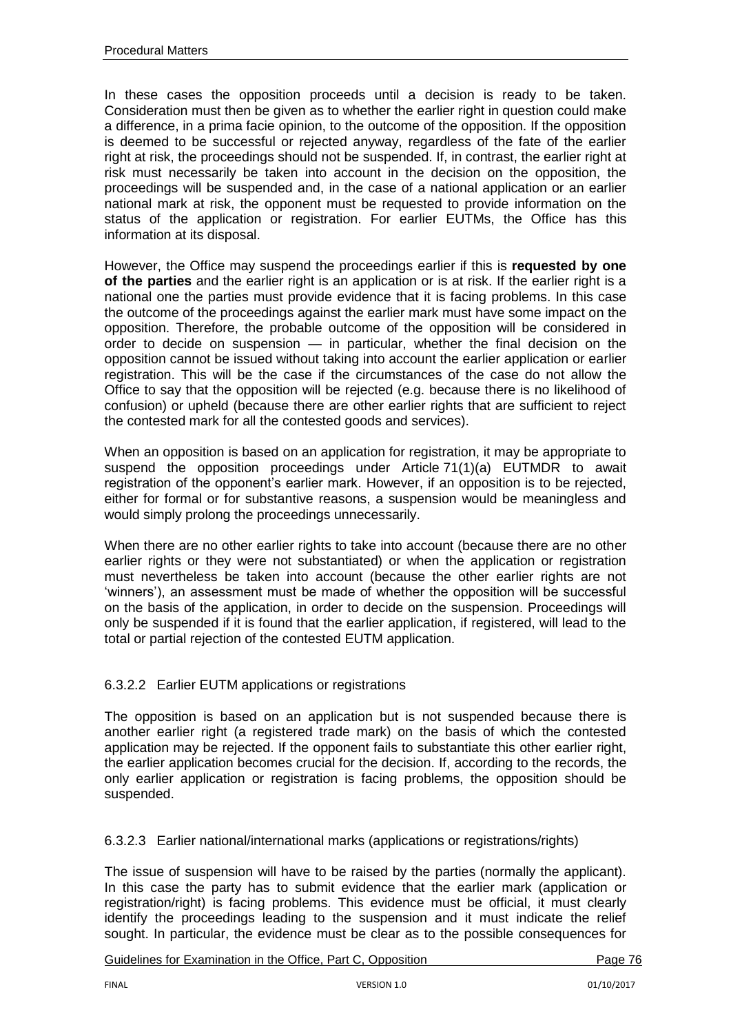In these cases the opposition proceeds until a decision is ready to be taken. Consideration must then be given as to whether the earlier right in question could make a difference, in a prima facie opinion, to the outcome of the opposition. If the opposition is deemed to be successful or rejected anyway, regardless of the fate of the earlier right at risk, the proceedings should not be suspended. If, in contrast, the earlier right at risk must necessarily be taken into account in the decision on the opposition, the proceedings will be suspended and, in the case of a national application or an earlier national mark at risk, the opponent must be requested to provide information on the status of the application or registration. For earlier EUTMs, the Office has this information at its disposal.

However, the Office may suspend the proceedings earlier if this is **requested by one of the parties** and the earlier right is an application or is at risk. If the earlier right is a national one the parties must provide evidence that it is facing problems. In this case the outcome of the proceedings against the earlier mark must have some impact on the opposition. Therefore, the probable outcome of the opposition will be considered in order to decide on suspension — in particular, whether the final decision on the opposition cannot be issued without taking into account the earlier application or earlier registration. This will be the case if the circumstances of the case do not allow the Office to say that the opposition will be rejected (e.g. because there is no likelihood of confusion) or upheld (because there are other earlier rights that are sufficient to reject the contested mark for all the contested goods and services).

When an opposition is based on an application for registration, it may be appropriate to suspend the opposition proceedings under Article 71(1)(a) EUTMDR to await registration of the opponent's earlier mark. However, if an opposition is to be rejected, either for formal or for substantive reasons, a suspension would be meaningless and would simply prolong the proceedings unnecessarily.

When there are no other earlier rights to take into account (because there are no other earlier rights or they were not substantiated) or when the application or registration must nevertheless be taken into account (because the other earlier rights are not 'winners'), an assessment must be made of whether the opposition will be successful on the basis of the application, in order to decide on the suspension. Proceedings will only be suspended if it is found that the earlier application, if registered, will lead to the total or partial rejection of the contested EUTM application.

#### 6.3.2.2 Earlier EUTM applications or registrations

The opposition is based on an application but is not suspended because there is another earlier right (a registered trade mark) on the basis of which the contested application may be rejected. If the opponent fails to substantiate this other earlier right, the earlier application becomes crucial for the decision. If, according to the records, the only earlier application or registration is facing problems, the opposition should be suspended.

#### 6.3.2.3 Earlier national/international marks (applications or registrations/rights)

The issue of suspension will have to be raised by the parties (normally the applicant). In this case the party has to submit evidence that the earlier mark (application or registration/right) is facing problems. This evidence must be official, it must clearly identify the proceedings leading to the suspension and it must indicate the relief sought. In particular, the evidence must be clear as to the possible consequences for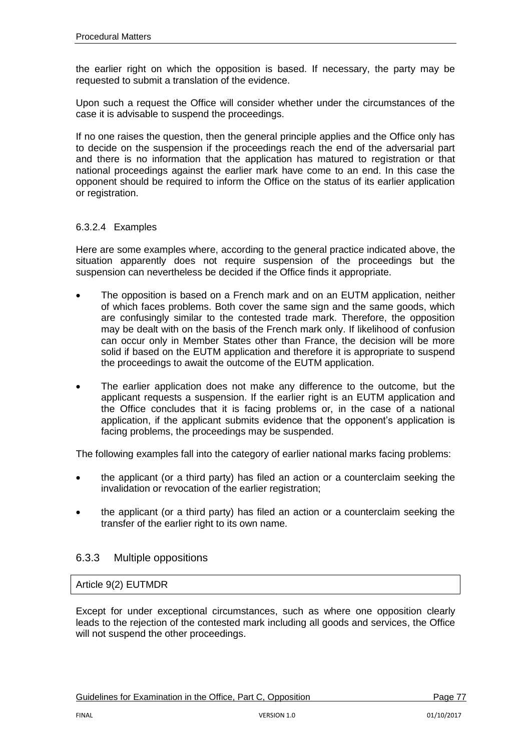the earlier right on which the opposition is based. If necessary, the party may be requested to submit a translation of the evidence.

Upon such a request the Office will consider whether under the circumstances of the case it is advisable to suspend the proceedings.

If no one raises the question, then the general principle applies and the Office only has to decide on the suspension if the proceedings reach the end of the adversarial part and there is no information that the application has matured to registration or that national proceedings against the earlier mark have come to an end. In this case the opponent should be required to inform the Office on the status of its earlier application or registration.

#### 6.3.2.4 Examples

Here are some examples where, according to the general practice indicated above, the situation apparently does not require suspension of the proceedings but the suspension can nevertheless be decided if the Office finds it appropriate.

- The opposition is based on a French mark and on an EUTM application, neither of which faces problems. Both cover the same sign and the same goods, which are confusingly similar to the contested trade mark. Therefore, the opposition may be dealt with on the basis of the French mark only. If likelihood of confusion can occur only in Member States other than France, the decision will be more solid if based on the EUTM application and therefore it is appropriate to suspend the proceedings to await the outcome of the EUTM application.
- The earlier application does not make any difference to the outcome, but the applicant requests a suspension. If the earlier right is an EUTM application and the Office concludes that it is facing problems or, in the case of a national application, if the applicant submits evidence that the opponent's application is facing problems, the proceedings may be suspended.

The following examples fall into the category of earlier national marks facing problems:

- the applicant (or a third party) has filed an action or a counterclaim seeking the invalidation or revocation of the earlier registration;
- the applicant (or a third party) has filed an action or a counterclaim seeking the transfer of the earlier right to its own name.

### 6.3.3 Multiple oppositions

Article 9(2) EUTMDR

Except for under exceptional circumstances, such as where one opposition clearly leads to the rejection of the contested mark including all goods and services, the Office will not suspend the other proceedings.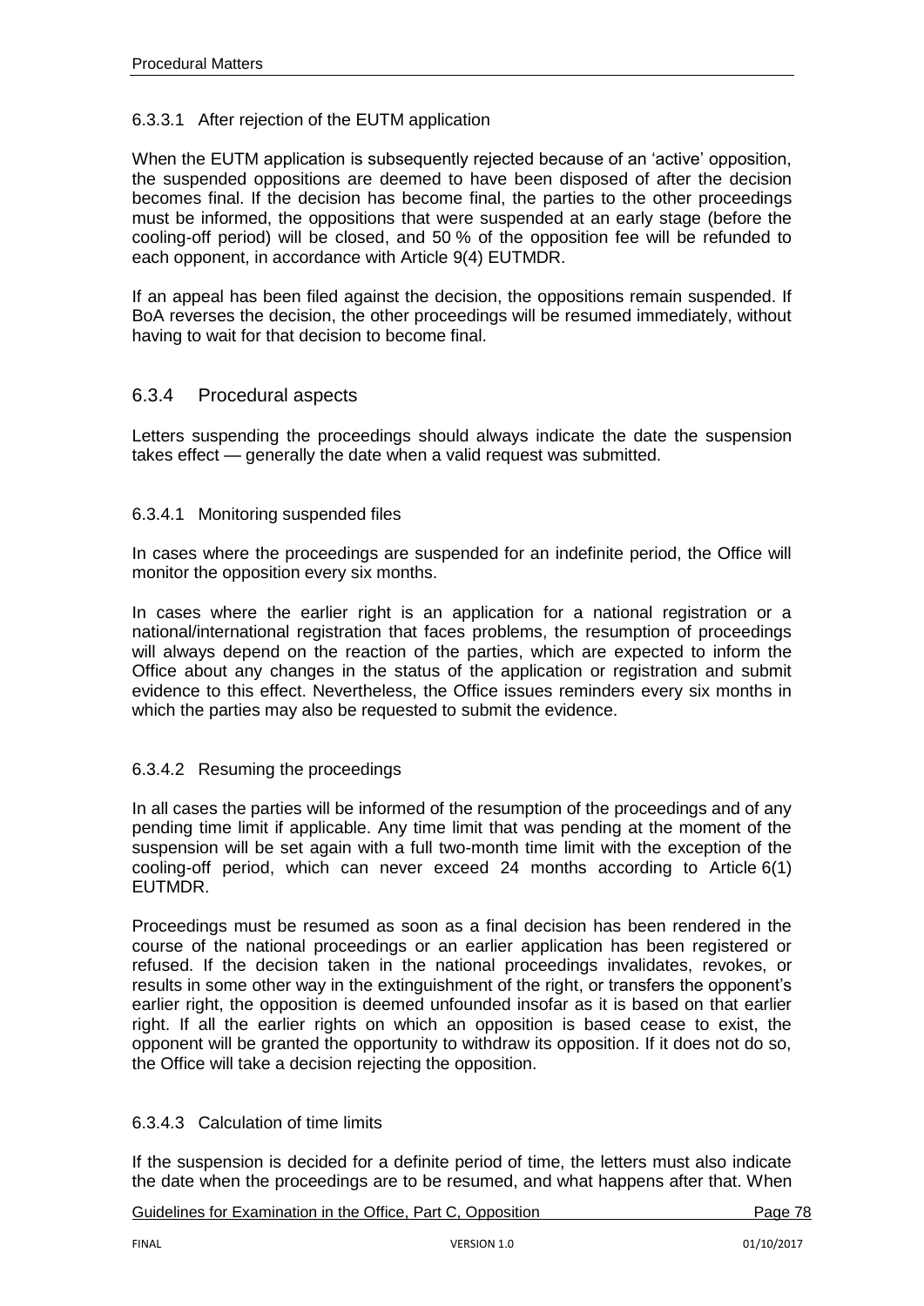#### 6.3.3.1 After rejection of the EUTM application

When the EUTM application is subsequently rejected because of an 'active' opposition, the suspended oppositions are deemed to have been disposed of after the decision becomes final. If the decision has become final, the parties to the other proceedings must be informed, the oppositions that were suspended at an early stage (before the cooling-off period) will be closed, and 50 % of the opposition fee will be refunded to each opponent, in accordance with Article 9(4) EUTMDR.

If an appeal has been filed against the decision, the oppositions remain suspended. If BoA reverses the decision, the other proceedings will be resumed immediately, without having to wait for that decision to become final.

### 6.3.4 Procedural aspects

Letters suspending the proceedings should always indicate the date the suspension takes effect — generally the date when a valid request was submitted.

#### 6.3.4.1 Monitoring suspended files

In cases where the proceedings are suspended for an indefinite period, the Office will monitor the opposition every six months.

In cases where the earlier right is an application for a national registration or a national/international registration that faces problems, the resumption of proceedings will always depend on the reaction of the parties, which are expected to inform the Office about any changes in the status of the application or registration and submit evidence to this effect. Nevertheless, the Office issues reminders every six months in which the parties may also be requested to submit the evidence.

#### 6.3.4.2 Resuming the proceedings

In all cases the parties will be informed of the resumption of the proceedings and of any pending time limit if applicable. Any time limit that was pending at the moment of the suspension will be set again with a full two-month time limit with the exception of the cooling-off period, which can never exceed 24 months according to Article 6(1) EUTMDR.

Proceedings must be resumed as soon as a final decision has been rendered in the course of the national proceedings or an earlier application has been registered or refused. If the decision taken in the national proceedings invalidates, revokes, or results in some other way in the extinguishment of the right, or transfers the opponent's earlier right, the opposition is deemed unfounded insofar as it is based on that earlier right. If all the earlier rights on which an opposition is based cease to exist, the opponent will be granted the opportunity to withdraw its opposition. If it does not do so, the Office will take a decision rejecting the opposition.

#### 6.3.4.3 Calculation of time limits

If the suspension is decided for a definite period of time, the letters must also indicate the date when the proceedings are to be resumed, and what happens after that. When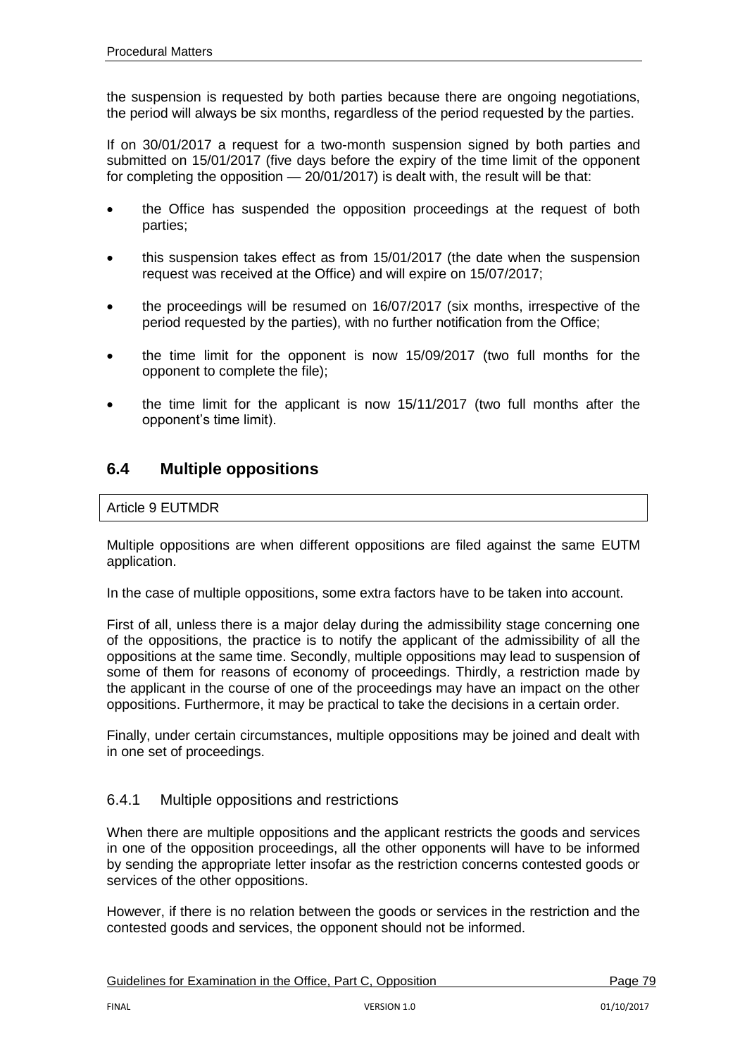the suspension is requested by both parties because there are ongoing negotiations, the period will always be six months, regardless of the period requested by the parties.

If on 30/01/2017 a request for a two-month suspension signed by both parties and submitted on 15/01/2017 (five days before the expiry of the time limit of the opponent for completing the opposition — 20/01/2017) is dealt with, the result will be that:

- the Office has suspended the opposition proceedings at the request of both parties;
- this suspension takes effect as from 15/01/2017 (the date when the suspension request was received at the Office) and will expire on 15/07/2017;
- the proceedings will be resumed on 16/07/2017 (six months, irrespective of the period requested by the parties), with no further notification from the Office;
- the time limit for the opponent is now 15/09/2017 (two full months for the opponent to complete the file);
- the time limit for the applicant is now 15/11/2017 (two full months after the opponent's time limit).

## 6.4 Multiple oppositions

Article 9 EUTMDR

Multiple oppositions are when different oppositions are filed against the same EUTM application.

In the case of multiple oppositions, some extra factors have to be taken into account.

First of all, unless there is a major delay during the admissibility stage concerning one of the oppositions, the practice is to notify the applicant of the admissibility of all the oppositions at the same time. Secondly, multiple oppositions may lead to suspension of some of them for reasons of economy of proceedings. Thirdly, a restriction made by the applicant in the course of one of the proceedings may have an impact on the other oppositions. Furthermore, it may be practical to take the decisions in a certain order.

Finally, under certain circumstances, multiple oppositions may be joined and dealt with in one set of proceedings.

### 6.4.1 Multiple oppositions and restrictions

When there are multiple oppositions and the applicant restricts the goods and services in one of the opposition proceedings, all the other opponents will have to be informed by sending the appropriate letter insofar as the restriction concerns contested goods or services of the other oppositions.

However, if there is no relation between the goods or services in the restriction and the contested goods and services, the opponent should not be informed.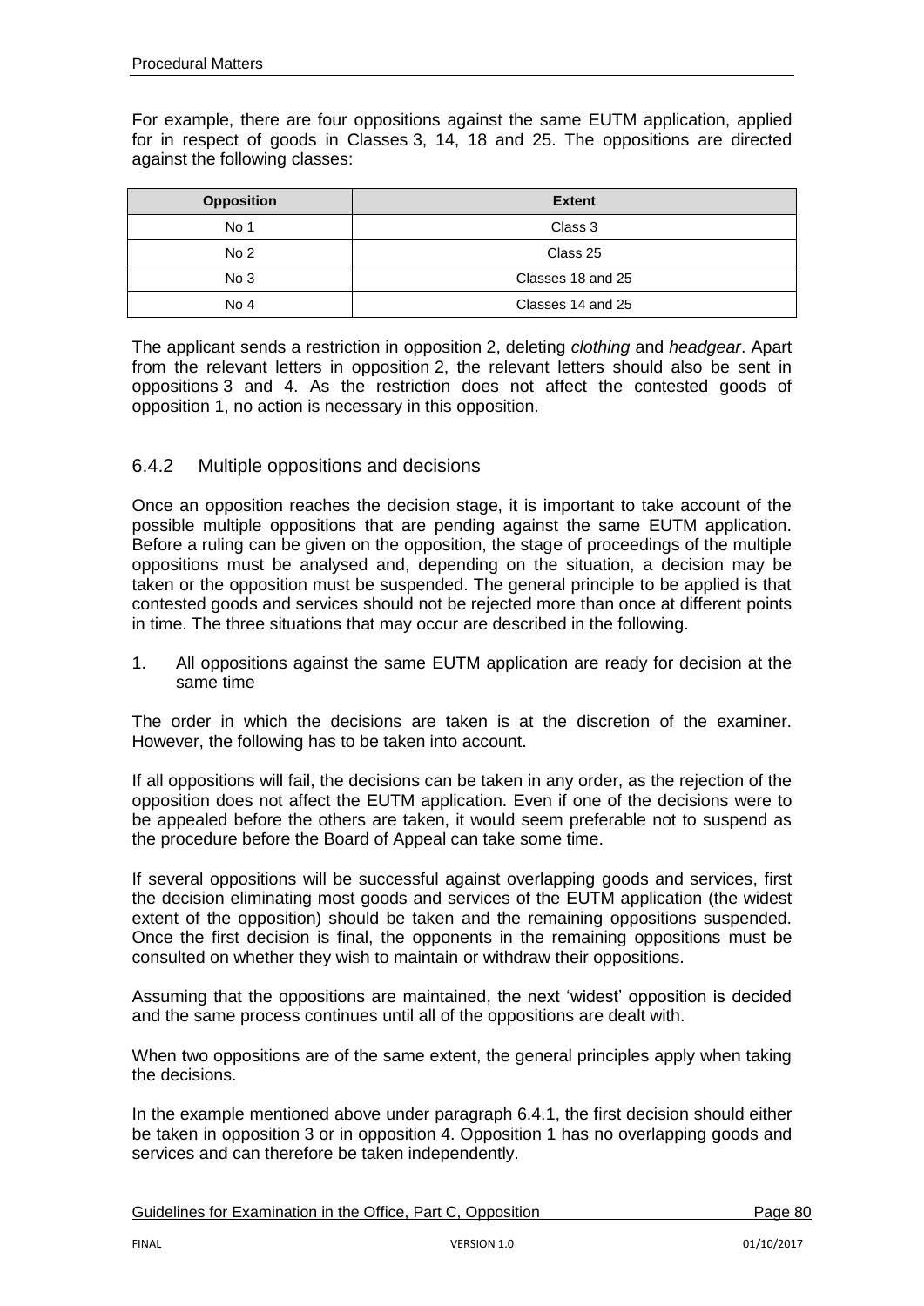For example, there are four oppositions against the same EUTM application, applied for in respect of goods in Classes 3, 14, 18 and 25. The oppositions are directed against the following classes:

| Opposition | Extent |
|---|---|
| No 1 | Class 3 |
| No 2 | Class 25 |
| No 3 | Classes 18 and 25 |
| No 4 | Classes 14 and 25 |

The applicant sends a restriction in opposition 2, deleting *clothing* and *headgear*. Apart from the relevant letters in opposition 2, the relevant letters should also be sent in oppositions 3 and 4. As the restriction does not affect the contested goods of opposition 1, no action is necessary in this opposition.

### 6.4.2 Multiple oppositions and decisions

Once an opposition reaches the decision stage, it is important to take account of the possible multiple oppositions that are pending against the same EUTM application. Before a ruling can be given on the opposition, the stage of proceedings of the multiple oppositions must be analysed and, depending on the situation, a decision may be taken or the opposition must be suspended. The general principle to be applied is that contested goods and services should not be rejected more than once at different points in time. The three situations that may occur are described in the following.

1. All oppositions against the same EUTM application are ready for decision at the same time

The order in which the decisions are taken is at the discretion of the examiner. However, the following has to be taken into account.

If all oppositions will fail, the decisions can be taken in any order, as the rejection of the opposition does not affect the EUTM application. Even if one of the decisions were to be appealed before the others are taken, it would seem preferable not to suspend as the procedure before the Board of Appeal can take some time.

If several oppositions will be successful against overlapping goods and services, first the decision eliminating most goods and services of the EUTM application (the widest extent of the opposition) should be taken and the remaining oppositions suspended. Once the first decision is final, the opponents in the remaining oppositions must be consulted on whether they wish to maintain or withdraw their oppositions.

Assuming that the oppositions are maintained, the next 'widest' opposition is decided and the same process continues until all of the oppositions are dealt with.

When two oppositions are of the same extent, the general principles apply when taking the decisions.

In the example mentioned above under paragraph 6.4.1, the first decision should either be taken in opposition 3 or in opposition 4. Opposition 1 has no overlapping goods and services and can therefore be taken independently.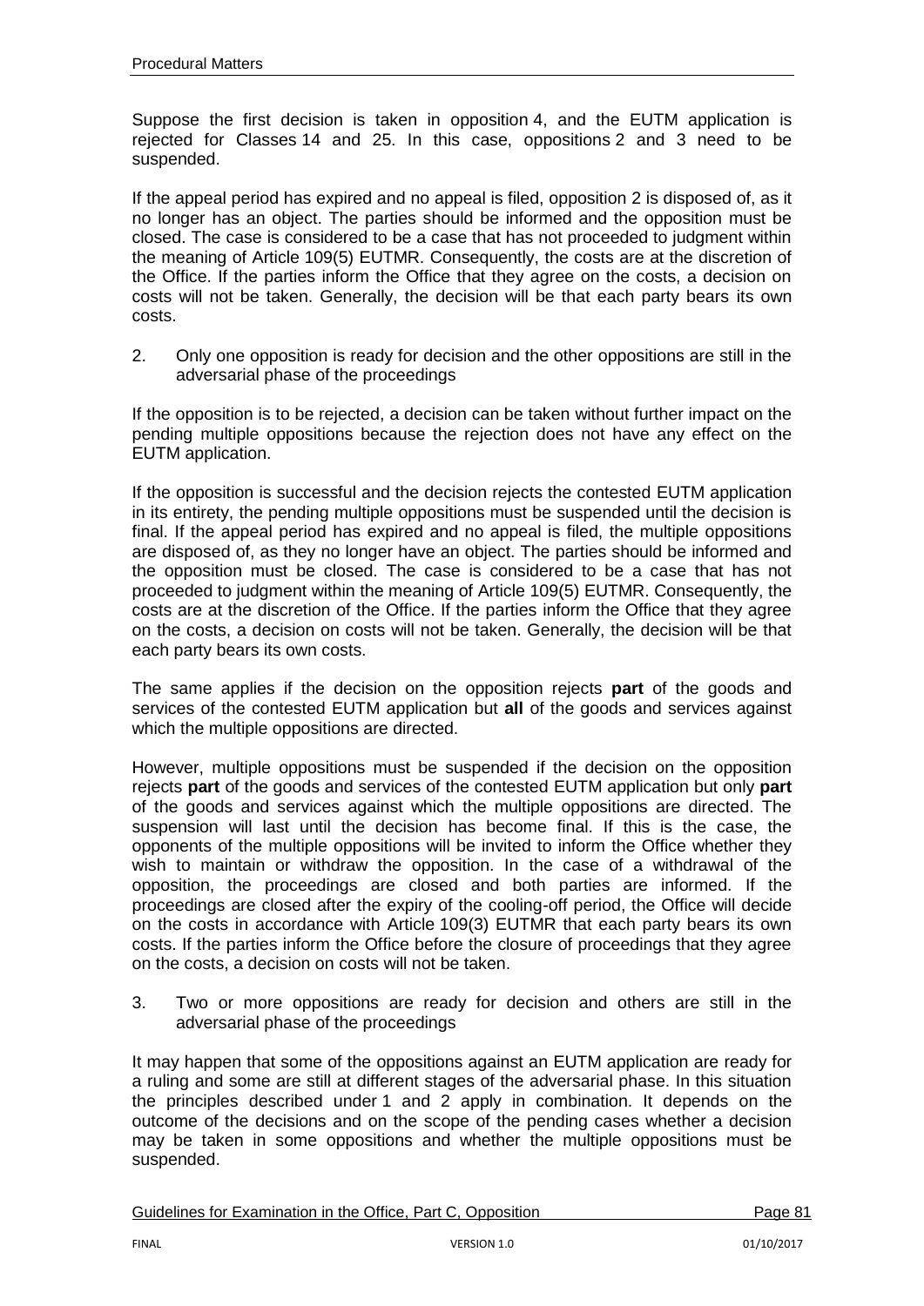Suppose the first decision is taken in opposition 4, and the EUTM application is rejected for Classes 14 and 25. In this case, oppositions 2 and 3 need to be suspended.

If the appeal period has expired and no appeal is filed, opposition 2 is disposed of, as it no longer has an object. The parties should be informed and the opposition must be closed. The case is considered to be a case that has not proceeded to judgment within the meaning of Article 109(5) EUTMR. Consequently, the costs are at the discretion of the Office. If the parties inform the Office that they agree on the costs, a decision on costs will not be taken. Generally, the decision will be that each party bears its own costs.

2. Only one opposition is ready for decision and the other oppositions are still in the adversarial phase of the proceedings

If the opposition is to be rejected, a decision can be taken without further impact on the pending multiple oppositions because the rejection does not have any effect on the EUTM application.

If the opposition is successful and the decision rejects the contested EUTM application in its entirety, the pending multiple oppositions must be suspended until the decision is final. If the appeal period has expired and no appeal is filed, the multiple oppositions are disposed of, as they no longer have an object. The parties should be informed and the opposition must be closed. The case is considered to be a case that has not proceeded to judgment within the meaning of Article 109(5) EUTMR. Consequently, the costs are at the discretion of the Office. If the parties inform the Office that they agree on the costs, a decision on costs will not be taken. Generally, the decision will be that each party bears its own costs.

The same applies if the decision on the opposition rejects **part** of the goods and services of the contested EUTM application but **all** of the goods and services against which the multiple oppositions are directed.

However, multiple oppositions must be suspended if the decision on the opposition rejects **part** of the goods and services of the contested EUTM application but only **part** of the goods and services against which the multiple oppositions are directed. The suspension will last until the decision has become final. If this is the case, the opponents of the multiple oppositions will be invited to inform the Office whether they wish to maintain or withdraw the opposition. In the case of a withdrawal of the opposition, the proceedings are closed and both parties are informed. If the proceedings are closed after the expiry of the cooling-off period, the Office will decide on the costs in accordance with Article 109(3) EUTMR that each party bears its own costs. If the parties inform the Office before the closure of proceedings that they agree on the costs, a decision on costs will not be taken.

3. Two or more oppositions are ready for decision and others are still in the adversarial phase of the proceedings

It may happen that some of the oppositions against an EUTM application are ready for a ruling and some are still at different stages of the adversarial phase. In this situation the principles described under 1 and 2 apply in combination. It depends on the outcome of the decisions and on the scope of the pending cases whether a decision may be taken in some oppositions and whether the multiple oppositions must be suspended.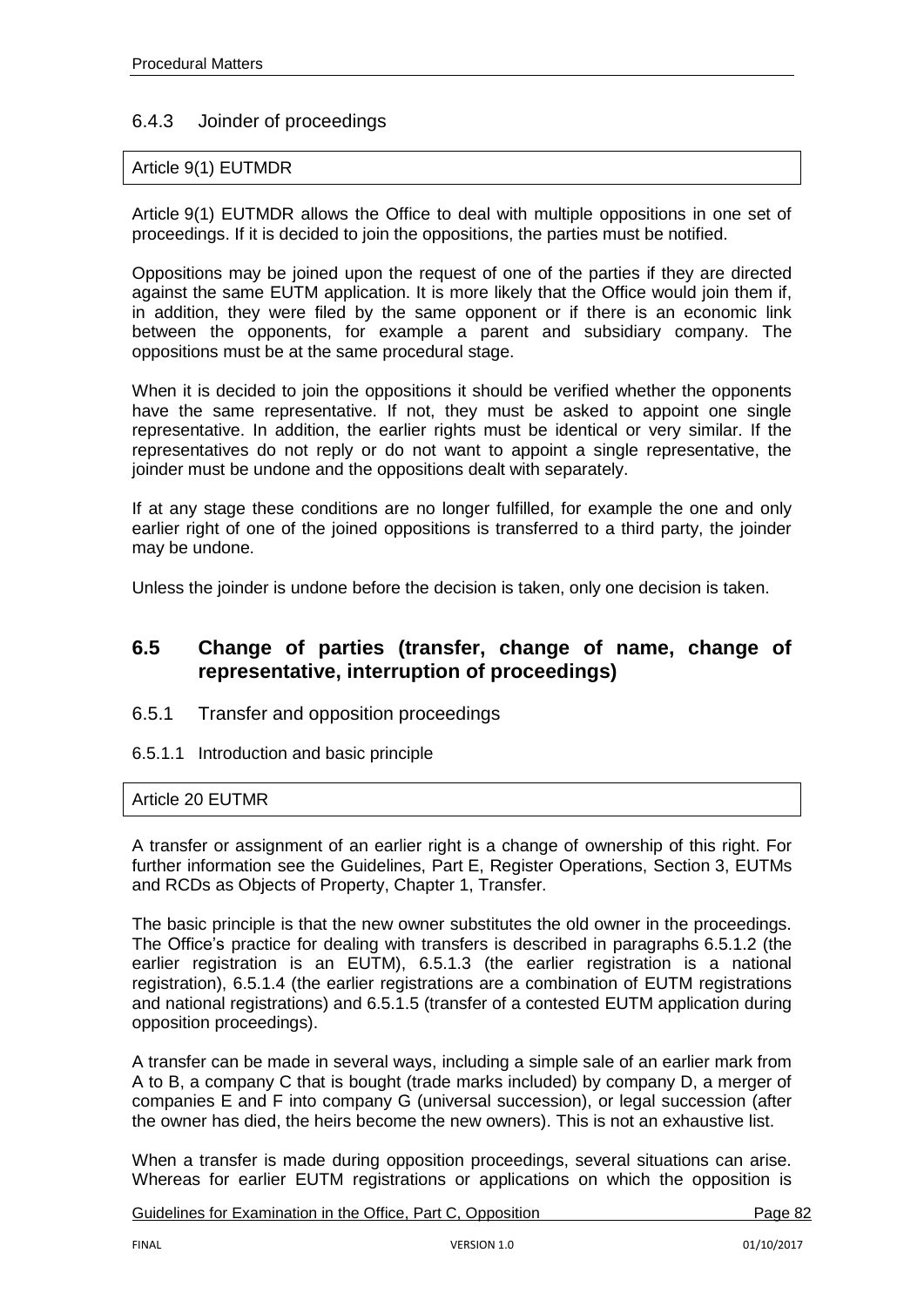### 6.4.3 Joinder of proceedings

Article 9(1) EUTMDR

Article 9(1) EUTMDR allows the Office to deal with multiple oppositions in one set of proceedings. If it is decided to join the oppositions, the parties must be notified.

Oppositions may be joined upon the request of one of the parties if they are directed against the same EUTM application. It is more likely that the Office would join them if, in addition, they were filed by the same opponent or if there is an economic link between the opponents, for example a parent and subsidiary company. The oppositions must be at the same procedural stage.

When it is decided to join the oppositions it should be verified whether the opponents have the same representative. If not, they must be asked to appoint one single representative. In addition, the earlier rights must be identical or very similar. If the representatives do not reply or do not want to appoint a single representative, the joinder must be undone and the oppositions dealt with separately.

If at any stage these conditions are no longer fulfilled, for example the one and only earlier right of one of the joined oppositions is transferred to a third party, the joinder may be undone.

Unless the joinder is undone before the decision is taken, only one decision is taken.

## 6.5 Change of parties (transfer, change of name, change of representative, interruption of proceedings)

### 6.5.1 Transfer and opposition proceedings

#### 6.5.1.1 Introduction and basic principle

Article 20 EUTMR

A transfer or assignment of an earlier right is a change of ownership of this right. For further information see the Guidelines, Part E, Register Operations, Section 3, EUTMs and RCDs as Objects of Property, Chapter 1, Transfer.

The basic principle is that the new owner substitutes the old owner in the proceedings. The Office's practice for dealing with transfers is described in paragraphs 6.5.1.2 (the earlier registration is an EUTM), 6.5.1.3 (the earlier registration is a national registration), 6.5.1.4 (the earlier registrations are a combination of EUTM registrations and national registrations) and 6.5.1.5 (transfer of a contested EUTM application during opposition proceedings).

A transfer can be made in several ways, including a simple sale of an earlier mark from A to B, a company C that is bought (trade marks included) by company D, a merger of companies E and F into company G (universal succession), or legal succession (after the owner has died, the heirs become the new owners). This is not an exhaustive list.

When a transfer is made during opposition proceedings, several situations can arise. Whereas for earlier EUTM registrations or applications on which the opposition is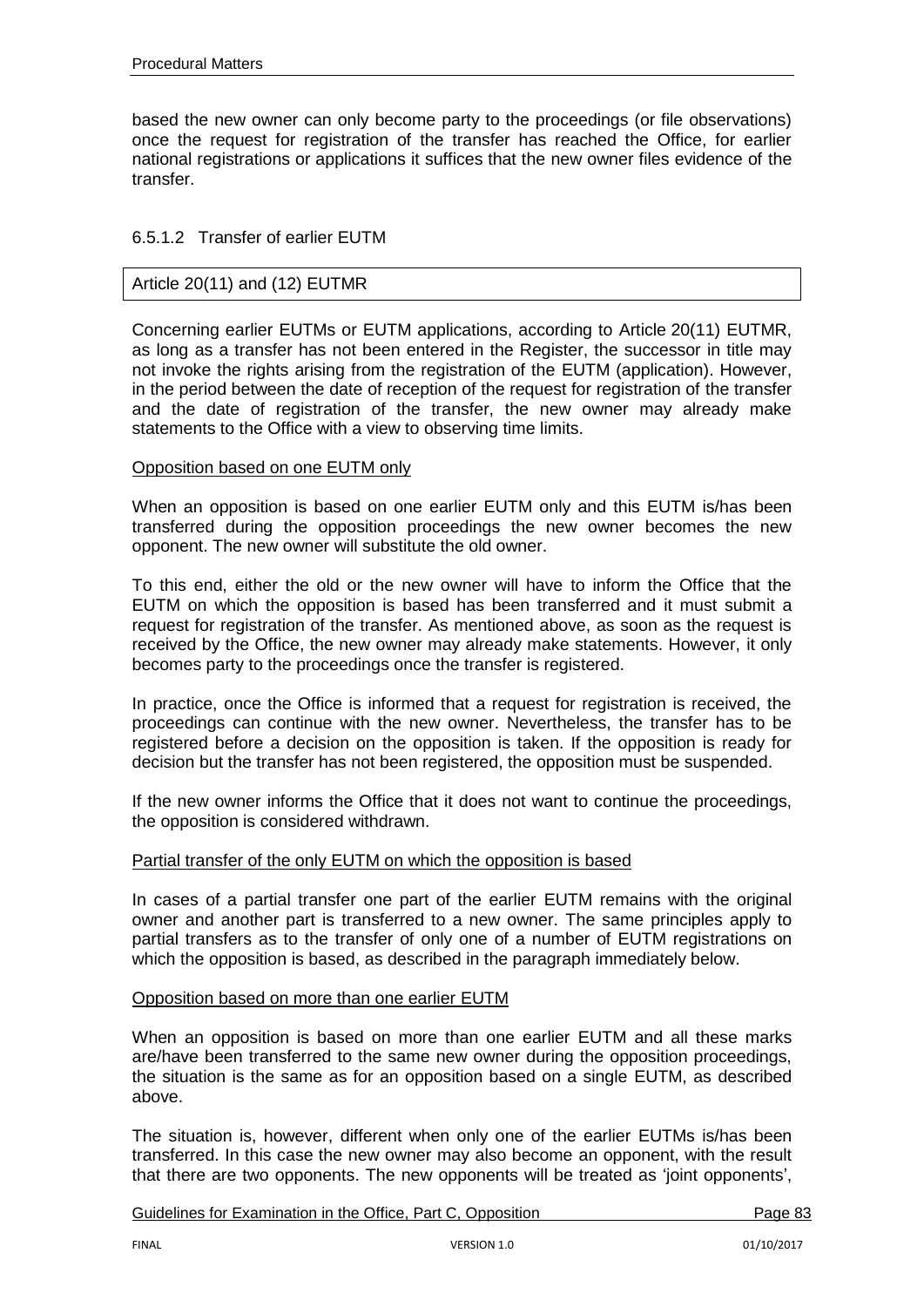based the new owner can only become party to the proceedings (or file observations) once the request for registration of the transfer has reached the Office, for earlier national registrations or applications it suffices that the new owner files evidence of the transfer.

#### 6.5.1.2 Transfer of earlier EUTM

| Article 20(11) and (12) EUTMR |
|---|

Concerning earlier EUTMs or EUTM applications, according to Article 20(11) EUTMR, as long as a transfer has not been entered in the Register, the successor in title may not invoke the rights arising from the registration of the EUTM (application). However, in the period between the date of reception of the request for registration of the transfer and the date of registration of the transfer, the new owner may already make statements to the Office with a view to observing time limits.

<u>Opposition based on one EUTM only</u>

When an opposition is based on one earlier EUTM only and this EUTM is/has been transferred during the opposition proceedings the new owner becomes the new opponent. The new owner will substitute the old owner.

To this end, either the old or the new owner will have to inform the Office that the EUTM on which the opposition is based has been transferred and it must submit a request for registration of the transfer. As mentioned above, as soon as the request is received by the Office, the new owner may already make statements. However, it only becomes party to the proceedings once the transfer is registered.

In practice, once the Office is informed that a request for registration is received, the proceedings can continue with the new owner. Nevertheless, the transfer has to be registered before a decision on the opposition is taken. If the opposition is ready for decision but the transfer has not been registered, the opposition must be suspended.

If the new owner informs the Office that it does not want to continue the proceedings, the opposition is considered withdrawn.

<u>Partial transfer of the only EUTM on which the opposition is based</u>

In cases of a partial transfer one part of the earlier EUTM remains with the original owner and another part is transferred to a new owner. The same principles apply to partial transfers as to the transfer of only one of a number of EUTM registrations on which the opposition is based, as described in the paragraph immediately below.

<u>Opposition based on more than one earlier EUTM</u>

When an opposition is based on more than one earlier EUTM and all these marks are/have been transferred to the same new owner during the opposition proceedings, the situation is the same as for an opposition based on a single EUTM, as described above.

The situation is, however, different when only one of the earlier EUTMs is/has been transferred. In this case the new owner may also become an opponent, with the result that there are two opponents. The new opponents will be treated as 'joint opponents',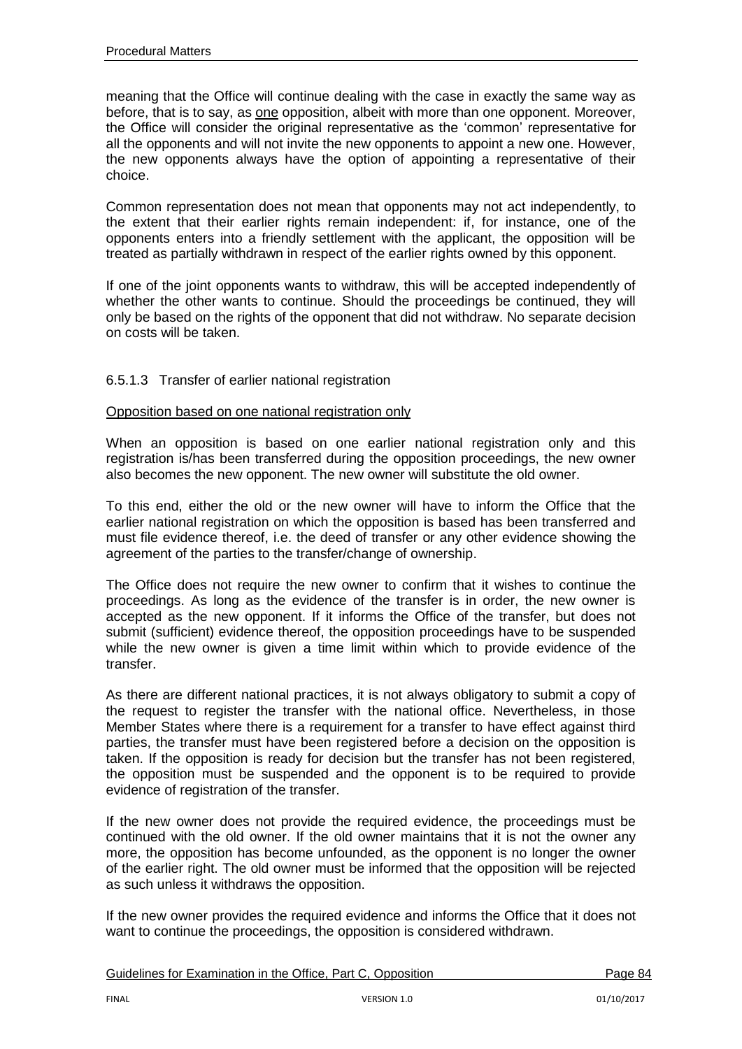meaning that the Office will continue dealing with the case in exactly the same way as before, that is to say, as one opposition, albeit with more than one opponent. Moreover, the Office will consider the original representative as the 'common' representative for all the opponents and will not invite the new opponents to appoint a new one. However, the new opponents always have the option of appointing a representative of their choice.

Common representation does not mean that opponents may not act independently, to the extent that their earlier rights remain independent: if, for instance, one of the opponents enters into a friendly settlement with the applicant, the opposition will be treated as partially withdrawn in respect of the earlier rights owned by this opponent.

If one of the joint opponents wants to withdraw, this will be accepted independently of whether the other wants to continue. Should the proceedings be continued, they will only be based on the rights of the opponent that did not withdraw. No separate decision on costs will be taken.

#### 6.5.1.3 Transfer of earlier national registration

Opposition based on one national registration only

When an opposition is based on one earlier national registration only and this registration is/has been transferred during the opposition proceedings, the new owner also becomes the new opponent. The new owner will substitute the old owner.

To this end, either the old or the new owner will have to inform the Office that the earlier national registration on which the opposition is based has been transferred and must file evidence thereof, i.e. the deed of transfer or any other evidence showing the agreement of the parties to the transfer/change of ownership.

The Office does not require the new owner to confirm that it wishes to continue the proceedings. As long as the evidence of the transfer is in order, the new owner is accepted as the new opponent. If it informs the Office of the transfer, but does not submit (sufficient) evidence thereof, the opposition proceedings have to be suspended while the new owner is given a time limit within which to provide evidence of the transfer.

As there are different national practices, it is not always obligatory to submit a copy of the request to register the transfer with the national office. Nevertheless, in those Member States where there is a requirement for a transfer to have effect against third parties, the transfer must have been registered before a decision on the opposition is taken. If the opposition is ready for decision but the transfer has not been registered, the opposition must be suspended and the opponent is to be required to provide evidence of registration of the transfer.

If the new owner does not provide the required evidence, the proceedings must be continued with the old owner. If the old owner maintains that it is not the owner any more, the opposition has become unfounded, as the opponent is no longer the owner of the earlier right. The old owner must be informed that the opposition will be rejected as such unless it withdraws the opposition.

If the new owner provides the required evidence and informs the Office that it does not want to continue the proceedings, the opposition is considered withdrawn.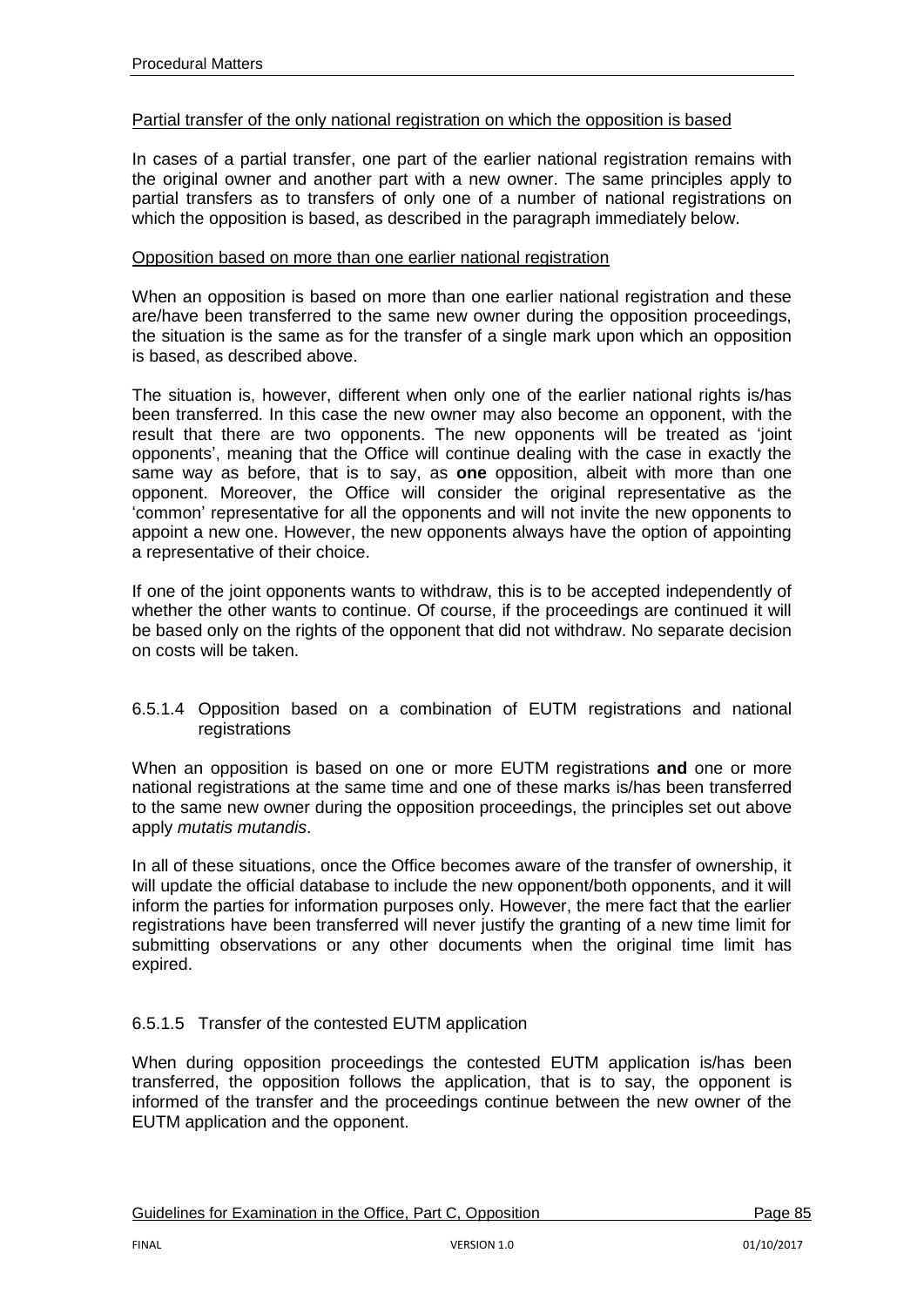Partial transfer of the only national registration on which the opposition is based

In cases of a partial transfer, one part of the earlier national registration remains with the original owner and another part with a new owner. The same principles apply to partial transfers as to transfers of only one of a number of national registrations on which the opposition is based, as described in the paragraph immediately below.

Opposition based on more than one earlier national registration

When an opposition is based on more than one earlier national registration and these are/have been transferred to the same new owner during the opposition proceedings, the situation is the same as for the transfer of a single mark upon which an opposition is based, as described above.

The situation is, however, different when only one of the earlier national rights is/has been transferred. In this case the new owner may also become an opponent, with the result that there are two opponents. The new opponents will be treated as 'joint opponents', meaning that the Office will continue dealing with the case in exactly the same way as before, that is to say, as **one** opposition, albeit with more than one opponent. Moreover, the Office will consider the original representative as the 'common' representative for all the opponents and will not invite the new opponents to appoint a new one. However, the new opponents always have the option of appointing a representative of their choice.

If one of the joint opponents wants to withdraw, this is to be accepted independently of whether the other wants to continue. Of course, if the proceedings are continued it will be based only on the rights of the opponent that did not withdraw. No separate decision on costs will be taken.

#### 6.5.1.4 Opposition based on a combination of EUTM registrations and national registrations

When an opposition is based on one or more EUTM registrations **and** one or more national registrations at the same time and one of these marks is/has been transferred to the same new owner during the opposition proceedings, the principles set out above apply *mutatis mutandis*.

In all of these situations, once the Office becomes aware of the transfer of ownership, it will update the official database to include the new opponent/both opponents, and it will inform the parties for information purposes only. However, the mere fact that the earlier registrations have been transferred will never justify the granting of a new time limit for submitting observations or any other documents when the original time limit has expired.

#### 6.5.1.5 Transfer of the contested EUTM application

When during opposition proceedings the contested EUTM application is/has been transferred, the opposition follows the application, that is to say, the opponent is informed of the transfer and the proceedings continue between the new owner of the EUTM application and the opponent.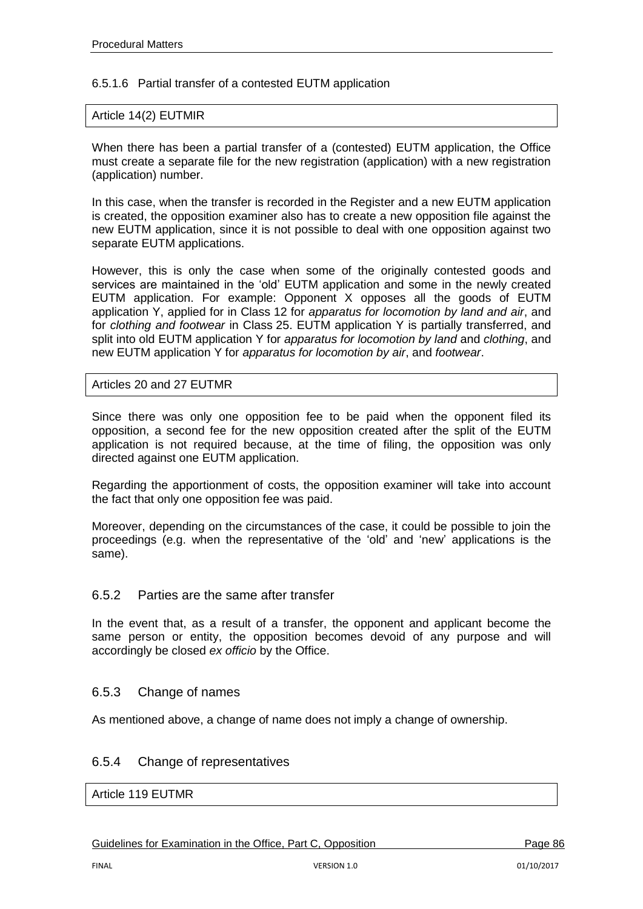#### 6.5.1.6 Partial transfer of a contested EUTM application

| Article 14(2) EUTMIR |
|---|

When there has been a partial transfer of a (contested) EUTM application, the Office must create a separate file for the new registration (application) with a new registration (application) number.

In this case, when the transfer is recorded in the Register and a new EUTM application is created, the opposition examiner also has to create a new opposition file against the new EUTM application, since it is not possible to deal with one opposition against two separate EUTM applications.

However, this is only the case when some of the originally contested goods and services are maintained in the 'old' EUTM application and some in the newly created EUTM application. For example: Opponent X opposes all the goods of EUTM application Y, applied for in Class 12 for *apparatus for locomotion by land and air*, and for *clothing and footwear* in Class 25. EUTM application Y is partially transferred, and split into old EUTM application Y for *apparatus for locomotion by land* and *clothing*, and new EUTM application Y for *apparatus for locomotion by air*, and *footwear*.

| Articles 20 and 27 EUTMR |
|---|

Since there was only one opposition fee to be paid when the opponent filed its opposition, a second fee for the new opposition created after the split of the EUTM application is not required because, at the time of filing, the opposition was only directed against one EUTM application.

Regarding the apportionment of costs, the opposition examiner will take into account the fact that only one opposition fee was paid.

Moreover, depending on the circumstances of the case, it could be possible to join the proceedings (e.g. when the representative of the 'old' and 'new' applications is the same).

### 6.5.2 Parties are the same after transfer

In the event that, as a result of a transfer, the opponent and applicant become the same person or entity, the opposition becomes devoid of any purpose and will accordingly be closed *ex officio* by the Office.

### 6.5.3 Change of names

As mentioned above, a change of name does not imply a change of ownership.

### 6.5.4 Change of representatives

| Article 119 EUTMR |
|---|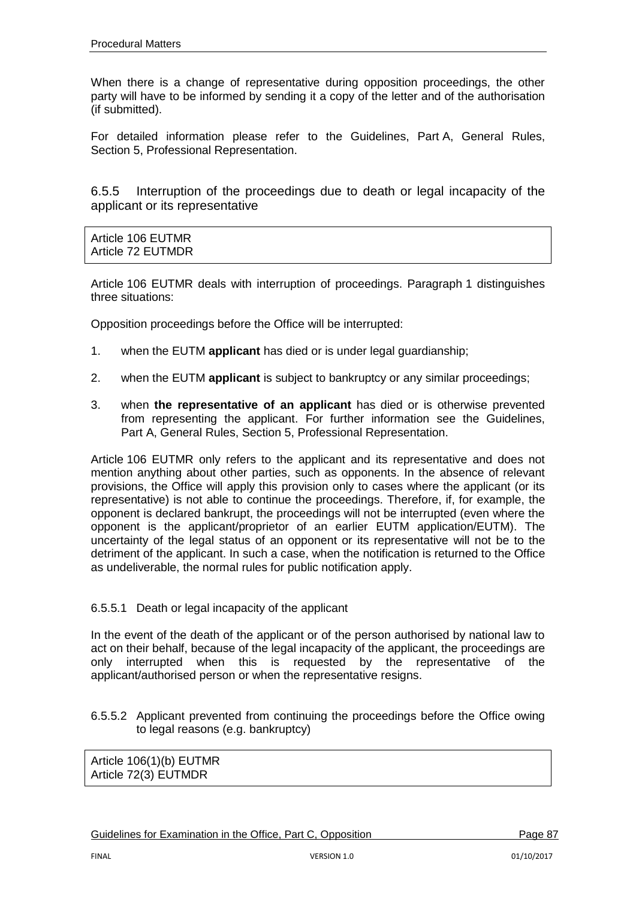When there is a change of representative during opposition proceedings, the other party will have to be informed by sending it a copy of the letter and of the authorisation (if submitted).

For detailed information please refer to the Guidelines, Part A, General Rules, Section 5, Professional Representation.

### 6.5.5 Interruption of the proceedings due to death or legal incapacity of the applicant or its representative

| Article 106 EUTMR<br>Article 72 EUTMDR |
|---|

Article 106 EUTMR deals with interruption of proceedings. Paragraph 1 distinguishes three situations:

Opposition proceedings before the Office will be interrupted:

1. when the EUTM **applicant** has died or is under legal guardianship;
2. when the EUTM **applicant** is subject to bankruptcy or any similar proceedings;
3. when **the representative of an applicant** has died or is otherwise prevented from representing the applicant. For further information see the Guidelines, Part A, General Rules, Section 5, Professional Representation.

Article 106 EUTMR only refers to the applicant and its representative and does not mention anything about other parties, such as opponents. In the absence of relevant provisions, the Office will apply this provision only to cases where the applicant (or its representative) is not able to continue the proceedings. Therefore, if, for example, the opponent is declared bankrupt, the proceedings will not be interrupted (even where the opponent is the applicant/proprietor of an earlier EUTM application/EUTM). The uncertainty of the legal status of an opponent or its representative will not be to the detriment of the applicant. In such a case, when the notification is returned to the Office as undeliverable, the normal rules for public notification apply.

#### 6.5.5.1 Death or legal incapacity of the applicant

In the event of the death of the applicant or of the person authorised by national law to act on their behalf, because of the legal incapacity of the applicant, the proceedings are only interrupted when this is requested by the representative of the applicant/authorised person or when the representative resigns.

#### 6.5.5.2 Applicant prevented from continuing the proceedings before the Office owing to legal reasons (e.g. bankruptcy)

| Article 106(1)(b) EUTMR<br>Article 72(3) EUTMDR |
|---|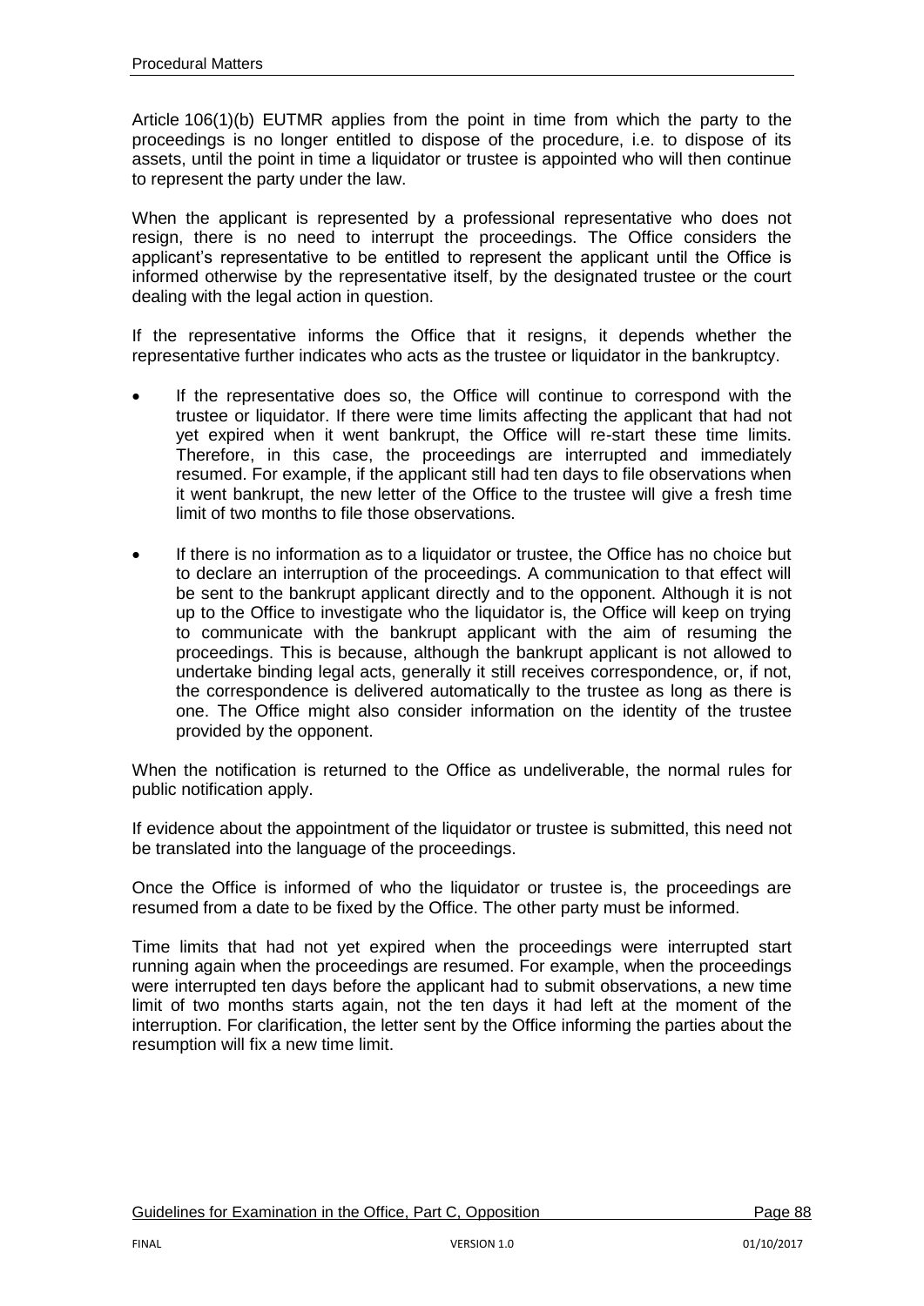Article 106(1)(b) EUTMR applies from the point in time from which the party to the proceedings is no longer entitled to dispose of the procedure, i.e. to dispose of its assets, until the point in time a liquidator or trustee is appointed who will then continue to represent the party under the law.

When the applicant is represented by a professional representative who does not resign, there is no need to interrupt the proceedings. The Office considers the applicant's representative to be entitled to represent the applicant until the Office is informed otherwise by the representative itself, by the designated trustee or the court dealing with the legal action in question.

If the representative informs the Office that it resigns, it depends whether the representative further indicates who acts as the trustee or liquidator in the bankruptcy.

- If the representative does so, the Office will continue to correspond with the trustee or liquidator. If there were time limits affecting the applicant that had not yet expired when it went bankrupt, the Office will re-start these time limits. Therefore, in this case, the proceedings are interrupted and immediately resumed. For example, if the applicant still had ten days to file observations when it went bankrupt, the new letter of the Office to the trustee will give a fresh time limit of two months to file those observations.
- If there is no information as to a liquidator or trustee, the Office has no choice but to declare an interruption of the proceedings. A communication to that effect will be sent to the bankrupt applicant directly and to the opponent. Although it is not up to the Office to investigate who the liquidator is, the Office will keep on trying to communicate with the bankrupt applicant with the aim of resuming the proceedings. This is because, although the bankrupt applicant is not allowed to undertake binding legal acts, generally it still receives correspondence, or, if not, the correspondence is delivered automatically to the trustee as long as there is one. The Office might also consider information on the identity of the trustee provided by the opponent.

When the notification is returned to the Office as undeliverable, the normal rules for public notification apply.

If evidence about the appointment of the liquidator or trustee is submitted, this need not be translated into the language of the proceedings.

Once the Office is informed of who the liquidator or trustee is, the proceedings are resumed from a date to be fixed by the Office. The other party must be informed.

Time limits that had not yet expired when the proceedings were interrupted start running again when the proceedings are resumed. For example, when the proceedings were interrupted ten days before the applicant had to submit observations, a new time limit of two months starts again, not the ten days it had left at the moment of the interruption. For clarification, the letter sent by the Office informing the parties about the resumption will fix a new time limit.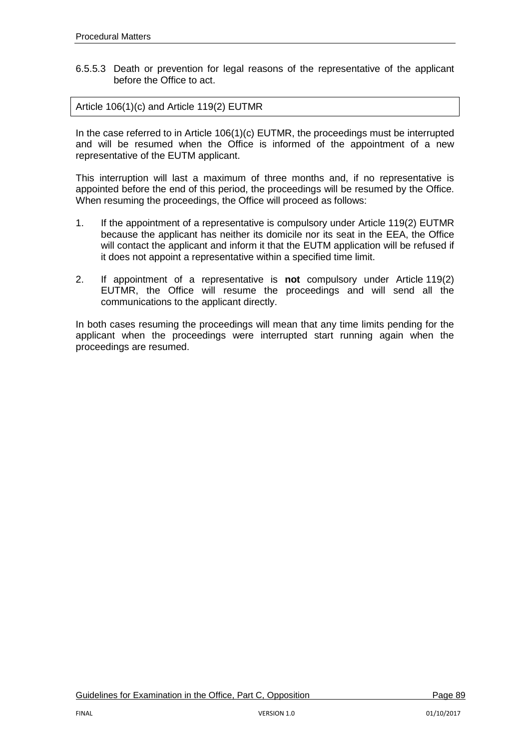#### 6.5.5.3 Death or prevention for legal reasons of the representative of the applicant before the Office to act.

Article 106(1)(c) and Article 119(2) EUTMR

In the case referred to in Article 106(1)(c) EUTMR, the proceedings must be interrupted and will be resumed when the Office is informed of the appointment of a new representative of the EUTM applicant.

This interruption will last a maximum of three months and, if no representative is appointed before the end of this period, the proceedings will be resumed by the Office. When resuming the proceedings, the Office will proceed as follows:

1. If the appointment of a representative is compulsory under Article 119(2) EUTMR because the applicant has neither its domicile nor its seat in the EEA, the Office will contact the applicant and inform it that the EUTM application will be refused if it does not appoint a representative within a specified time limit.
2. If appointment of a representative is **not** compulsory under Article 119(2) EUTMR, the Office will resume the proceedings and will send all the communications to the applicant directly.

In both cases resuming the proceedings will mean that any time limits pending for the applicant when the proceedings were interrupted start running again when the proceedings are resumed.